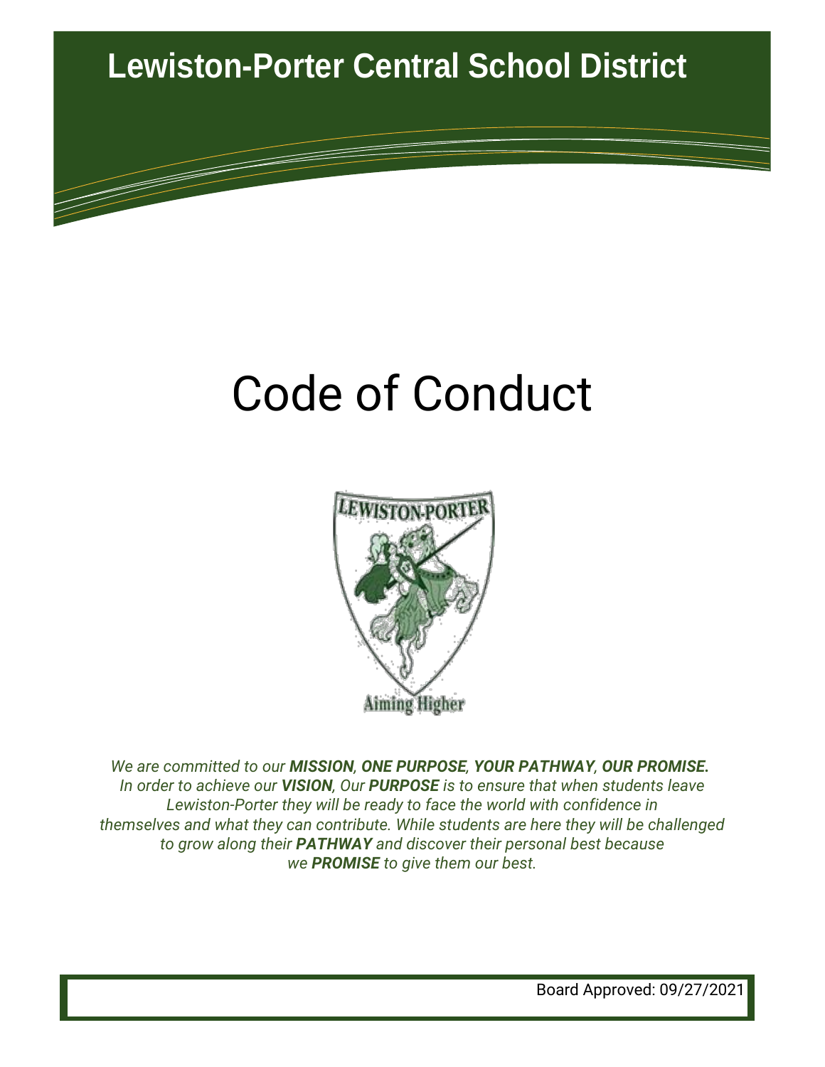# Lewiston-Porter Central School District

# Code of Conduct

LEWISTON-PORTER

Aiming Higher

*We are committed to our **MISSION, ONE PURPOSE, YOUR PATHWAY, OUR PROMISE.** In order to achieve our **VISION**, Our **PURPOSE** is to ensure that when students leave Lewiston-Porter they will be ready to face the world with confidence in themselves and what they can contribute. While students are here they will be challenged to grow along their **PATHWAY** and discover their personal best because we **PROMISE** to give them our best.*

Board Approved: 09/27/2021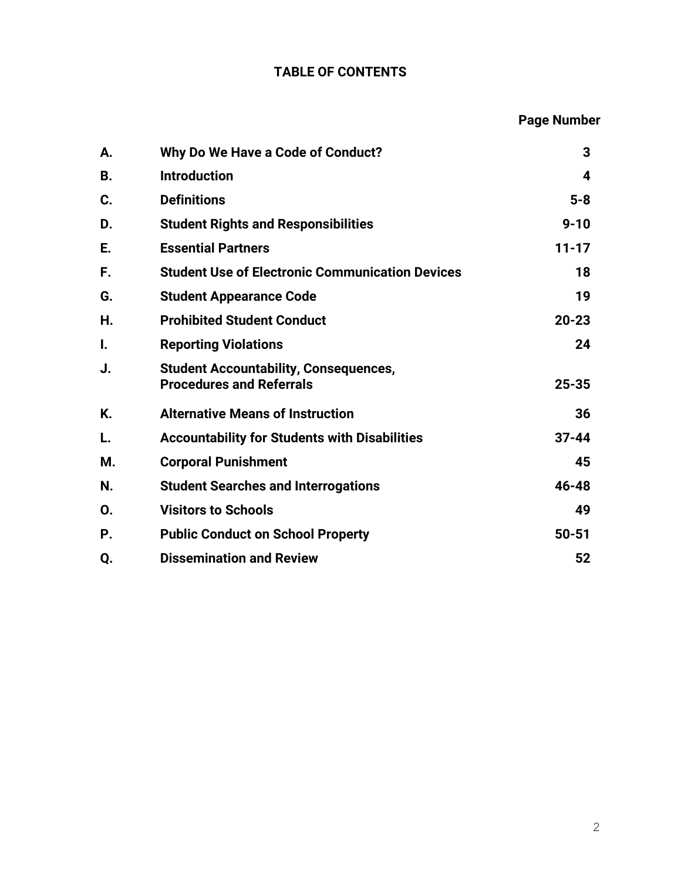# TABLE OF CONTENTS

| | | Page Number |
|---|---|---|
| A. | Why Do We Have a Code of Conduct? | 3 |
| B. | Introduction | 4 |
| C. | Definitions | 5-8 |
| D. | Student Rights and Responsibilities | 9-10 |
| E. | Essential Partners | 11-17 |
| F. | Student Use of Electronic Communication Devices | 18 |
| G. | Student Appearance Code | 19 |
| H. | Prohibited Student Conduct | 20-23 |
| I. | Reporting Violations | 24 |
| J. | Student Accountability, Consequences, Procedures and Referrals | 25-35 |
| K. | Alternative Means of Instruction | 36 |
| L. | Accountability for Students with Disabilities | 37-44 |
| M. | Corporal Punishment | 45 |
| N. | Student Searches and Interrogations | 46-48 |
| O. | Visitors to Schools | 49 |
| P. | Public Conduct on School Property | 50-51 |
| Q. | Dissemination and Review | 52 |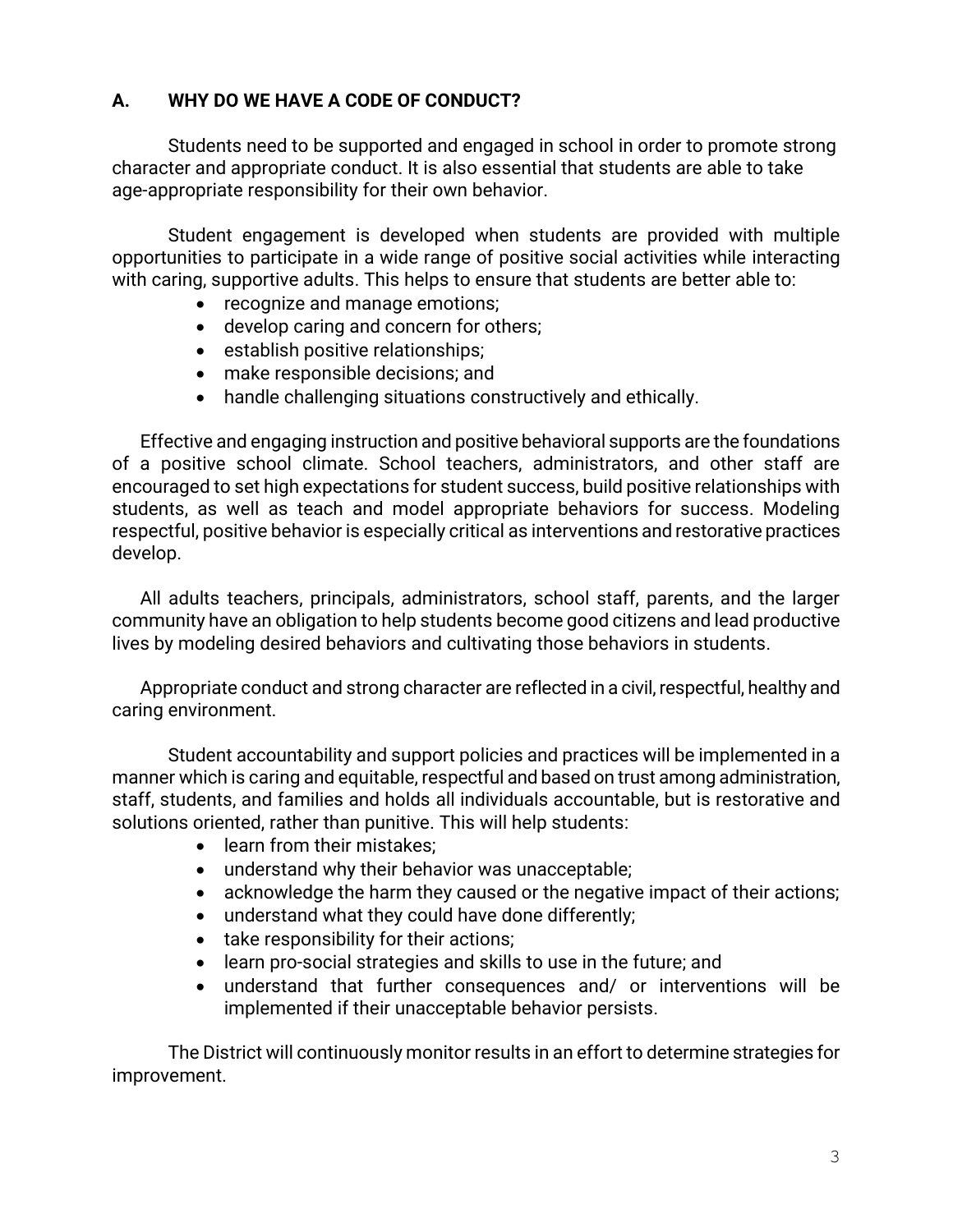## A. WHY DO WE HAVE A CODE OF CONDUCT?

Students need to be supported and engaged in school in order to promote strong character and appropriate conduct. It is also essential that students are able to take age-appropriate responsibility for their own behavior.

Student engagement is developed when students are provided with multiple opportunities to participate in a wide range of positive social activities while interacting with caring, supportive adults. This helps to ensure that students are better able to:

- recognize and manage emotions;
- develop caring and concern for others;
- establish positive relationships;
- make responsible decisions; and
- handle challenging situations constructively and ethically.

Effective and engaging instruction and positive behavioral supports are the foundations of a positive school climate. School teachers, administrators, and other staff are encouraged to set high expectations for student success, build positive relationships with students, as well as teach and model appropriate behaviors for success. Modeling respectful, positive behavior is especially critical as interventions and restorative practices develop.

All adults teachers, principals, administrators, school staff, parents, and the larger community have an obligation to help students become good citizens and lead productive lives by modeling desired behaviors and cultivating those behaviors in students.

Appropriate conduct and strong character are reflected in a civil, respectful, healthy and caring environment.

Student accountability and support policies and practices will be implemented in a manner which is caring and equitable, respectful and based on trust among administration, staff, students, and families and holds all individuals accountable, but is restorative and solutions oriented, rather than punitive. This will help students:

- learn from their mistakes;
- understand why their behavior was unacceptable;
- acknowledge the harm they caused or the negative impact of their actions;
- understand what they could have done differently;
- take responsibility for their actions;
- learn pro-social strategies and skills to use in the future; and
- understand that further consequences and/ or interventions will be implemented if their unacceptable behavior persists.

The District will continuously monitor results in an effort to determine strategies for improvement.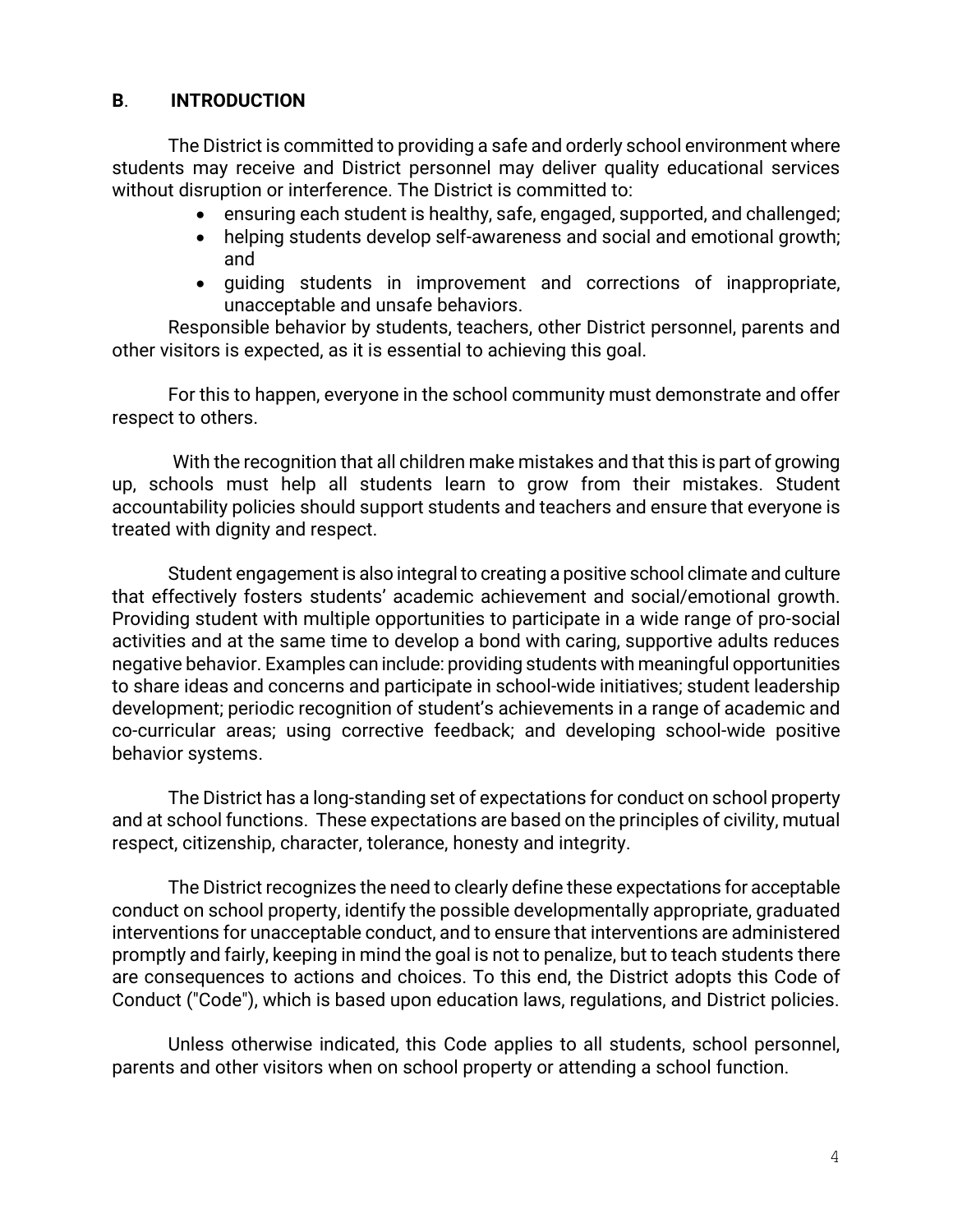## B. INTRODUCTION

The District is committed to providing a safe and orderly school environment where students may receive and District personnel may deliver quality educational services without disruption or interference. The District is committed to:

- ensuring each student is healthy, safe, engaged, supported, and challenged;
- helping students develop self-awareness and social and emotional growth; and
- guiding students in improvement and corrections of inappropriate, unacceptable and unsafe behaviors.

Responsible behavior by students, teachers, other District personnel, parents and other visitors is expected, as it is essential to achieving this goal.

For this to happen, everyone in the school community must demonstrate and offer respect to others.

With the recognition that all children make mistakes and that this is part of growing up, schools must help all students learn to grow from their mistakes. Student accountability policies should support students and teachers and ensure that everyone is treated with dignity and respect.

Student engagement is also integral to creating a positive school climate and culture that effectively fosters students' academic achievement and social/emotional growth. Providing student with multiple opportunities to participate in a wide range of pro-social activities and at the same time to develop a bond with caring, supportive adults reduces negative behavior. Examples can include: providing students with meaningful opportunities to share ideas and concerns and participate in school-wide initiatives; student leadership development; periodic recognition of student's achievements in a range of academic and co-curricular areas; using corrective feedback; and developing school-wide positive behavior systems.

The District has a long-standing set of expectations for conduct on school property and at school functions. These expectations are based on the principles of civility, mutual respect, citizenship, character, tolerance, honesty and integrity.

The District recognizes the need to clearly define these expectations for acceptable conduct on school property, identify the possible developmentally appropriate, graduated interventions for unacceptable conduct, and to ensure that interventions are administered promptly and fairly, keeping in mind the goal is not to penalize, but to teach students there are consequences to actions and choices. To this end, the District adopts this Code of Conduct ("Code"), which is based upon education laws, regulations, and District policies.

Unless otherwise indicated, this Code applies to all students, school personnel, parents and other visitors when on school property or attending a school function.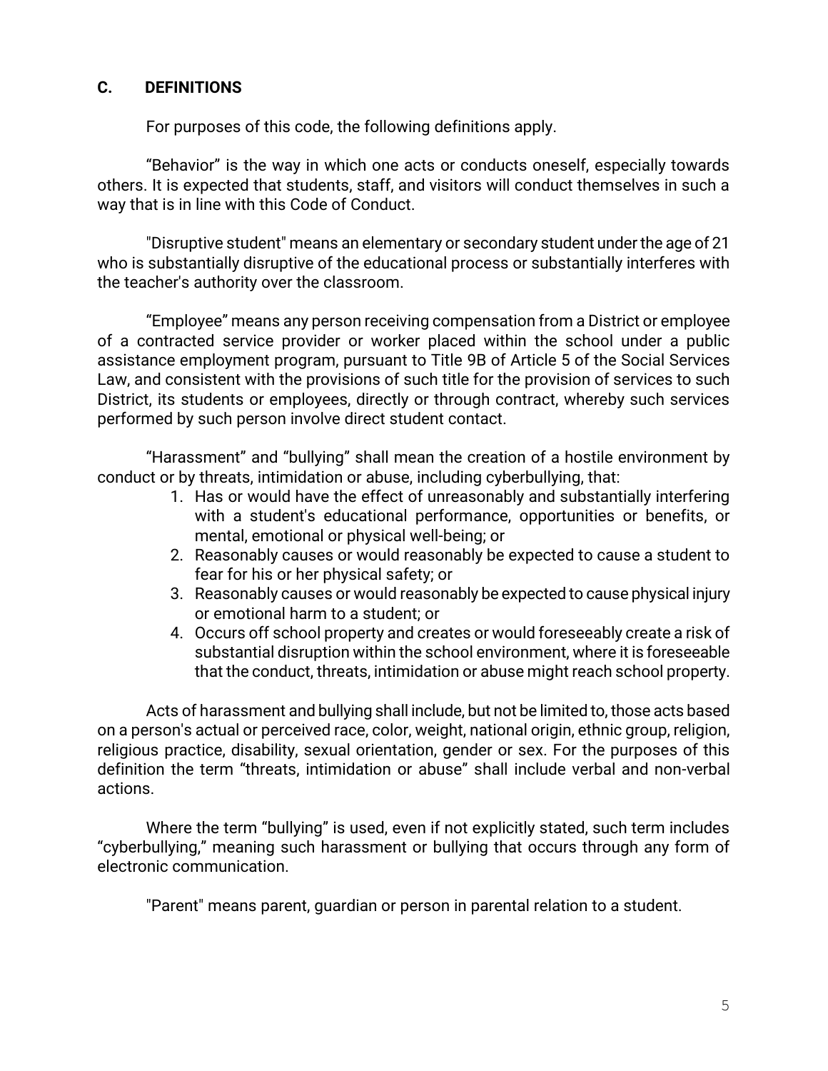## C. DEFINITIONS

For purposes of this code, the following definitions apply.

“Behavior” is the way in which one acts or conducts oneself, especially towards others. It is expected that students, staff, and visitors will conduct themselves in such a way that is in line with this Code of Conduct.

"Disruptive student" means an elementary or secondary student under the age of 21 who is substantially disruptive of the educational process or substantially interferes with the teacher's authority over the classroom.

“Employee” means any person receiving compensation from a District or employee of a contracted service provider or worker placed within the school under a public assistance employment program, pursuant to Title 9B of Article 5 of the Social Services Law, and consistent with the provisions of such title for the provision of services to such District, its students or employees, directly or through contract, whereby such services performed by such person involve direct student contact.

“Harassment” and “bullying” shall mean the creation of a hostile environment by conduct or by threats, intimidation or abuse, including cyberbullying, that:

1. Has or would have the effect of unreasonably and substantially interfering with a student's educational performance, opportunities or benefits, or mental, emotional or physical well-being; or
2. Reasonably causes or would reasonably be expected to cause a student to fear for his or her physical safety; or
3. Reasonably causes or would reasonably be expected to cause physical injury or emotional harm to a student; or
4. Occurs off school property and creates or would foreseeably create a risk of substantial disruption within the school environment, where it is foreseeable that the conduct, threats, intimidation or abuse might reach school property.

Acts of harassment and bullying shall include, but not be limited to, those acts based on a person's actual or perceived race, color, weight, national origin, ethnic group, religion, religious practice, disability, sexual orientation, gender or sex. For the purposes of this definition the term “threats, intimidation or abuse” shall include verbal and non-verbal actions.

Where the term “bullying” is used, even if not explicitly stated, such term includes “cyberbullying,” meaning such harassment or bullying that occurs through any form of electronic communication.

"Parent" means parent, guardian or person in parental relation to a student.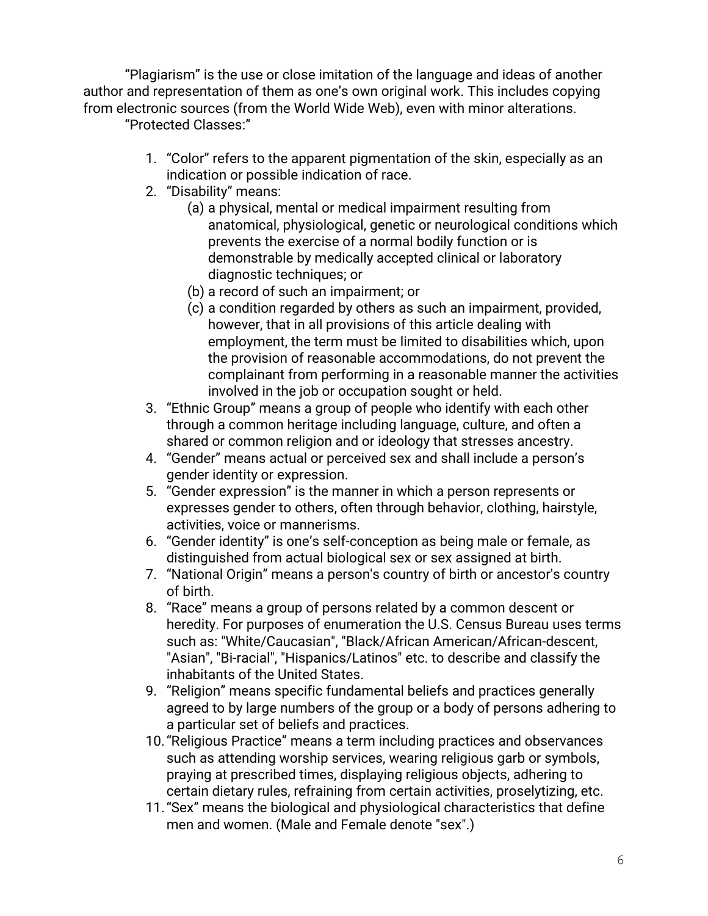"Plagiarism" is the use or close imitation of the language and ideas of another author and representation of them as one's own original work. This includes copying from electronic sources (from the World Wide Web), even with minor alterations.

"Protected Classes:"

1. "Color" refers to the apparent pigmentation of the skin, especially as an indication or possible indication of race.
2. "Disability" means:
   (a) a physical, mental or medical impairment resulting from anatomical, physiological, genetic or neurological conditions which prevents the exercise of a normal bodily function or is demonstrable by medically accepted clinical or laboratory diagnostic techniques; or
   (b) a record of such an impairment; or
   (c) a condition regarded by others as such an impairment, provided, however, that in all provisions of this article dealing with employment, the term must be limited to disabilities which, upon the provision of reasonable accommodations, do not prevent the complainant from performing in a reasonable manner the activities involved in the job or occupation sought or held.
3. "Ethnic Group" means a group of people who identify with each other through a common heritage including language, culture, and often a shared or common religion and or ideology that stresses ancestry.
4. "Gender" means actual or perceived sex and shall include a person's gender identity or expression.
5. "Gender expression" is the manner in which a person represents or expresses gender to others, often through behavior, clothing, hairstyle, activities, voice or mannerisms.
6. "Gender identity" is one's self-conception as being male or female, as distinguished from actual biological sex or sex assigned at birth.
7. "National Origin" means a person's country of birth or ancestor's country of birth.
8. "Race" means a group of persons related by a common descent or heredity. For purposes of enumeration the U.S. Census Bureau uses terms such as: "White/Caucasian", "Black/African American/African-descent, "Asian", "Bi-racial", "Hispanics/Latinos" etc. to describe and classify the inhabitants of the United States.
9. "Religion" means specific fundamental beliefs and practices generally agreed to by large numbers of the group or a body of persons adhering to a particular set of beliefs and practices.
10. "Religious Practice" means a term including practices and observances such as attending worship services, wearing religious garb or symbols, praying at prescribed times, displaying religious objects, adhering to certain dietary rules, refraining from certain activities, proselytizing, etc.
11. "Sex" means the biological and physiological characteristics that define men and women. (Male and Female denote "sex".)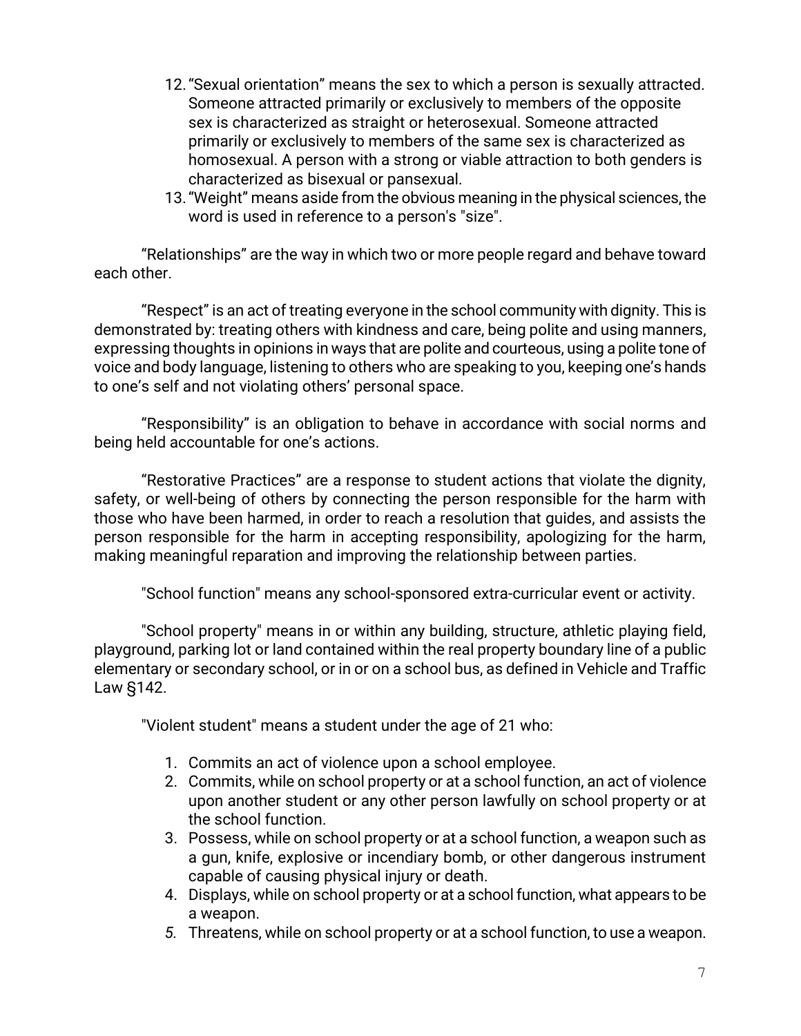12. "Sexual orientation" means the sex to which a person is sexually attracted. Someone attracted primarily or exclusively to members of the opposite sex is characterized as straight or heterosexual. Someone attracted primarily or exclusively to members of the same sex is characterized as homosexual. A person with a strong or viable attraction to both genders is characterized as bisexual or pansexual.
13. "Weight" means aside from the obvious meaning in the physical sciences, the word is used in reference to a person's "size".

"Relationships" are the way in which two or more people regard and behave toward each other.

"Respect" is an act of treating everyone in the school community with dignity. This is demonstrated by: treating others with kindness and care, being polite and using manners, expressing thoughts in opinions in ways that are polite and courteous, using a polite tone of voice and body language, listening to others who are speaking to you, keeping one's hands to one's self and not violating others' personal space.

"Responsibility" is an obligation to behave in accordance with social norms and being held accountable for one's actions.

"Restorative Practices" are a response to student actions that violate the dignity, safety, or well-being of others by connecting the person responsible for the harm with those who have been harmed, in order to reach a resolution that guides, and assists the person responsible for the harm in accepting responsibility, apologizing for the harm, making meaningful reparation and improving the relationship between parties.

"School function" means any school-sponsored extra-curricular event or activity.

"School property" means in or within any building, structure, athletic playing field, playground, parking lot or land contained within the real property boundary line of a public elementary or secondary school, or in or on a school bus, as defined in Vehicle and Traffic Law §142.

"Violent student" means a student under the age of 21 who:

1. Commits an act of violence upon a school employee.
2. Commits, while on school property or at a school function, an act of violence upon another student or any other person lawfully on school property or at the school function.
3. Possess, while on school property or at a school function, a weapon such as a gun, knife, explosive or incendiary bomb, or other dangerous instrument capable of causing physical injury or death.
4. Displays, while on school property or at a school function, what appears to be a weapon.
5. Threatens, while on school property or at a school function, to use a weapon.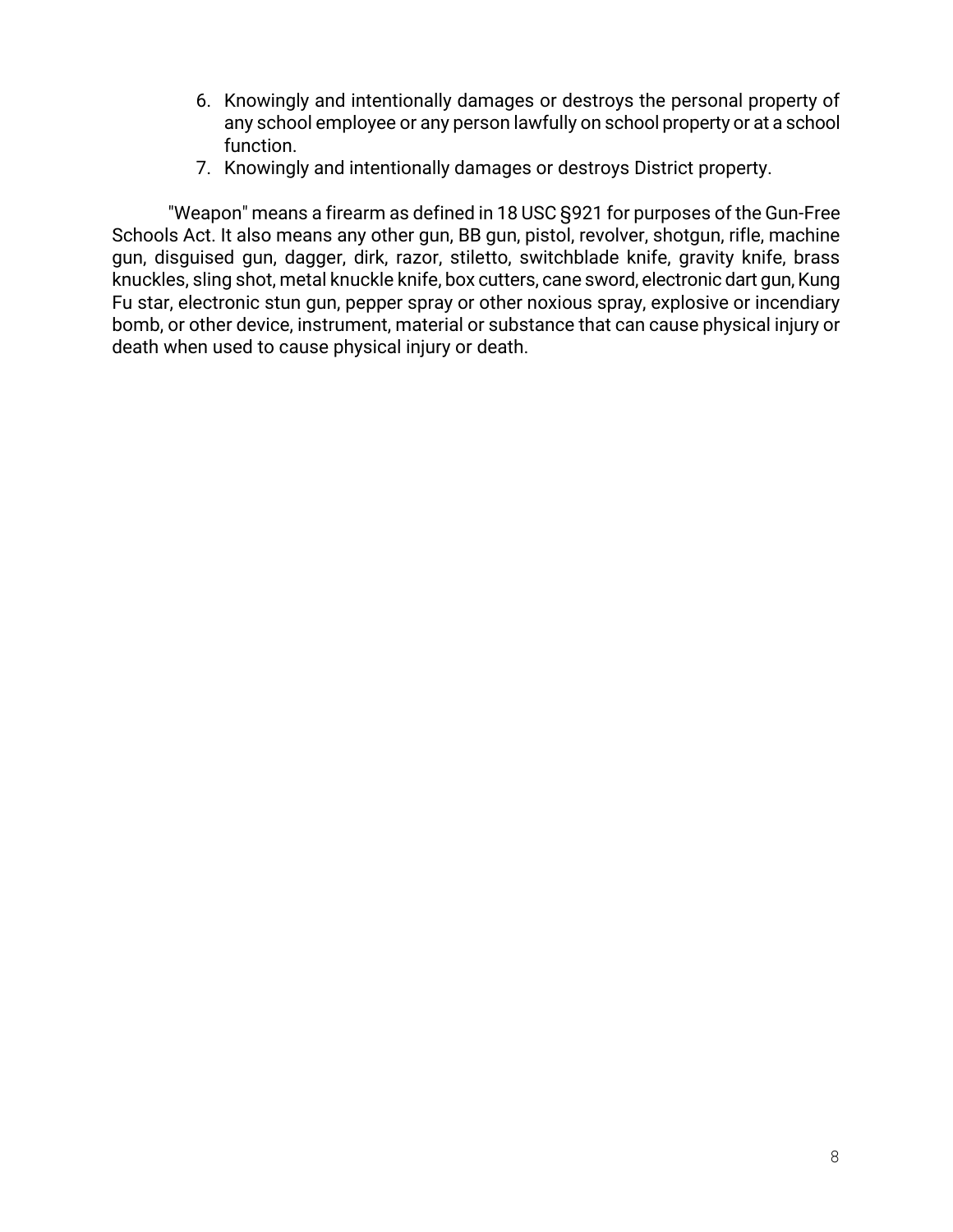6. Knowingly and intentionally damages or destroys the personal property of any school employee or any person lawfully on school property or at a school function.
7. Knowingly and intentionally damages or destroys District property.

"Weapon" means a firearm as defined in 18 USC §921 for purposes of the Gun-Free Schools Act. It also means any other gun, BB gun, pistol, revolver, shotgun, rifle, machine gun, disguised gun, dagger, dirk, razor, stiletto, switchblade knife, gravity knife, brass knuckles, sling shot, metal knuckle knife, box cutters, cane sword, electronic dart gun, Kung Fu star, electronic stun gun, pepper spray or other noxious spray, explosive or incendiary bomb, or other device, instrument, material or substance that can cause physical injury or death when used to cause physical injury or death.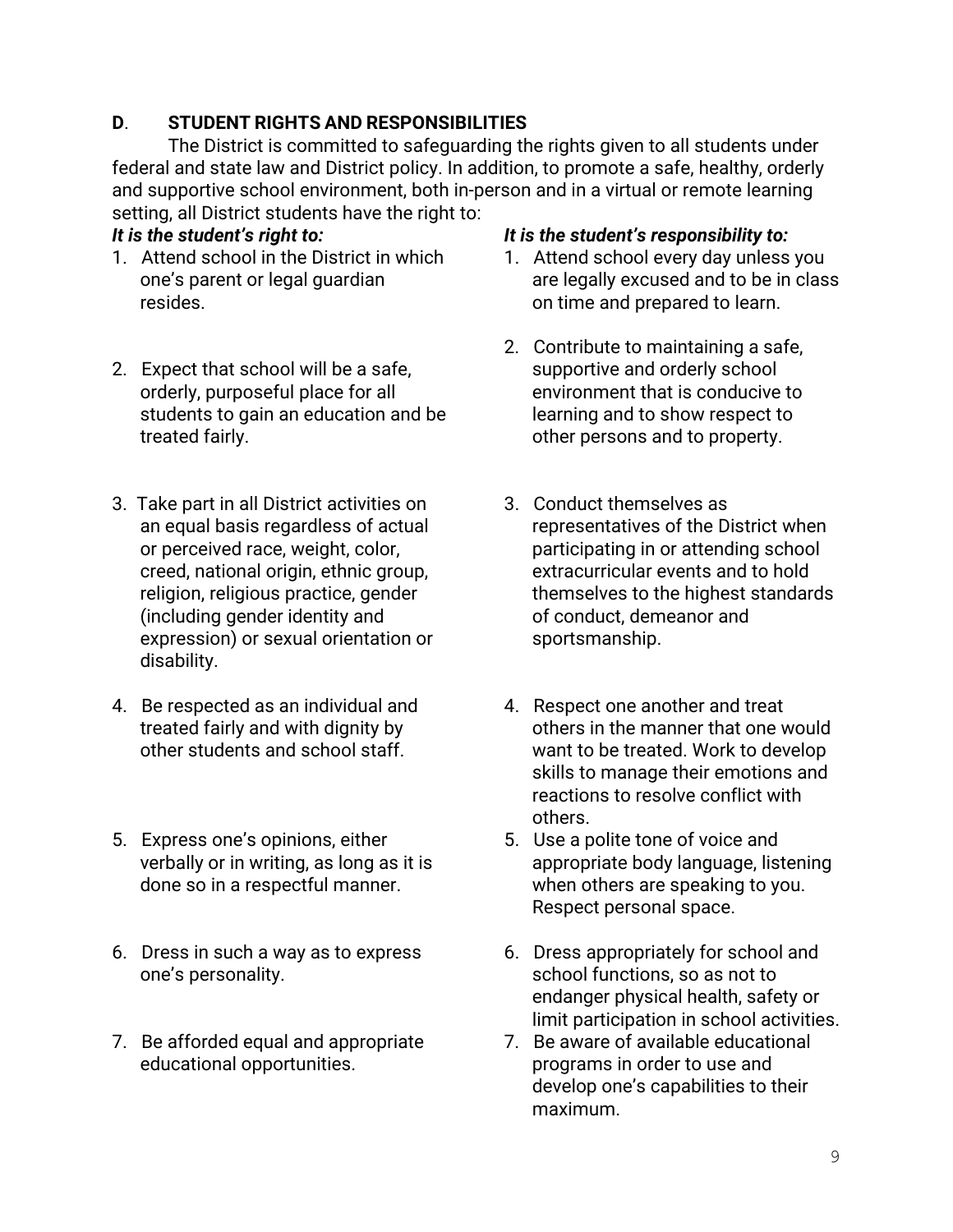**D. STUDENT RIGHTS AND RESPONSIBILITIES**

The District is committed to safeguarding the rights given to all students under federal and state law and District policy. In addition, to promote a safe, healthy, orderly and supportive school environment, both in-person and in a virtual or remote learning setting, all District students have the right to:

| ***It is the student's right to:*** | ***It is the student's responsibility to:*** |
|---|---|
| 1. Attend school in the District in which one's parent or legal guardian resides. | 1. Attend school every day unless you are legally excused and to be in class on time and prepared to learn. |
| 2. Expect that school will be a safe, orderly, purposeful place for all students to gain an education and be treated fairly. | 2. Contribute to maintaining a safe, supportive and orderly school environment that is conducive to learning and to show respect to other persons and to property. |
| 3. Take part in all District activities on an equal basis regardless of actual or perceived race, weight, color, creed, national origin, ethnic group, religion, religious practice, gender (including gender identity and expression) or sexual orientation or disability. | 3. Conduct themselves as representatives of the District when participating in or attending school extracurricular events and to hold themselves to the highest standards of conduct, demeanor and sportsmanship. |
| 4. Be respected as an individual and treated fairly and with dignity by other students and school staff. | 4. Respect one another and treat others in the manner that one would want to be treated. Work to develop skills to manage their emotions and reactions to resolve conflict with others. |
| 5. Express one's opinions, either verbally or in writing, as long as it is done so in a respectful manner. | 5. Use a polite tone of voice and appropriate body language, listening when others are speaking to you. Respect personal space. |
| 6. Dress in such a way as to express one's personality. | 6. Dress appropriately for school and school functions, so as not to endanger physical health, safety or limit participation in school activities. |
| 7. Be afforded equal and appropriate educational opportunities. | 7. Be aware of available educational programs in order to use and develop one's capabilities to their maximum. |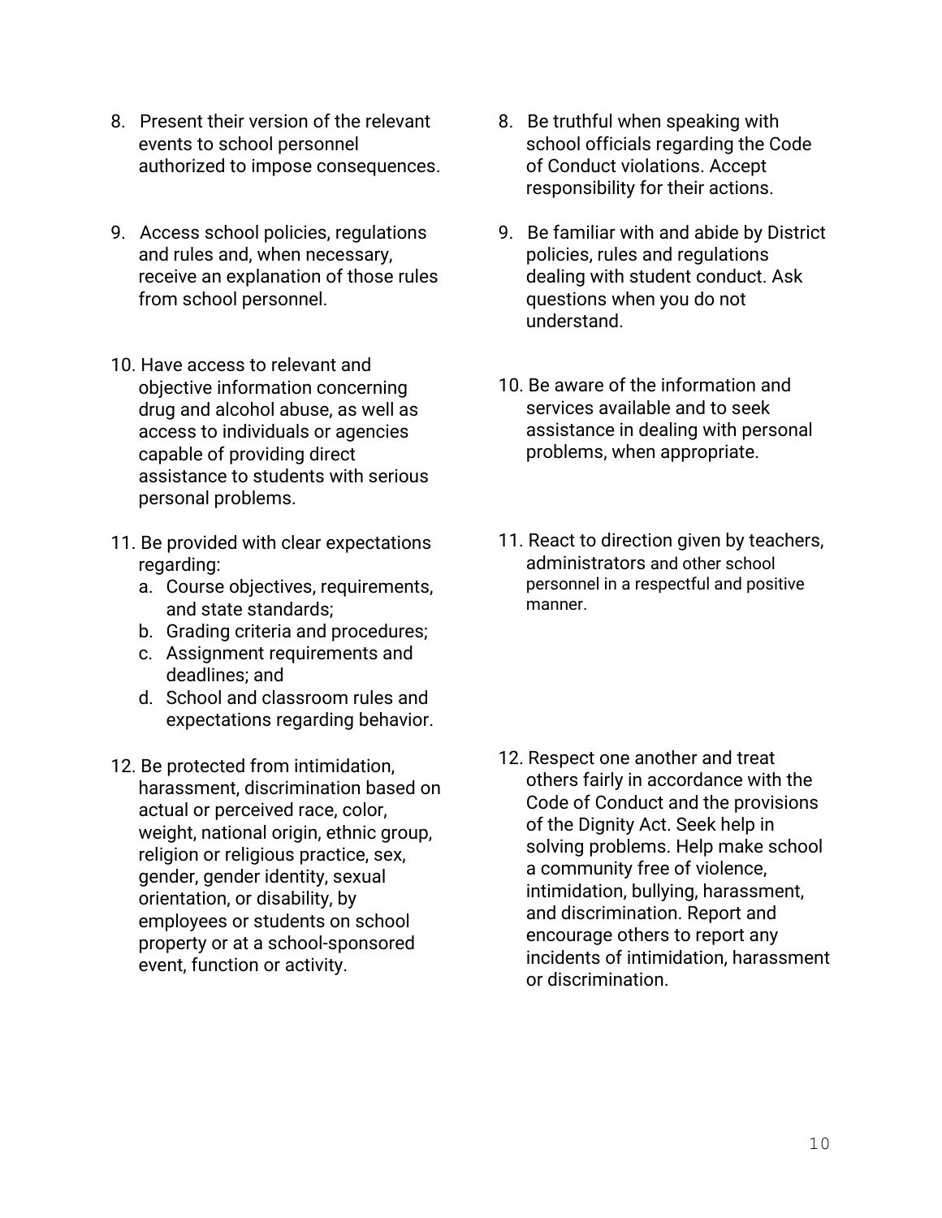8. Present their version of the relevant events to school personnel authorized to impose consequences.

9. Access school policies, regulations and rules and, when necessary, receive an explanation of those rules from school personnel.

10. Have access to relevant and objective information concerning drug and alcohol abuse, as well as access to individuals or agencies capable of providing direct assistance to students with serious personal problems.

11. Be provided with clear expectations regarding:
    a. Course objectives, requirements, and state standards;
    b. Grading criteria and procedures;
    c. Assignment requirements and deadlines; and
    d. School and classroom rules and expectations regarding behavior.

12. Be protected from intimidation, harassment, discrimination based on actual or perceived race, color, weight, national origin, ethnic group, religion or religious practice, sex, gender, gender identity, sexual orientation, or disability, by employees or students on school property or at a school-sponsored event, function or activity.

8. Be truthful when speaking with school officials regarding the Code of Conduct violations. Accept responsibility for their actions.

9. Be familiar with and abide by District policies, rules and regulations dealing with student conduct. Ask questions when you do not understand.

10. Be aware of the information and services available and to seek assistance in dealing with personal problems, when appropriate.

11. React to direction given by teachers, administrators and other school personnel in a respectful and positive manner.

12. Respect one another and treat others fairly in accordance with the Code of Conduct and the provisions of the Dignity Act. Seek help in solving problems. Help make school a community free of violence, intimidation, bullying, harassment, and discrimination. Report and encourage others to report any incidents of intimidation, harassment or discrimination.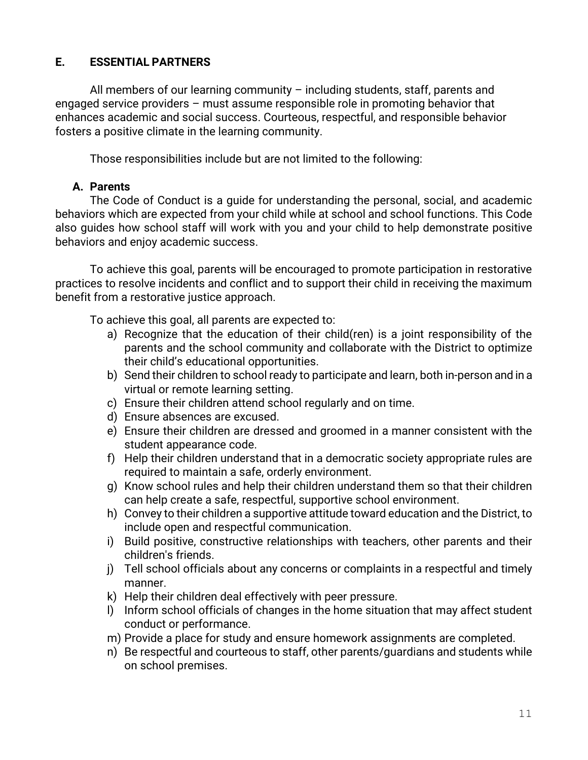## E. ESSENTIAL PARTNERS

All members of our learning community – including students, staff, parents and engaged service providers – must assume responsible role in promoting behavior that enhances academic and social success. Courteous, respectful, and responsible behavior fosters a positive climate in the learning community.

Those responsibilities include but are not limited to the following:

### A. Parents

The Code of Conduct is a guide for understanding the personal, social, and academic behaviors which are expected from your child while at school and school functions. This Code also guides how school staff will work with you and your child to help demonstrate positive behaviors and enjoy academic success.

To achieve this goal, parents will be encouraged to promote participation in restorative practices to resolve incidents and conflict and to support their child in receiving the maximum benefit from a restorative justice approach.

To achieve this goal, all parents are expected to:

a) Recognize that the education of their child(ren) is a joint responsibility of the parents and the school community and collaborate with the District to optimize their child's educational opportunities.
b) Send their children to school ready to participate and learn, both in-person and in a virtual or remote learning setting.
c) Ensure their children attend school regularly and on time.
d) Ensure absences are excused.
e) Ensure their children are dressed and groomed in a manner consistent with the student appearance code.
f) Help their children understand that in a democratic society appropriate rules are required to maintain a safe, orderly environment.
g) Know school rules and help their children understand them so that their children can help create a safe, respectful, supportive school environment.
h) Convey to their children a supportive attitude toward education and the District, to include open and respectful communication.
i) Build positive, constructive relationships with teachers, other parents and their children's friends.
j) Tell school officials about any concerns or complaints in a respectful and timely manner.
k) Help their children deal effectively with peer pressure.
l) Inform school officials of changes in the home situation that may affect student conduct or performance.
m) Provide a place for study and ensure homework assignments are completed.
n) Be respectful and courteous to staff, other parents/guardians and students while on school premises.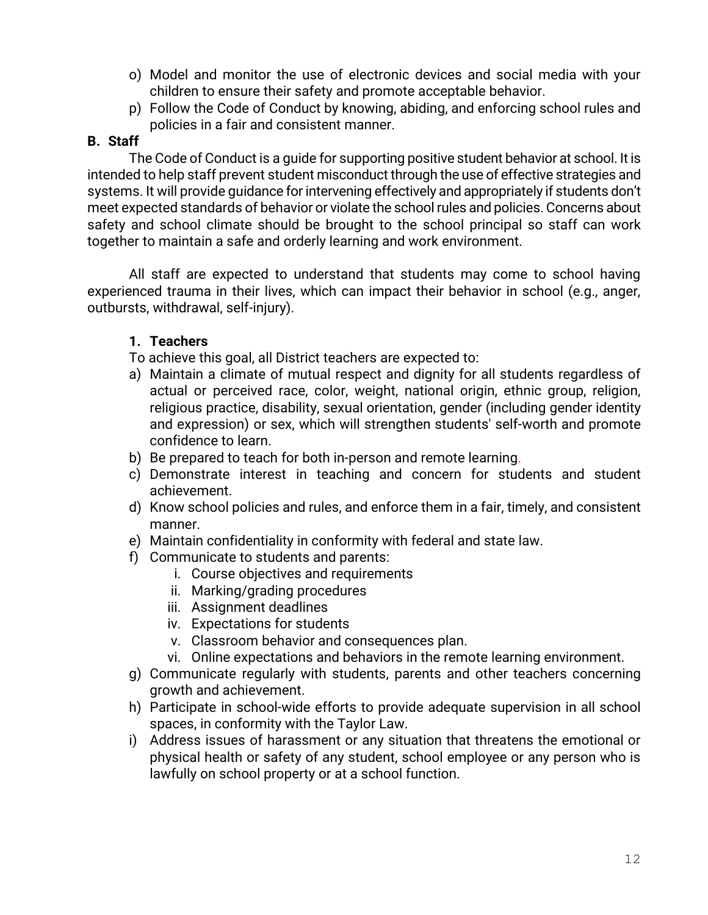o) Model and monitor the use of electronic devices and social media with your children to ensure their safety and promote acceptable behavior.
p) Follow the Code of Conduct by knowing, abiding, and enforcing school rules and policies in a fair and consistent manner.

## B. Staff

The Code of Conduct is a guide for supporting positive student behavior at school. It is intended to help staff prevent student misconduct through the use of effective strategies and systems. It will provide guidance for intervening effectively and appropriately if students don't meet expected standards of behavior or violate the school rules and policies. Concerns about safety and school climate should be brought to the school principal so staff can work together to maintain a safe and orderly learning and work environment.

All staff are expected to understand that students may come to school having experienced trauma in their lives, which can impact their behavior in school (e.g., anger, outbursts, withdrawal, self-injury).

### 1. Teachers

To achieve this goal, all District teachers are expected to:

a) Maintain a climate of mutual respect and dignity for all students regardless of actual or perceived race, color, weight, national origin, ethnic group, religion, religious practice, disability, sexual orientation, gender (including gender identity and expression) or sex, which will strengthen students' self-worth and promote confidence to learn.
b) Be prepared to teach for both in-person and remote learning.
c) Demonstrate interest in teaching and concern for students and student achievement.
d) Know school policies and rules, and enforce them in a fair, timely, and consistent manner.
e) Maintain confidentiality in conformity with federal and state law.
f) Communicate to students and parents:
   i. Course objectives and requirements
   ii. Marking/grading procedures
   iii. Assignment deadlines
   iv. Expectations for students
   v. Classroom behavior and consequences plan.
   vi. Online expectations and behaviors in the remote learning environment.
g) Communicate regularly with students, parents and other teachers concerning growth and achievement.
h) Participate in school-wide efforts to provide adequate supervision in all school spaces, in conformity with the Taylor Law.
i) Address issues of harassment or any situation that threatens the emotional or physical health or safety of any student, school employee or any person who is lawfully on school property or at a school function.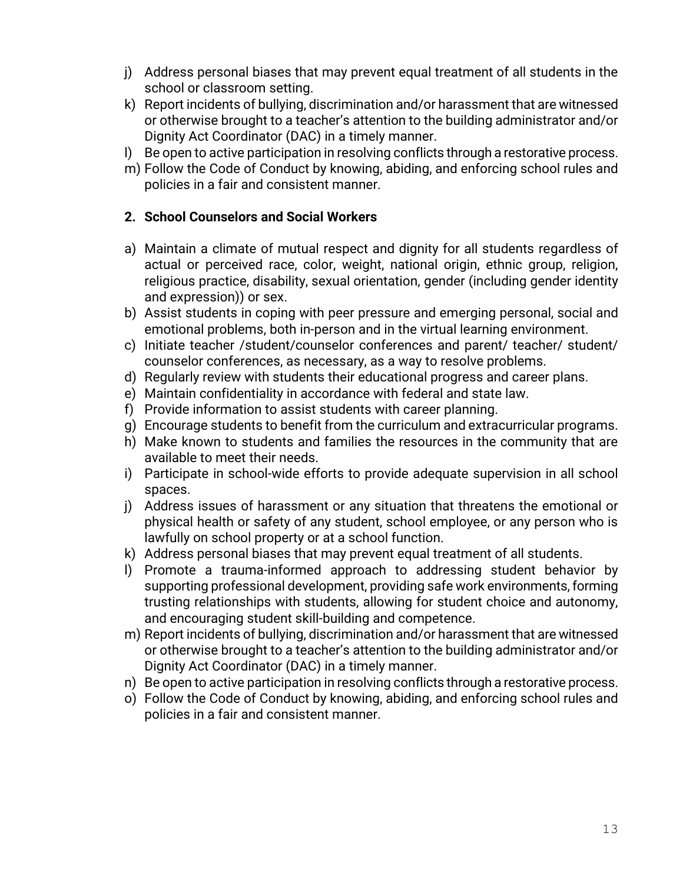j) Address personal biases that may prevent equal treatment of all students in the school or classroom setting.
k) Report incidents of bullying, discrimination and/or harassment that are witnessed or otherwise brought to a teacher's attention to the building administrator and/or Dignity Act Coordinator (DAC) in a timely manner.
l) Be open to active participation in resolving conflicts through a restorative process.
m) Follow the Code of Conduct by knowing, abiding, and enforcing school rules and policies in a fair and consistent manner.

**2. School Counselors and Social Workers**

a) Maintain a climate of mutual respect and dignity for all students regardless of actual or perceived race, color, weight, national origin, ethnic group, religion, religious practice, disability, sexual orientation, gender (including gender identity and expression)) or sex.
b) Assist students in coping with peer pressure and emerging personal, social and emotional problems, both in-person and in the virtual learning environment.
c) Initiate teacher /student/counselor conferences and parent/ teacher/ student/ counselor conferences, as necessary, as a way to resolve problems.
d) Regularly review with students their educational progress and career plans.
e) Maintain confidentiality in accordance with federal and state law.
f) Provide information to assist students with career planning.
g) Encourage students to benefit from the curriculum and extracurricular programs.
h) Make known to students and families the resources in the community that are available to meet their needs.
i) Participate in school-wide efforts to provide adequate supervision in all school spaces.
j) Address issues of harassment or any situation that threatens the emotional or physical health or safety of any student, school employee, or any person who is lawfully on school property or at a school function.
k) Address personal biases that may prevent equal treatment of all students.
l) Promote a trauma-informed approach to addressing student behavior by supporting professional development, providing safe work environments, forming trusting relationships with students, allowing for student choice and autonomy, and encouraging student skill-building and competence.
m) Report incidents of bullying, discrimination and/or harassment that are witnessed or otherwise brought to a teacher's attention to the building administrator and/or Dignity Act Coordinator (DAC) in a timely manner.
n) Be open to active participation in resolving conflicts through a restorative process.
o) Follow the Code of Conduct by knowing, abiding, and enforcing school rules and policies in a fair and consistent manner.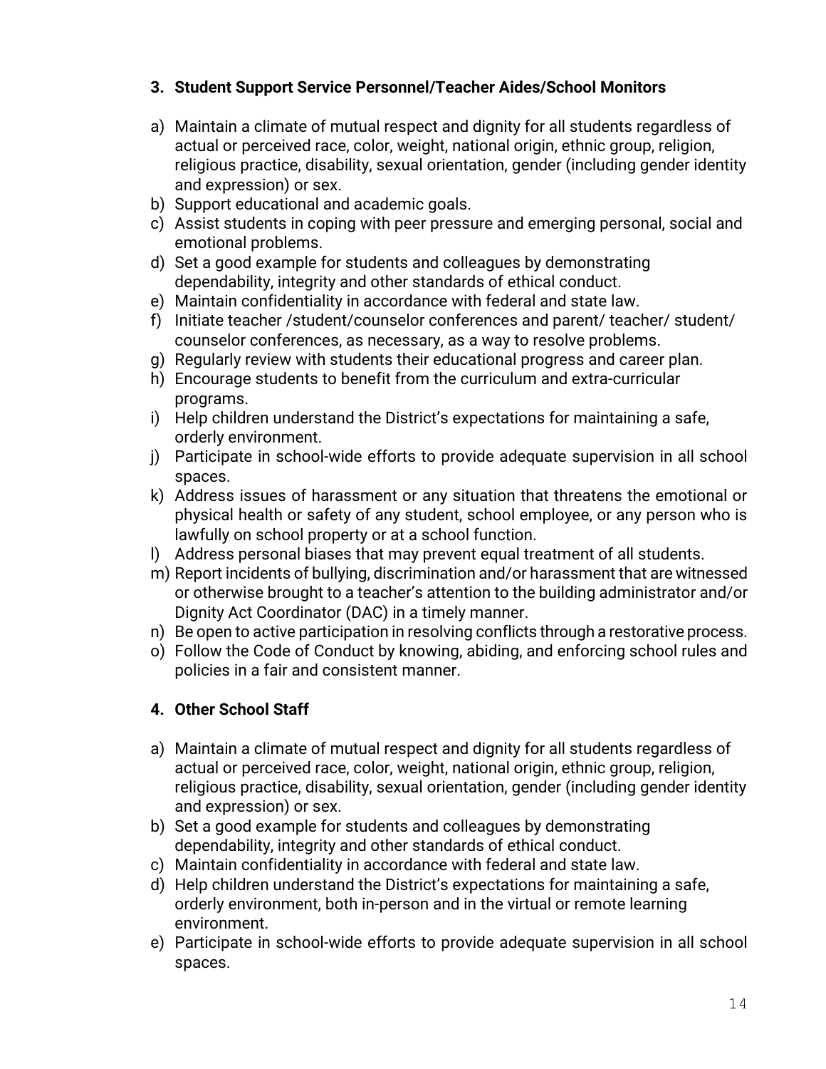### 3. Student Support Service Personnel/Teacher Aides/School Monitors

a) Maintain a climate of mutual respect and dignity for all students regardless of actual or perceived race, color, weight, national origin, ethnic group, religion, religious practice, disability, sexual orientation, gender (including gender identity and expression) or sex.
b) Support educational and academic goals.
c) Assist students in coping with peer pressure and emerging personal, social and emotional problems.
d) Set a good example for students and colleagues by demonstrating dependability, integrity and other standards of ethical conduct.
e) Maintain confidentiality in accordance with federal and state law.
f) Initiate teacher /student/counselor conferences and parent/ teacher/ student/ counselor conferences, as necessary, as a way to resolve problems.
g) Regularly review with students their educational progress and career plan.
h) Encourage students to benefit from the curriculum and extra-curricular programs.
i) Help children understand the District's expectations for maintaining a safe, orderly environment.
j) Participate in school-wide efforts to provide adequate supervision in all school spaces.
k) Address issues of harassment or any situation that threatens the emotional or physical health or safety of any student, school employee, or any person who is lawfully on school property or at a school function.
l) Address personal biases that may prevent equal treatment of all students.
m) Report incidents of bullying, discrimination and/or harassment that are witnessed or otherwise brought to a teacher's attention to the building administrator and/or Dignity Act Coordinator (DAC) in a timely manner.
n) Be open to active participation in resolving conflicts through a restorative process.
o) Follow the Code of Conduct by knowing, abiding, and enforcing school rules and policies in a fair and consistent manner.

### 4. Other School Staff

a) Maintain a climate of mutual respect and dignity for all students regardless of actual or perceived race, color, weight, national origin, ethnic group, religion, religious practice, disability, sexual orientation, gender (including gender identity and expression) or sex.
b) Set a good example for students and colleagues by demonstrating dependability, integrity and other standards of ethical conduct.
c) Maintain confidentiality in accordance with federal and state law.
d) Help children understand the District's expectations for maintaining a safe, orderly environment, both in-person and in the virtual or remote learning environment.
e) Participate in school-wide efforts to provide adequate supervision in all school spaces.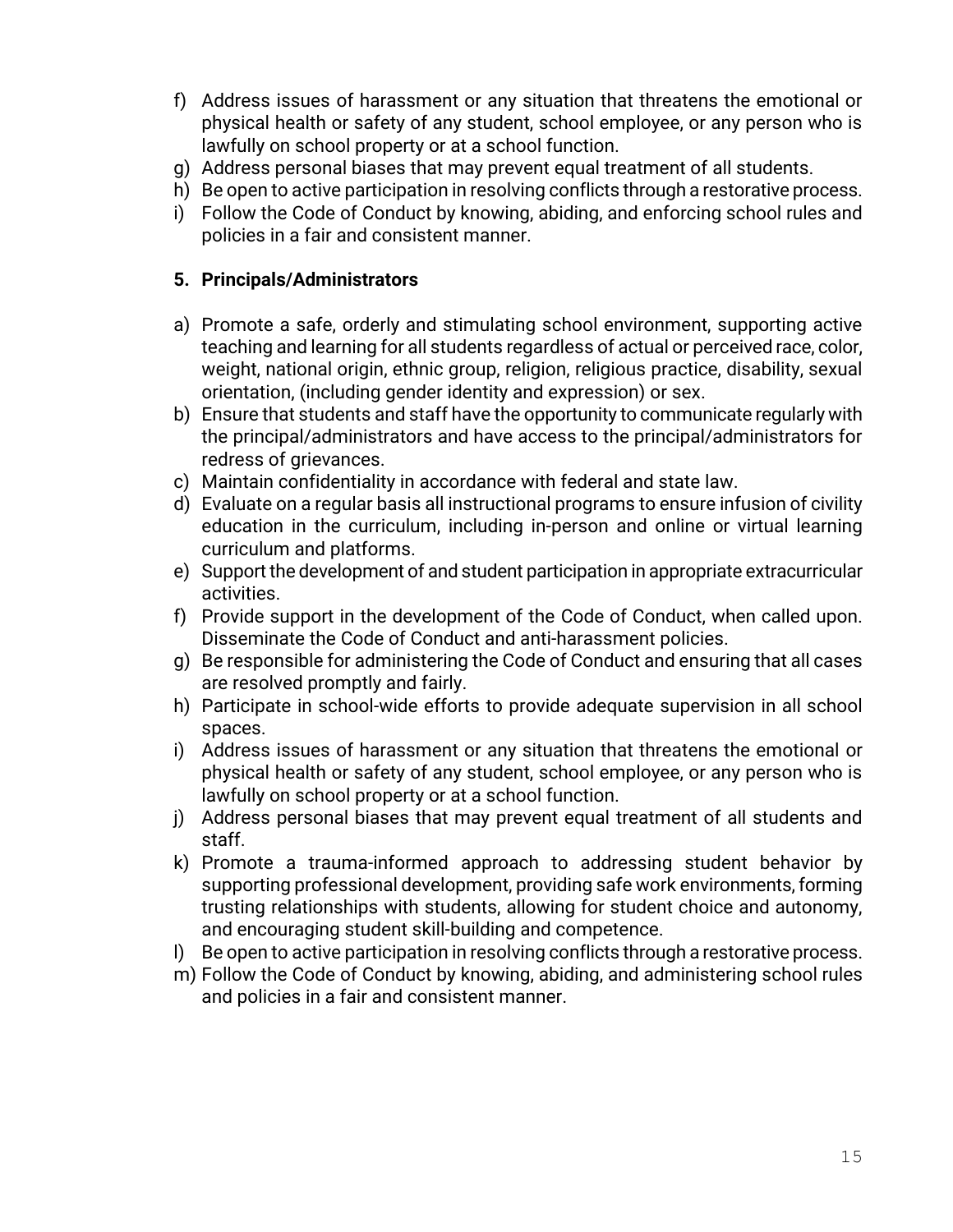f) Address issues of harassment or any situation that threatens the emotional or physical health or safety of any student, school employee, or any person who is lawfully on school property or at a school function.
g) Address personal biases that may prevent equal treatment of all students.
h) Be open to active participation in resolving conflicts through a restorative process.
i) Follow the Code of Conduct by knowing, abiding, and enforcing school rules and policies in a fair and consistent manner.

**5. Principals/Administrators**

a) Promote a safe, orderly and stimulating school environment, supporting active teaching and learning for all students regardless of actual or perceived race, color, weight, national origin, ethnic group, religion, religious practice, disability, sexual orientation, (including gender identity and expression) or sex.
b) Ensure that students and staff have the opportunity to communicate regularly with the principal/administrators and have access to the principal/administrators for redress of grievances.
c) Maintain confidentiality in accordance with federal and state law.
d) Evaluate on a regular basis all instructional programs to ensure infusion of civility education in the curriculum, including in-person and online or virtual learning curriculum and platforms.
e) Support the development of and student participation in appropriate extracurricular activities.
f) Provide support in the development of the Code of Conduct, when called upon. Disseminate the Code of Conduct and anti-harassment policies.
g) Be responsible for administering the Code of Conduct and ensuring that all cases are resolved promptly and fairly.
h) Participate in school-wide efforts to provide adequate supervision in all school spaces.
i) Address issues of harassment or any situation that threatens the emotional or physical health or safety of any student, school employee, or any person who is lawfully on school property or at a school function.
j) Address personal biases that may prevent equal treatment of all students and staff.
k) Promote a trauma-informed approach to addressing student behavior by supporting professional development, providing safe work environments, forming trusting relationships with students, allowing for student choice and autonomy, and encouraging student skill-building and competence.
l) Be open to active participation in resolving conflicts through a restorative process.
m) Follow the Code of Conduct by knowing, abiding, and administering school rules and policies in a fair and consistent manner.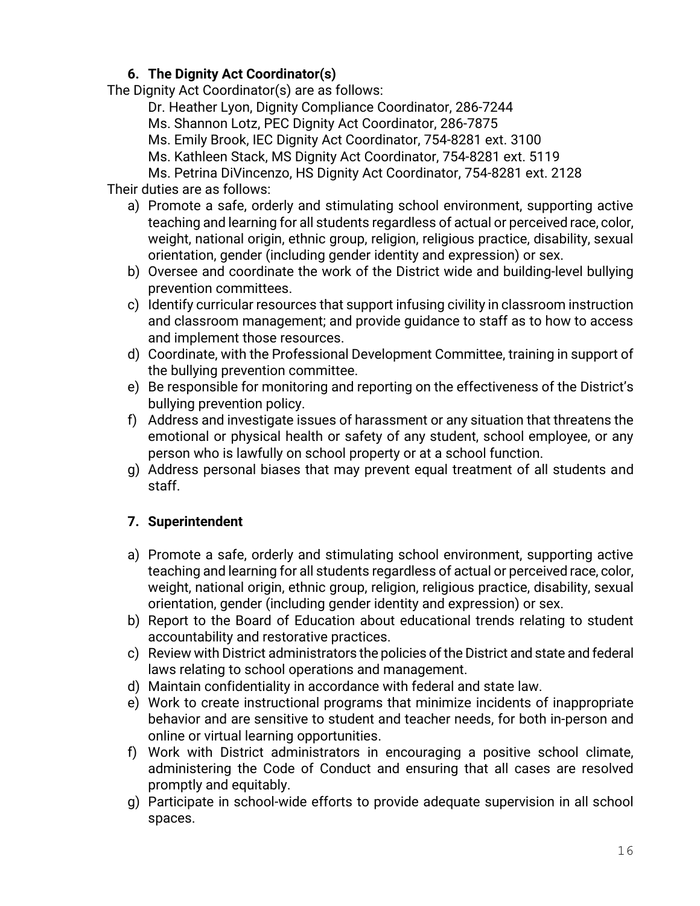### 6. The Dignity Act Coordinator(s)

The Dignity Act Coordinator(s) are as follows:

Dr. Heather Lyon, Dignity Compliance Coordinator, 286-7244
Ms. Shannon Lotz, PEC Dignity Act Coordinator, 286-7875
Ms. Emily Brook, IEC Dignity Act Coordinator, 754-8281 ext. 3100
Ms. Kathleen Stack, MS Dignity Act Coordinator, 754-8281 ext. 5119
Ms. Petrina DiVincenzo, HS Dignity Act Coordinator, 754-8281 ext. 2128

Their duties are as follows:

a) Promote a safe, orderly and stimulating school environment, supporting active teaching and learning for all students regardless of actual or perceived race, color, weight, national origin, ethnic group, religion, religious practice, disability, sexual orientation, gender (including gender identity and expression) or sex.
b) Oversee and coordinate the work of the District wide and building-level bullying prevention committees.
c) Identify curricular resources that support infusing civility in classroom instruction and classroom management; and provide guidance to staff as to how to access and implement those resources.
d) Coordinate, with the Professional Development Committee, training in support of the bullying prevention committee.
e) Be responsible for monitoring and reporting on the effectiveness of the District's bullying prevention policy.
f) Address and investigate issues of harassment or any situation that threatens the emotional or physical health or safety of any student, school employee, or any person who is lawfully on school property or at a school function.
g) Address personal biases that may prevent equal treatment of all students and staff.

### 7. Superintendent

a) Promote a safe, orderly and stimulating school environment, supporting active teaching and learning for all students regardless of actual or perceived race, color, weight, national origin, ethnic group, religion, religious practice, disability, sexual orientation, gender (including gender identity and expression) or sex.
b) Report to the Board of Education about educational trends relating to student accountability and restorative practices.
c) Review with District administrators the policies of the District and state and federal laws relating to school operations and management.
d) Maintain confidentiality in accordance with federal and state law.
e) Work to create instructional programs that minimize incidents of inappropriate behavior and are sensitive to student and teacher needs, for both in-person and online or virtual learning opportunities.
f) Work with District administrators in encouraging a positive school climate, administering the Code of Conduct and ensuring that all cases are resolved promptly and equitably.
g) Participate in school-wide efforts to provide adequate supervision in all school spaces.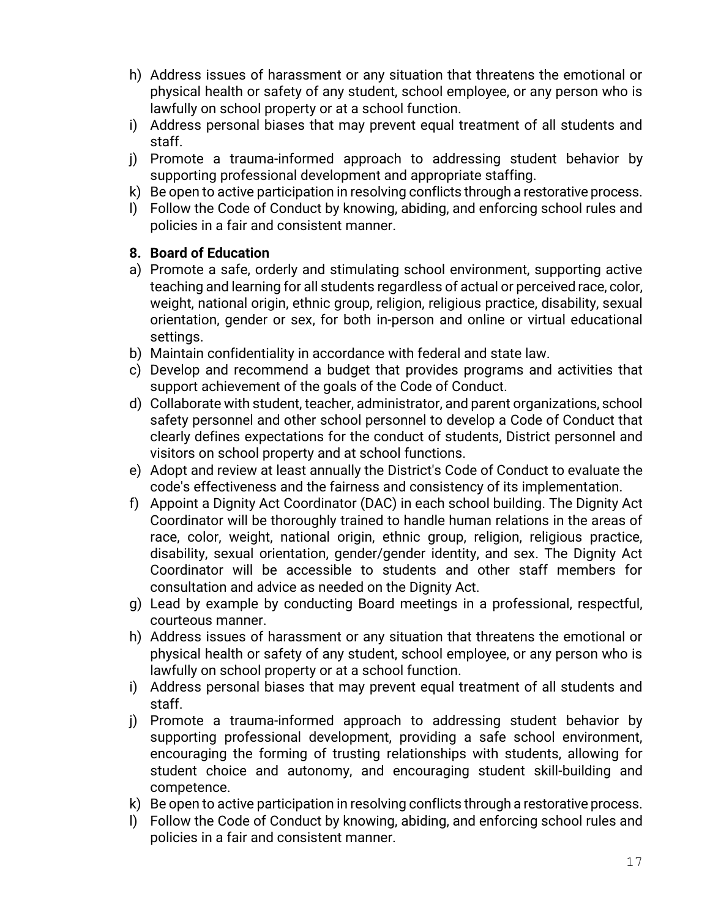h) Address issues of harassment or any situation that threatens the emotional or physical health or safety of any student, school employee, or any person who is lawfully on school property or at a school function.
i) Address personal biases that may prevent equal treatment of all students and staff.
j) Promote a trauma-informed approach to addressing student behavior by supporting professional development and appropriate staffing.
k) Be open to active participation in resolving conflicts through a restorative process.
l) Follow the Code of Conduct by knowing, abiding, and enforcing school rules and policies in a fair and consistent manner.

**8. Board of Education**

a) Promote a safe, orderly and stimulating school environment, supporting active teaching and learning for all students regardless of actual or perceived race, color, weight, national origin, ethnic group, religion, religious practice, disability, sexual orientation, gender or sex, for both in-person and online or virtual educational settings.
b) Maintain confidentiality in accordance with federal and state law.
c) Develop and recommend a budget that provides programs and activities that support achievement of the goals of the Code of Conduct.
d) Collaborate with student, teacher, administrator, and parent organizations, school safety personnel and other school personnel to develop a Code of Conduct that clearly defines expectations for the conduct of students, District personnel and visitors on school property and at school functions.
e) Adopt and review at least annually the District's Code of Conduct to evaluate the code's effectiveness and the fairness and consistency of its implementation.
f) Appoint a Dignity Act Coordinator (DAC) in each school building. The Dignity Act Coordinator will be thoroughly trained to handle human relations in the areas of race, color, weight, national origin, ethnic group, religion, religious practice, disability, sexual orientation, gender/gender identity, and sex. The Dignity Act Coordinator will be accessible to students and other staff members for consultation and advice as needed on the Dignity Act.
g) Lead by example by conducting Board meetings in a professional, respectful, courteous manner.
h) Address issues of harassment or any situation that threatens the emotional or physical health or safety of any student, school employee, or any person who is lawfully on school property or at a school function.
i) Address personal biases that may prevent equal treatment of all students and staff.
j) Promote a trauma-informed approach to addressing student behavior by supporting professional development, providing a safe school environment, encouraging the forming of trusting relationships with students, allowing for student choice and autonomy, and encouraging student skill-building and competence.
k) Be open to active participation in resolving conflicts through a restorative process.
l) Follow the Code of Conduct by knowing, abiding, and enforcing school rules and policies in a fair and consistent manner.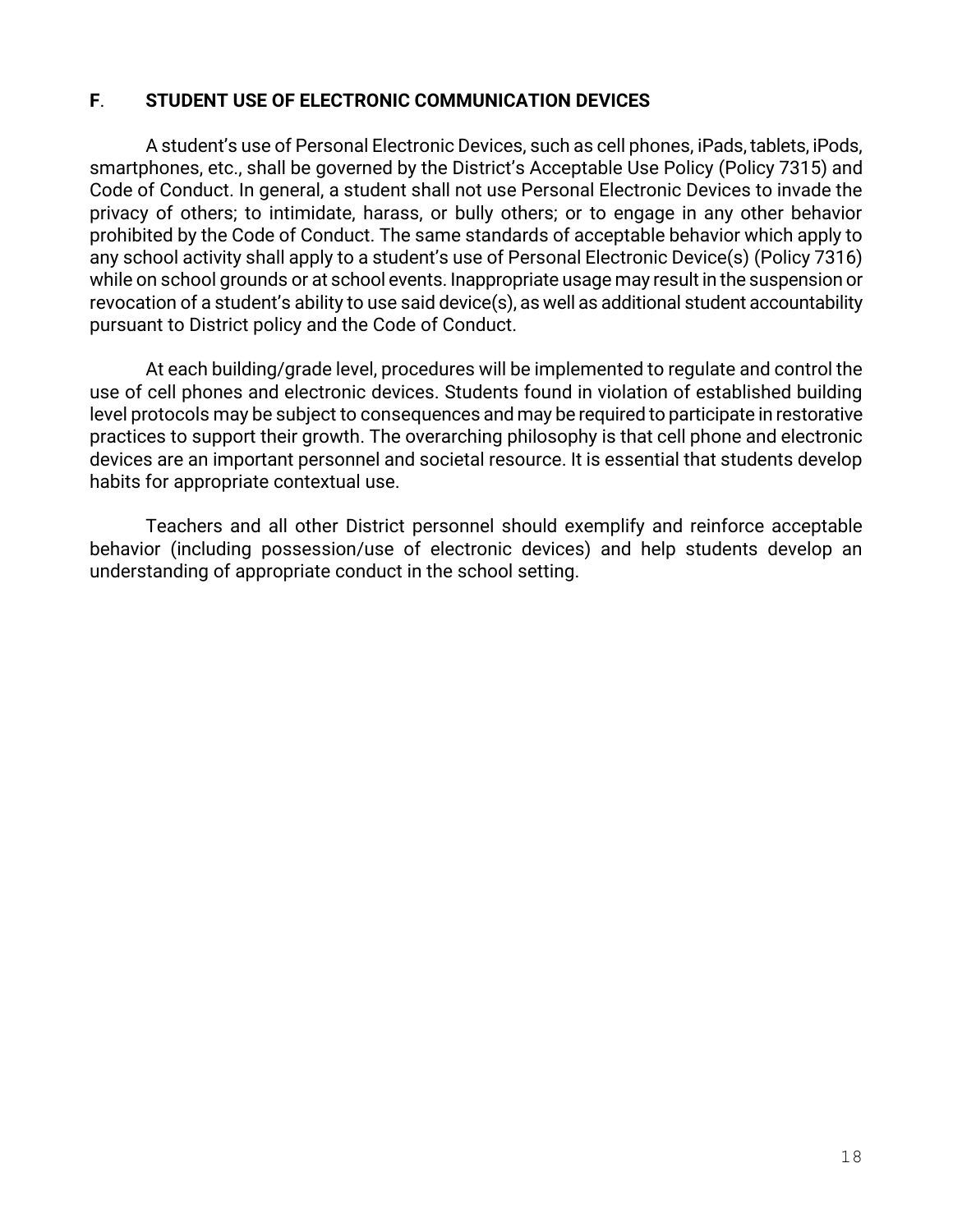**F**. **STUDENT USE OF ELECTRONIC COMMUNICATION DEVICES**

A student's use of Personal Electronic Devices, such as cell phones, iPads, tablets, iPods, smartphones, etc., shall be governed by the District's Acceptable Use Policy (Policy 7315) and Code of Conduct. In general, a student shall not use Personal Electronic Devices to invade the privacy of others; to intimidate, harass, or bully others; or to engage in any other behavior prohibited by the Code of Conduct. The same standards of acceptable behavior which apply to any school activity shall apply to a student's use of Personal Electronic Device(s) (Policy 7316) while on school grounds or at school events. Inappropriate usage may result in the suspension or revocation of a student's ability to use said device(s), as well as additional student accountability pursuant to District policy and the Code of Conduct.

At each building/grade level, procedures will be implemented to regulate and control the use of cell phones and electronic devices. Students found in violation of established building level protocols may be subject to consequences and may be required to participate in restorative practices to support their growth. The overarching philosophy is that cell phone and electronic devices are an important personnel and societal resource. It is essential that students develop habits for appropriate contextual use.

Teachers and all other District personnel should exemplify and reinforce acceptable behavior (including possession/use of electronic devices) and help students develop an understanding of appropriate conduct in the school setting.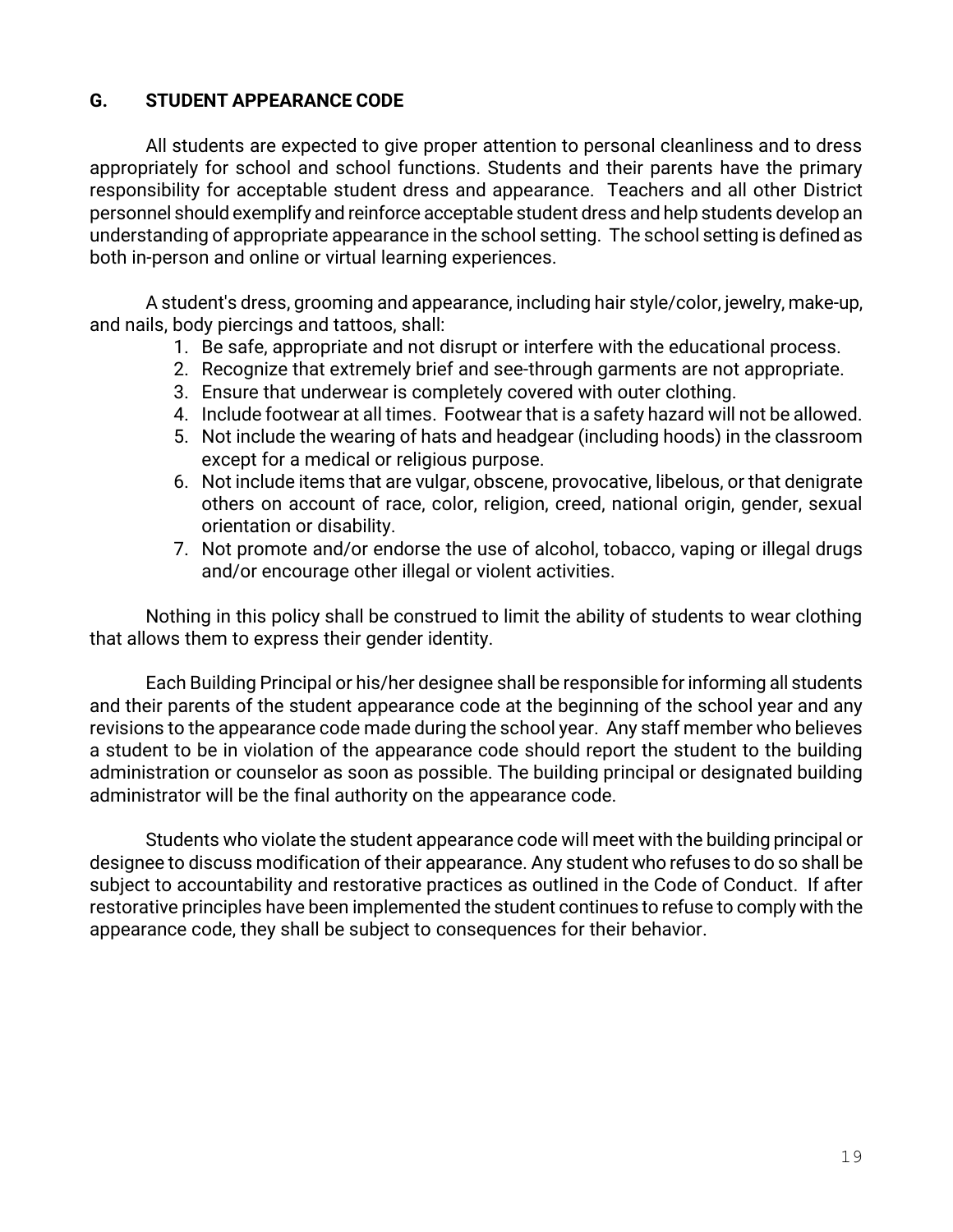## G. STUDENT APPEARANCE CODE

All students are expected to give proper attention to personal cleanliness and to dress appropriately for school and school functions. Students and their parents have the primary responsibility for acceptable student dress and appearance. Teachers and all other District personnel should exemplify and reinforce acceptable student dress and help students develop an understanding of appropriate appearance in the school setting. The school setting is defined as both in-person and online or virtual learning experiences.

A student's dress, grooming and appearance, including hair style/color, jewelry, make-up, and nails, body piercings and tattoos, shall:

1. Be safe, appropriate and not disrupt or interfere with the educational process.
2. Recognize that extremely brief and see-through garments are not appropriate.
3. Ensure that underwear is completely covered with outer clothing.
4. Include footwear at all times. Footwear that is a safety hazard will not be allowed.
5. Not include the wearing of hats and headgear (including hoods) in the classroom except for a medical or religious purpose.
6. Not include items that are vulgar, obscene, provocative, libelous, or that denigrate others on account of race, color, religion, creed, national origin, gender, sexual orientation or disability.
7. Not promote and/or endorse the use of alcohol, tobacco, vaping or illegal drugs and/or encourage other illegal or violent activities.

Nothing in this policy shall be construed to limit the ability of students to wear clothing that allows them to express their gender identity.

Each Building Principal or his/her designee shall be responsible for informing all students and their parents of the student appearance code at the beginning of the school year and any revisions to the appearance code made during the school year. Any staff member who believes a student to be in violation of the appearance code should report the student to the building administration or counselor as soon as possible. The building principal or designated building administrator will be the final authority on the appearance code.

Students who violate the student appearance code will meet with the building principal or designee to discuss modification of their appearance. Any student who refuses to do so shall be subject to accountability and restorative practices as outlined in the Code of Conduct. If after restorative principles have been implemented the student continues to refuse to comply with the appearance code, they shall be subject to consequences for their behavior.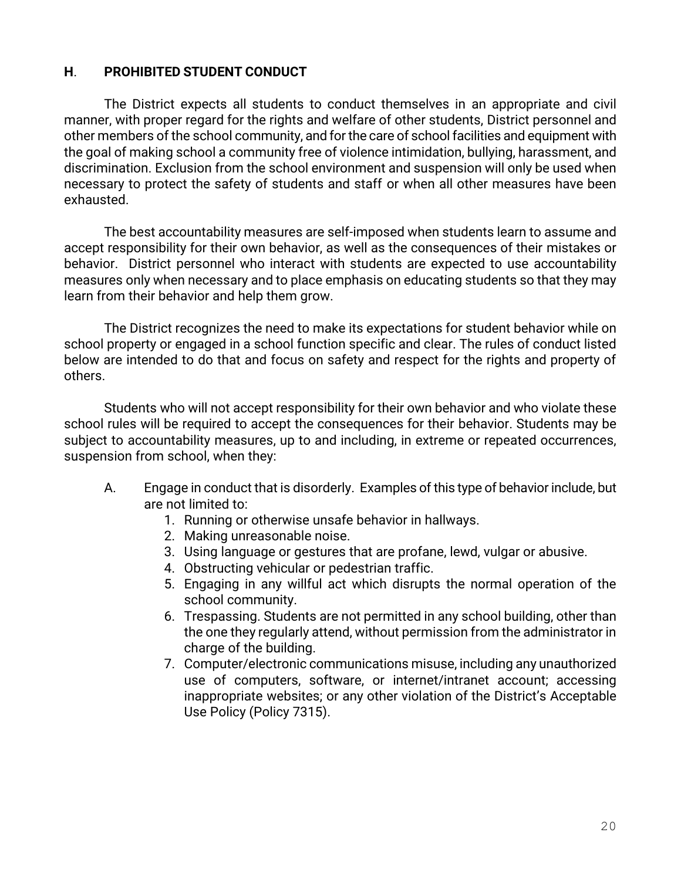## H. PROHIBITED STUDENT CONDUCT

The District expects all students to conduct themselves in an appropriate and civil manner, with proper regard for the rights and welfare of other students, District personnel and other members of the school community, and for the care of school facilities and equipment with the goal of making school a community free of violence intimidation, bullying, harassment, and discrimination. Exclusion from the school environment and suspension will only be used when necessary to protect the safety of students and staff or when all other measures have been exhausted.

The best accountability measures are self-imposed when students learn to assume and accept responsibility for their own behavior, as well as the consequences of their mistakes or behavior. District personnel who interact with students are expected to use accountability measures only when necessary and to place emphasis on educating students so that they may learn from their behavior and help them grow.

The District recognizes the need to make its expectations for student behavior while on school property or engaged in a school function specific and clear. The rules of conduct listed below are intended to do that and focus on safety and respect for the rights and property of others.

Students who will not accept responsibility for their own behavior and who violate these school rules will be required to accept the consequences for their behavior. Students may be subject to accountability measures, up to and including, in extreme or repeated occurrences, suspension from school, when they:

A. Engage in conduct that is disorderly. Examples of this type of behavior include, but are not limited to:
   1. Running or otherwise unsafe behavior in hallways.
   2. Making unreasonable noise.
   3. Using language or gestures that are profane, lewd, vulgar or abusive.
   4. Obstructing vehicular or pedestrian traffic.
   5. Engaging in any willful act which disrupts the normal operation of the school community.
   6. Trespassing. Students are not permitted in any school building, other than the one they regularly attend, without permission from the administrator in charge of the building.
   7. Computer/electronic communications misuse, including any unauthorized use of computers, software, or internet/intranet account; accessing inappropriate websites; or any other violation of the District's Acceptable Use Policy (Policy 7315).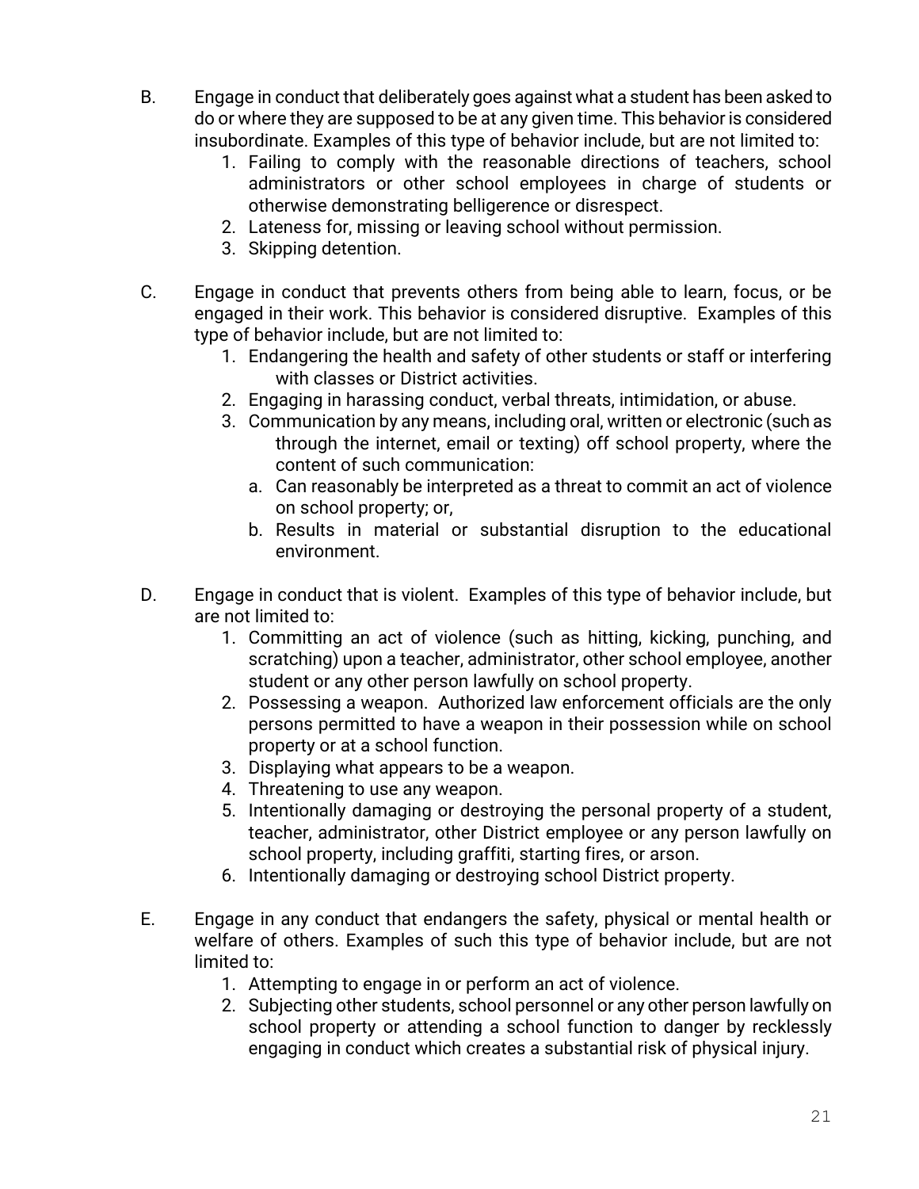B. Engage in conduct that deliberately goes against what a student has been asked to do or where they are supposed to be at any given time. This behavior is considered insubordinate. Examples of this type of behavior include, but are not limited to:
   1. Failing to comply with the reasonable directions of teachers, school administrators or other school employees in charge of students or otherwise demonstrating belligerence or disrespect.
   2. Lateness for, missing or leaving school without permission.
   3. Skipping detention.

C. Engage in conduct that prevents others from being able to learn, focus, or be engaged in their work. This behavior is considered disruptive. Examples of this type of behavior include, but are not limited to:
   1. Endangering the health and safety of other students or staff or interfering with classes or District activities.
   2. Engaging in harassing conduct, verbal threats, intimidation, or abuse.
   3. Communication by any means, including oral, written or electronic (such as through the internet, email or texting) off school property, where the content of such communication:
      a. Can reasonably be interpreted as a threat to commit an act of violence on school property; or,
      b. Results in material or substantial disruption to the educational environment.

D. Engage in conduct that is violent. Examples of this type of behavior include, but are not limited to:
   1. Committing an act of violence (such as hitting, kicking, punching, and scratching) upon a teacher, administrator, other school employee, another student or any other person lawfully on school property.
   2. Possessing a weapon. Authorized law enforcement officials are the only persons permitted to have a weapon in their possession while on school property or at a school function.
   3. Displaying what appears to be a weapon.
   4. Threatening to use any weapon.
   5. Intentionally damaging or destroying the personal property of a student, teacher, administrator, other District employee or any person lawfully on school property, including graffiti, starting fires, or arson.
   6. Intentionally damaging or destroying school District property.

E. Engage in any conduct that endangers the safety, physical or mental health or welfare of others. Examples of such this type of behavior include, but are not limited to:
   1. Attempting to engage in or perform an act of violence.
   2. Subjecting other students, school personnel or any other person lawfully on school property or attending a school function to danger by recklessly engaging in conduct which creates a substantial risk of physical injury.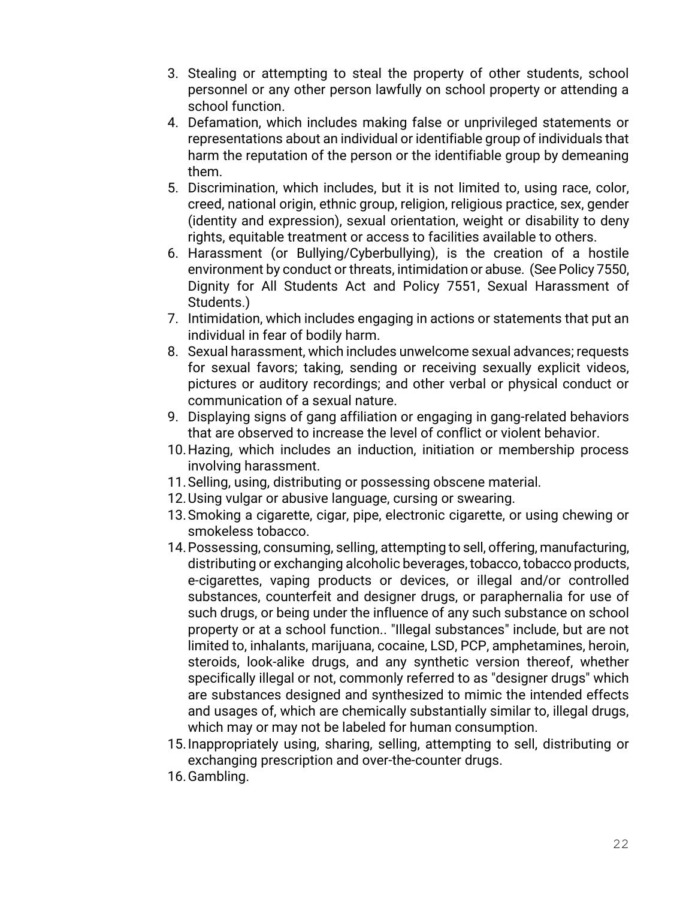3. Stealing or attempting to steal the property of other students, school personnel or any other person lawfully on school property or attending a school function.
4. Defamation, which includes making false or unprivileged statements or representations about an individual or identifiable group of individuals that harm the reputation of the person or the identifiable group by demeaning them.
5. Discrimination, which includes, but it is not limited to, using race, color, creed, national origin, ethnic group, religion, religious practice, sex, gender (identity and expression), sexual orientation, weight or disability to deny rights, equitable treatment or access to facilities available to others.
6. Harassment (or Bullying/Cyberbullying), is the creation of a hostile environment by conduct or threats, intimidation or abuse. (See Policy 7550, Dignity for All Students Act and Policy 7551, Sexual Harassment of Students.)
7. Intimidation, which includes engaging in actions or statements that put an individual in fear of bodily harm.
8. Sexual harassment, which includes unwelcome sexual advances; requests for sexual favors; taking, sending or receiving sexually explicit videos, pictures or auditory recordings; and other verbal or physical conduct or communication of a sexual nature.
9. Displaying signs of gang affiliation or engaging in gang-related behaviors that are observed to increase the level of conflict or violent behavior.
10. Hazing, which includes an induction, initiation or membership process involving harassment.
11. Selling, using, distributing or possessing obscene material.
12. Using vulgar or abusive language, cursing or swearing.
13. Smoking a cigarette, cigar, pipe, electronic cigarette, or using chewing or smokeless tobacco.
14. Possessing, consuming, selling, attempting to sell, offering, manufacturing, distributing or exchanging alcoholic beverages, tobacco, tobacco products, e-cigarettes, vaping products or devices, or illegal and/or controlled substances, counterfeit and designer drugs, or paraphernalia for use of such drugs, or being under the influence of any such substance on school property or at a school function.. "Illegal substances" include, but are not limited to, inhalants, marijuana, cocaine, LSD, PCP, amphetamines, heroin, steroids, look-alike drugs, and any synthetic version thereof, whether specifically illegal or not, commonly referred to as "designer drugs" which are substances designed and synthesized to mimic the intended effects and usages of, which are chemically substantially similar to, illegal drugs, which may or may not be labeled for human consumption.
15. Inappropriately using, sharing, selling, attempting to sell, distributing or exchanging prescription and over-the-counter drugs.
16. Gambling.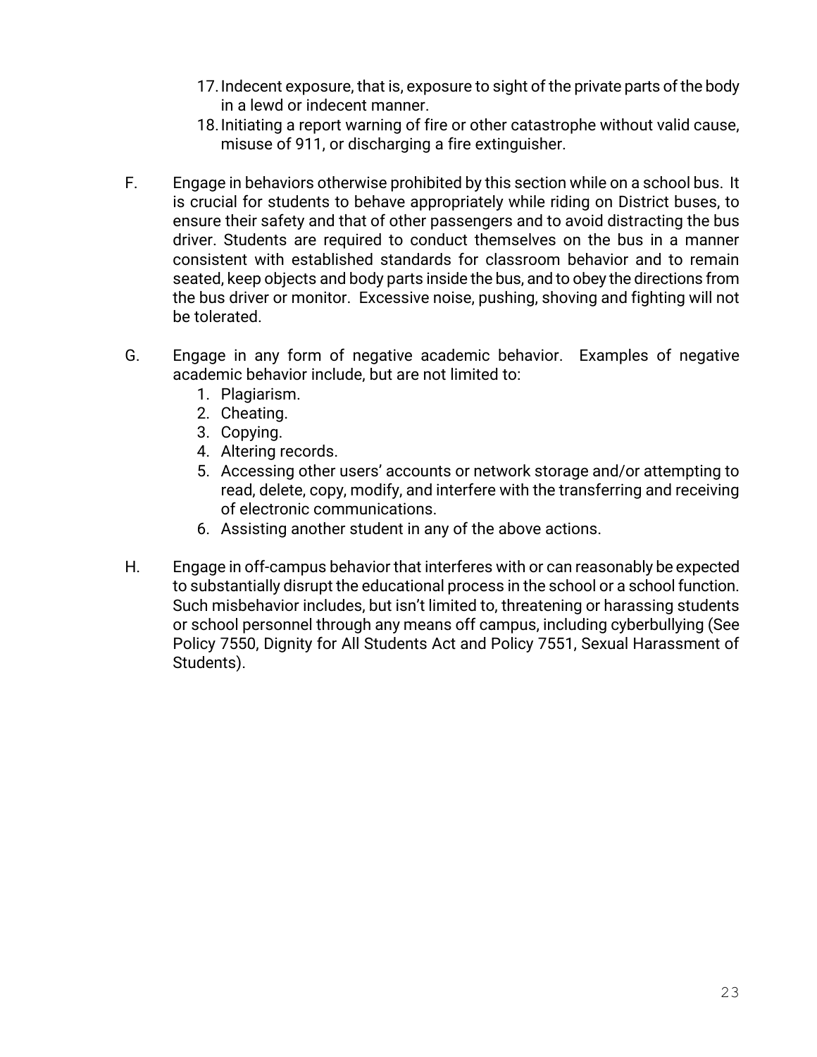17. Indecent exposure, that is, exposure to sight of the private parts of the body in a lewd or indecent manner.
18. Initiating a report warning of fire or other catastrophe without valid cause, misuse of 911, or discharging a fire extinguisher.

F. Engage in behaviors otherwise prohibited by this section while on a school bus. It is crucial for students to behave appropriately while riding on District buses, to ensure their safety and that of other passengers and to avoid distracting the bus driver. Students are required to conduct themselves on the bus in a manner consistent with established standards for classroom behavior and to remain seated, keep objects and body parts inside the bus, and to obey the directions from the bus driver or monitor. Excessive noise, pushing, shoving and fighting will not be tolerated.

G. Engage in any form of negative academic behavior. Examples of negative academic behavior include, but are not limited to:
   1. Plagiarism.
   2. Cheating.
   3. Copying.
   4. Altering records.
   5. Accessing other users' accounts or network storage and/or attempting to read, delete, copy, modify, and interfere with the transferring and receiving of electronic communications.
   6. Assisting another student in any of the above actions.

H. Engage in off-campus behavior that interferes with or can reasonably be expected to substantially disrupt the educational process in the school or a school function. Such misbehavior includes, but isn't limited to, threatening or harassing students or school personnel through any means off campus, including cyberbullying (See Policy 7550, Dignity for All Students Act and Policy 7551, Sexual Harassment of Students).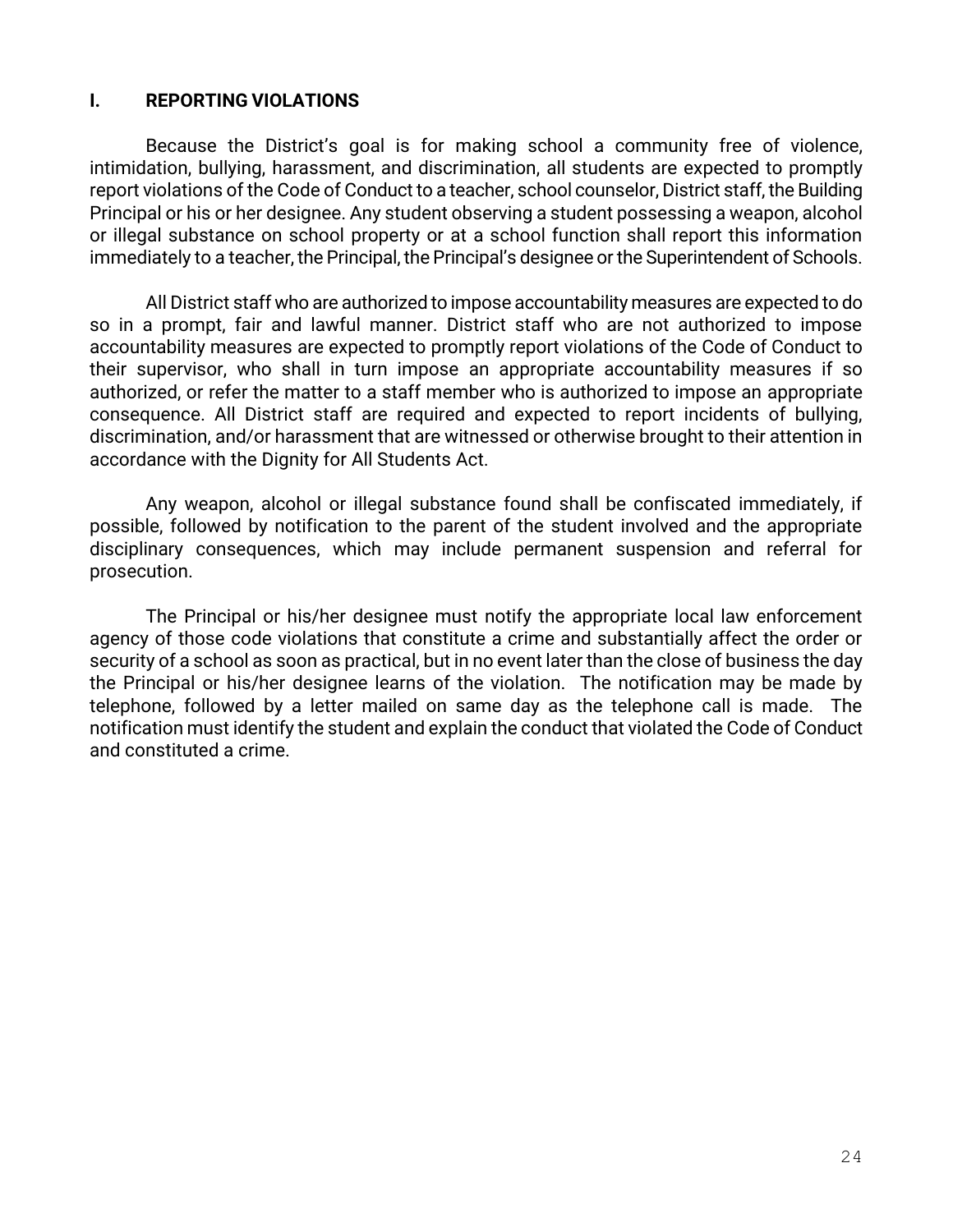## I. REPORTING VIOLATIONS

Because the District's goal is for making school a community free of violence, intimidation, bullying, harassment, and discrimination, all students are expected to promptly report violations of the Code of Conduct to a teacher, school counselor, District staff, the Building Principal or his or her designee. Any student observing a student possessing a weapon, alcohol or illegal substance on school property or at a school function shall report this information immediately to a teacher, the Principal, the Principal's designee or the Superintendent of Schools.

All District staff who are authorized to impose accountability measures are expected to do so in a prompt, fair and lawful manner. District staff who are not authorized to impose accountability measures are expected to promptly report violations of the Code of Conduct to their supervisor, who shall in turn impose an appropriate accountability measures if so authorized, or refer the matter to a staff member who is authorized to impose an appropriate consequence. All District staff are required and expected to report incidents of bullying, discrimination, and/or harassment that are witnessed or otherwise brought to their attention in accordance with the Dignity for All Students Act.

Any weapon, alcohol or illegal substance found shall be confiscated immediately, if possible, followed by notification to the parent of the student involved and the appropriate disciplinary consequences, which may include permanent suspension and referral for prosecution.

The Principal or his/her designee must notify the appropriate local law enforcement agency of those code violations that constitute a crime and substantially affect the order or security of a school as soon as practical, but in no event later than the close of business the day the Principal or his/her designee learns of the violation. The notification may be made by telephone, followed by a letter mailed on same day as the telephone call is made. The notification must identify the student and explain the conduct that violated the Code of Conduct and constituted a crime.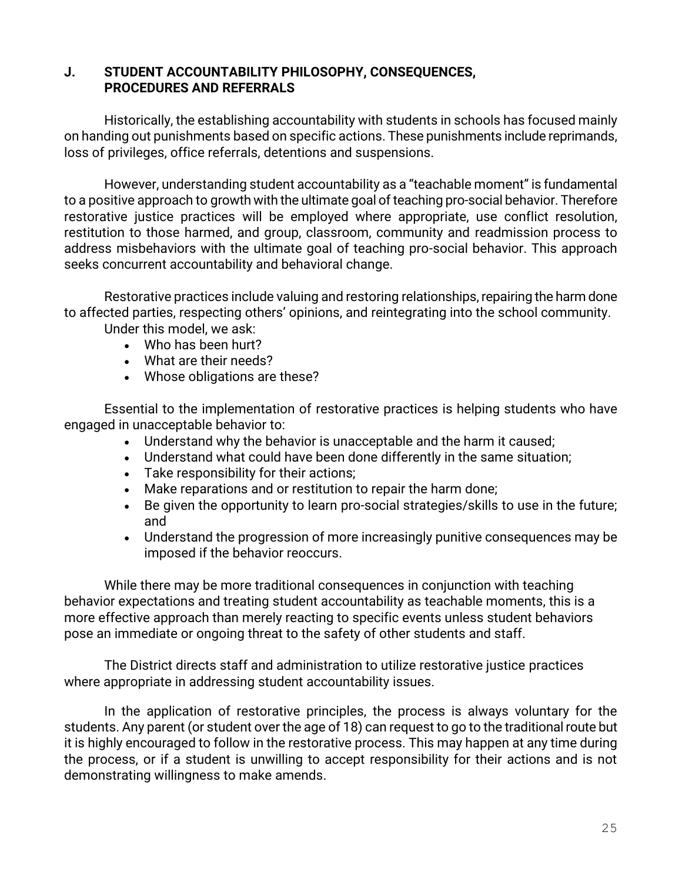## J. STUDENT ACCOUNTABILITY PHILOSOPHY, CONSEQUENCES, PROCEDURES AND REFERRALS

Historically, the establishing accountability with students in schools has focused mainly on handing out punishments based on specific actions. These punishments include reprimands, loss of privileges, office referrals, detentions and suspensions.

However, understanding student accountability as a "teachable moment" is fundamental to a positive approach to growth with the ultimate goal of teaching pro-social behavior. Therefore restorative justice practices will be employed where appropriate, use conflict resolution, restitution to those harmed, and group, classroom, community and readmission process to address misbehaviors with the ultimate goal of teaching pro-social behavior. This approach seeks concurrent accountability and behavioral change.

Restorative practices include valuing and restoring relationships, repairing the harm done to affected parties, respecting others' opinions, and reintegrating into the school community.

Under this model, we ask:

- Who has been hurt?
- What are their needs?
- Whose obligations are these?

Essential to the implementation of restorative practices is helping students who have engaged in unacceptable behavior to:

- Understand why the behavior is unacceptable and the harm it caused;
- Understand what could have been done differently in the same situation;
- Take responsibility for their actions;
- Make reparations and or restitution to repair the harm done;
- Be given the opportunity to learn pro-social strategies/skills to use in the future; and
- Understand the progression of more increasingly punitive consequences may be imposed if the behavior reoccurs.

While there may be more traditional consequences in conjunction with teaching behavior expectations and treating student accountability as teachable moments, this is a more effective approach than merely reacting to specific events unless student behaviors pose an immediate or ongoing threat to the safety of other students and staff.

The District directs staff and administration to utilize restorative justice practices where appropriate in addressing student accountability issues.

In the application of restorative principles, the process is always voluntary for the students. Any parent (or student over the age of 18) can request to go to the traditional route but it is highly encouraged to follow in the restorative process. This may happen at any time during the process, or if a student is unwilling to accept responsibility for their actions and is not demonstrating willingness to make amends.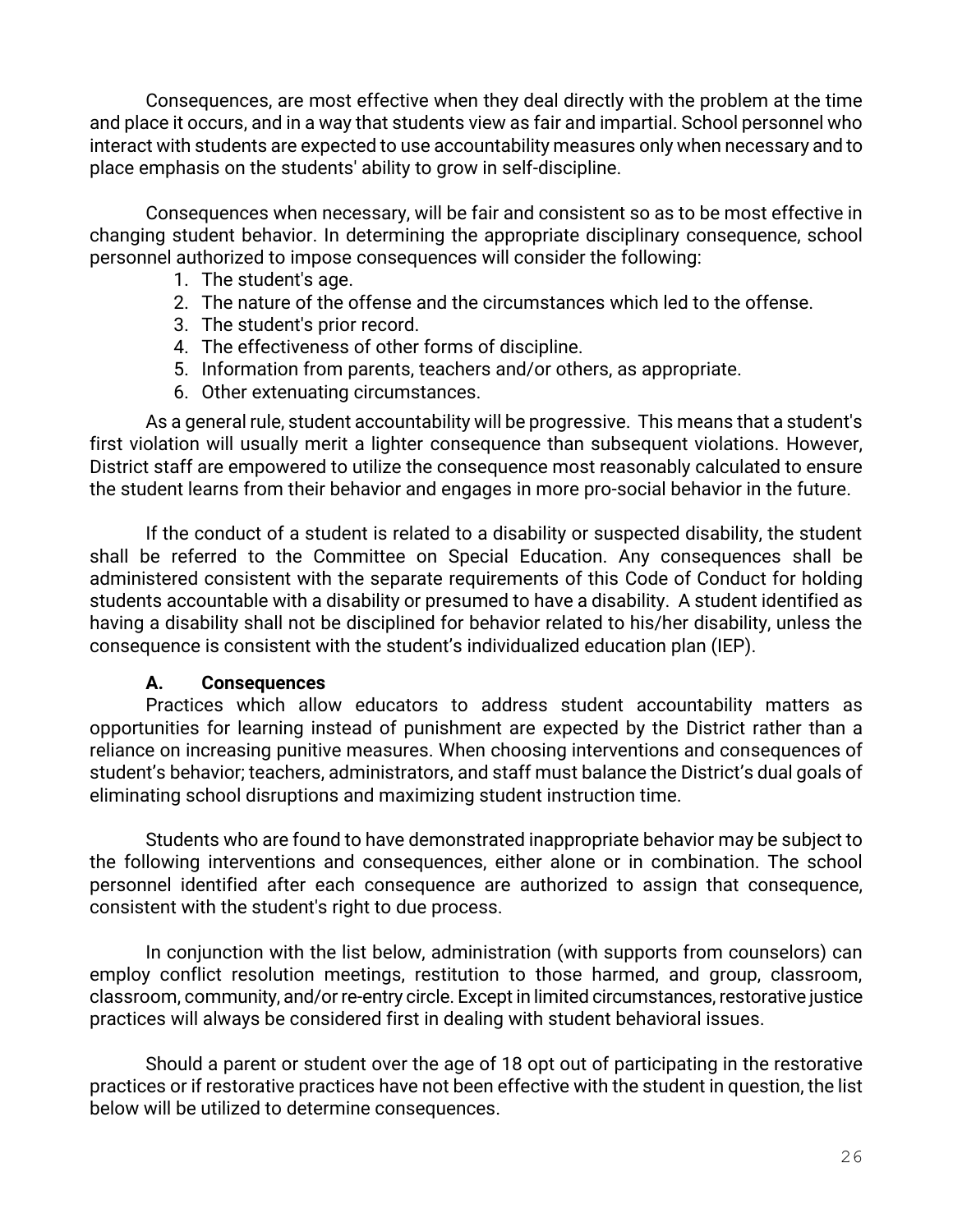Consequences, are most effective when they deal directly with the problem at the time and place it occurs, and in a way that students view as fair and impartial. School personnel who interact with students are expected to use accountability measures only when necessary and to place emphasis on the students' ability to grow in self-discipline.

Consequences when necessary, will be fair and consistent so as to be most effective in changing student behavior. In determining the appropriate disciplinary consequence, school personnel authorized to impose consequences will consider the following:

1. The student's age.
2. The nature of the offense and the circumstances which led to the offense.
3. The student's prior record.
4. The effectiveness of other forms of discipline.
5. Information from parents, teachers and/or others, as appropriate.
6. Other extenuating circumstances.

As a general rule, student accountability will be progressive. This means that a student's first violation will usually merit a lighter consequence than subsequent violations. However, District staff are empowered to utilize the consequence most reasonably calculated to ensure the student learns from their behavior and engages in more pro-social behavior in the future.

If the conduct of a student is related to a disability or suspected disability, the student shall be referred to the Committee on Special Education. Any consequences shall be administered consistent with the separate requirements of this Code of Conduct for holding students accountable with a disability or presumed to have a disability. A student identified as having a disability shall not be disciplined for behavior related to his/her disability, unless the consequence is consistent with the student's individualized education plan (IEP).

### A. Consequences

Practices which allow educators to address student accountability matters as opportunities for learning instead of punishment are expected by the District rather than a reliance on increasing punitive measures. When choosing interventions and consequences of student's behavior; teachers, administrators, and staff must balance the District's dual goals of eliminating school disruptions and maximizing student instruction time.

Students who are found to have demonstrated inappropriate behavior may be subject to the following interventions and consequences, either alone or in combination. The school personnel identified after each consequence are authorized to assign that consequence, consistent with the student's right to due process.

In conjunction with the list below, administration (with supports from counselors) can employ conflict resolution meetings, restitution to those harmed, and group, classroom, classroom, community, and/or re-entry circle. Except in limited circumstances, restorative justice practices will always be considered first in dealing with student behavioral issues.

Should a parent or student over the age of 18 opt out of participating in the restorative practices or if restorative practices have not been effective with the student in question, the list below will be utilized to determine consequences.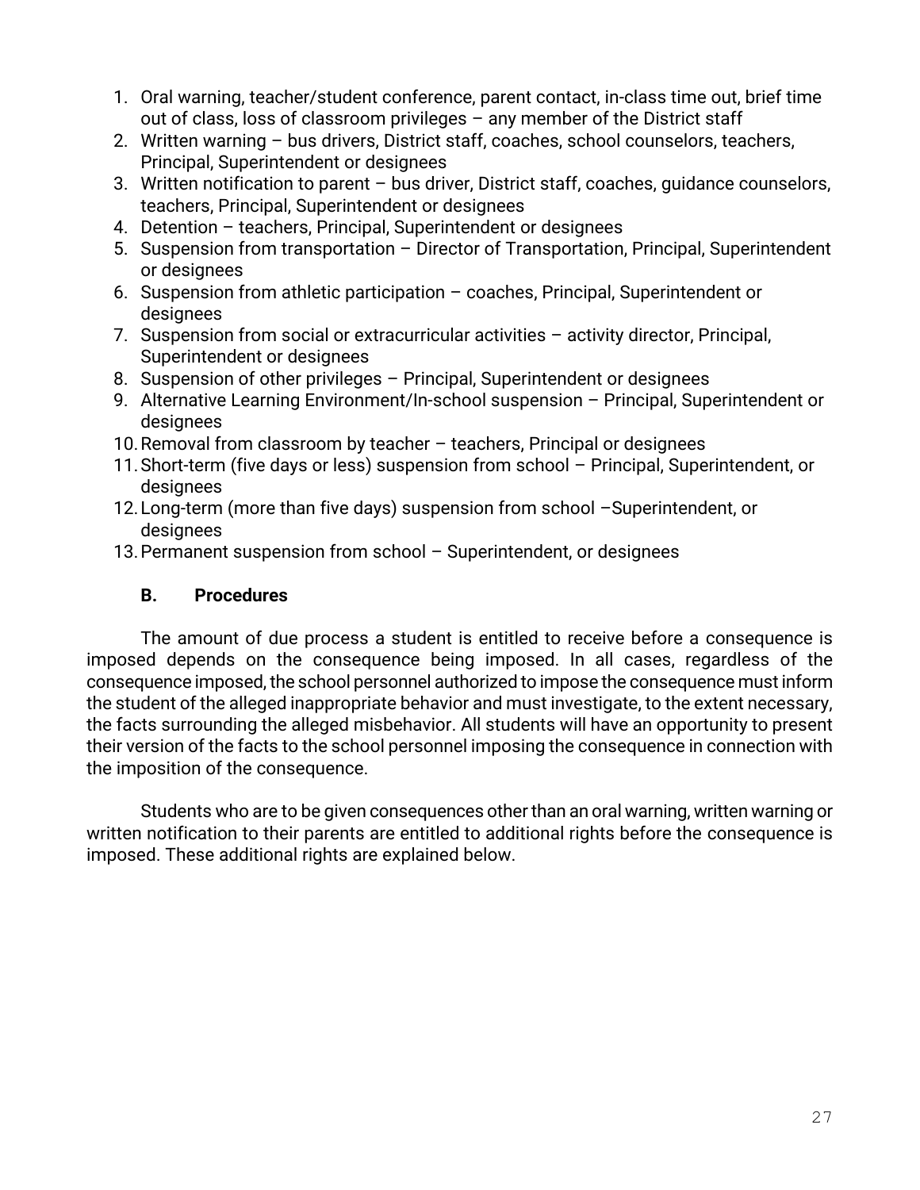1. Oral warning, teacher/student conference, parent contact, in-class time out, brief time out of class, loss of classroom privileges – any member of the District staff
2. Written warning – bus drivers, District staff, coaches, school counselors, teachers, Principal, Superintendent or designees
3. Written notification to parent – bus driver, District staff, coaches, guidance counselors, teachers, Principal, Superintendent or designees
4. Detention – teachers, Principal, Superintendent or designees
5. Suspension from transportation – Director of Transportation, Principal, Superintendent or designees
6. Suspension from athletic participation – coaches, Principal, Superintendent or designees
7. Suspension from social or extracurricular activities – activity director, Principal, Superintendent or designees
8. Suspension of other privileges – Principal, Superintendent or designees
9. Alternative Learning Environment/In-school suspension – Principal, Superintendent or designees
10. Removal from classroom by teacher – teachers, Principal or designees
11. Short-term (five days or less) suspension from school – Principal, Superintendent, or designees
12. Long-term (more than five days) suspension from school –Superintendent, or designees
13. Permanent suspension from school – Superintendent, or designees

### B. Procedures

The amount of due process a student is entitled to receive before a consequence is imposed depends on the consequence being imposed. In all cases, regardless of the consequence imposed, the school personnel authorized to impose the consequence must inform the student of the alleged inappropriate behavior and must investigate, to the extent necessary, the facts surrounding the alleged misbehavior. All students will have an opportunity to present their version of the facts to the school personnel imposing the consequence in connection with the imposition of the consequence.

Students who are to be given consequences other than an oral warning, written warning or written notification to their parents are entitled to additional rights before the consequence is imposed. These additional rights are explained below.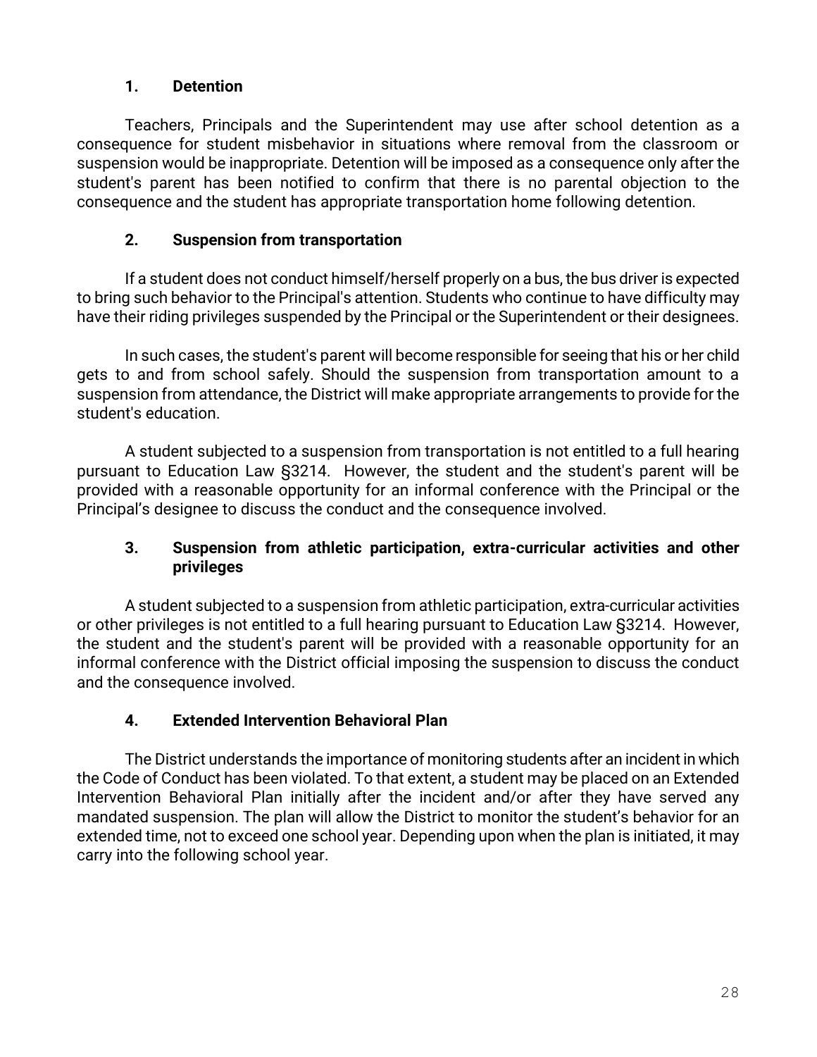### 1. Detention

Teachers, Principals and the Superintendent may use after school detention as a consequence for student misbehavior in situations where removal from the classroom or suspension would be inappropriate. Detention will be imposed as a consequence only after the student's parent has been notified to confirm that there is no parental objection to the consequence and the student has appropriate transportation home following detention.

### 2. Suspension from transportation

If a student does not conduct himself/herself properly on a bus, the bus driver is expected to bring such behavior to the Principal's attention. Students who continue to have difficulty may have their riding privileges suspended by the Principal or the Superintendent or their designees.

In such cases, the student's parent will become responsible for seeing that his or her child gets to and from school safely. Should the suspension from transportation amount to a suspension from attendance, the District will make appropriate arrangements to provide for the student's education.

A student subjected to a suspension from transportation is not entitled to a full hearing pursuant to Education Law §3214. However, the student and the student's parent will be provided with a reasonable opportunity for an informal conference with the Principal or the Principal's designee to discuss the conduct and the consequence involved.

### 3. Suspension from athletic participation, extra-curricular activities and other privileges

A student subjected to a suspension from athletic participation, extra-curricular activities or other privileges is not entitled to a full hearing pursuant to Education Law §3214. However, the student and the student's parent will be provided with a reasonable opportunity for an informal conference with the District official imposing the suspension to discuss the conduct and the consequence involved.

### 4. Extended Intervention Behavioral Plan

The District understands the importance of monitoring students after an incident in which the Code of Conduct has been violated. To that extent, a student may be placed on an Extended Intervention Behavioral Plan initially after the incident and/or after they have served any mandated suspension. The plan will allow the District to monitor the student's behavior for an extended time, not to exceed one school year. Depending upon when the plan is initiated, it may carry into the following school year.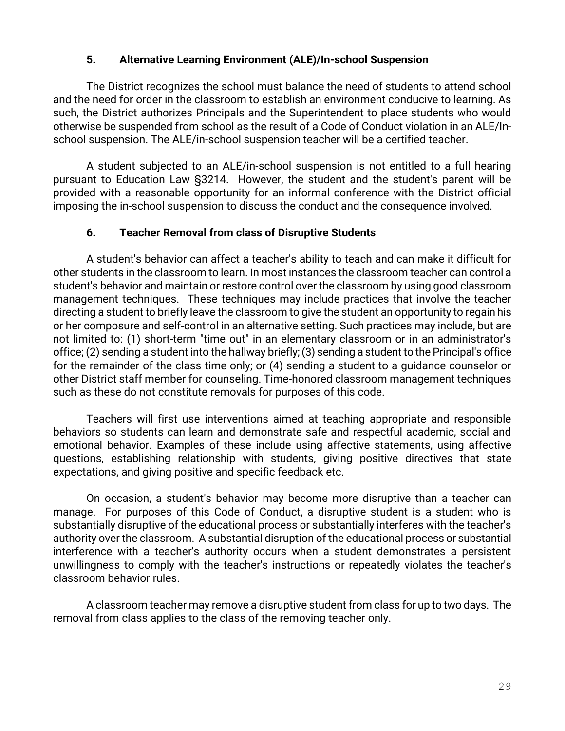### 5. Alternative Learning Environment (ALE)/In-school Suspension

The District recognizes the school must balance the need of students to attend school and the need for order in the classroom to establish an environment conducive to learning. As such, the District authorizes Principals and the Superintendent to place students who would otherwise be suspended from school as the result of a Code of Conduct violation in an ALE/In-school suspension. The ALE/in-school suspension teacher will be a certified teacher.

A student subjected to an ALE/in-school suspension is not entitled to a full hearing pursuant to Education Law §3214. However, the student and the student's parent will be provided with a reasonable opportunity for an informal conference with the District official imposing the in-school suspension to discuss the conduct and the consequence involved.

### 6. Teacher Removal from class of Disruptive Students

A student's behavior can affect a teacher's ability to teach and can make it difficult for other students in the classroom to learn. In most instances the classroom teacher can control a student's behavior and maintain or restore control over the classroom by using good classroom management techniques. These techniques may include practices that involve the teacher directing a student to briefly leave the classroom to give the student an opportunity to regain his or her composure and self-control in an alternative setting. Such practices may include, but are not limited to: (1) short-term "time out" in an elementary classroom or in an administrator's office; (2) sending a student into the hallway briefly; (3) sending a student to the Principal's office for the remainder of the class time only; or (4) sending a student to a guidance counselor or other District staff member for counseling. Time-honored classroom management techniques such as these do not constitute removals for purposes of this code.

Teachers will first use interventions aimed at teaching appropriate and responsible behaviors so students can learn and demonstrate safe and respectful academic, social and emotional behavior. Examples of these include using affective statements, using affective questions, establishing relationship with students, giving positive directives that state expectations, and giving positive and specific feedback etc.

On occasion, a student's behavior may become more disruptive than a teacher can manage. For purposes of this Code of Conduct, a disruptive student is a student who is substantially disruptive of the educational process or substantially interferes with the teacher's authority over the classroom. A substantial disruption of the educational process or substantial interference with a teacher's authority occurs when a student demonstrates a persistent unwillingness to comply with the teacher's instructions or repeatedly violates the teacher's classroom behavior rules.

A classroom teacher may remove a disruptive student from class for up to two days. The removal from class applies to the class of the removing teacher only.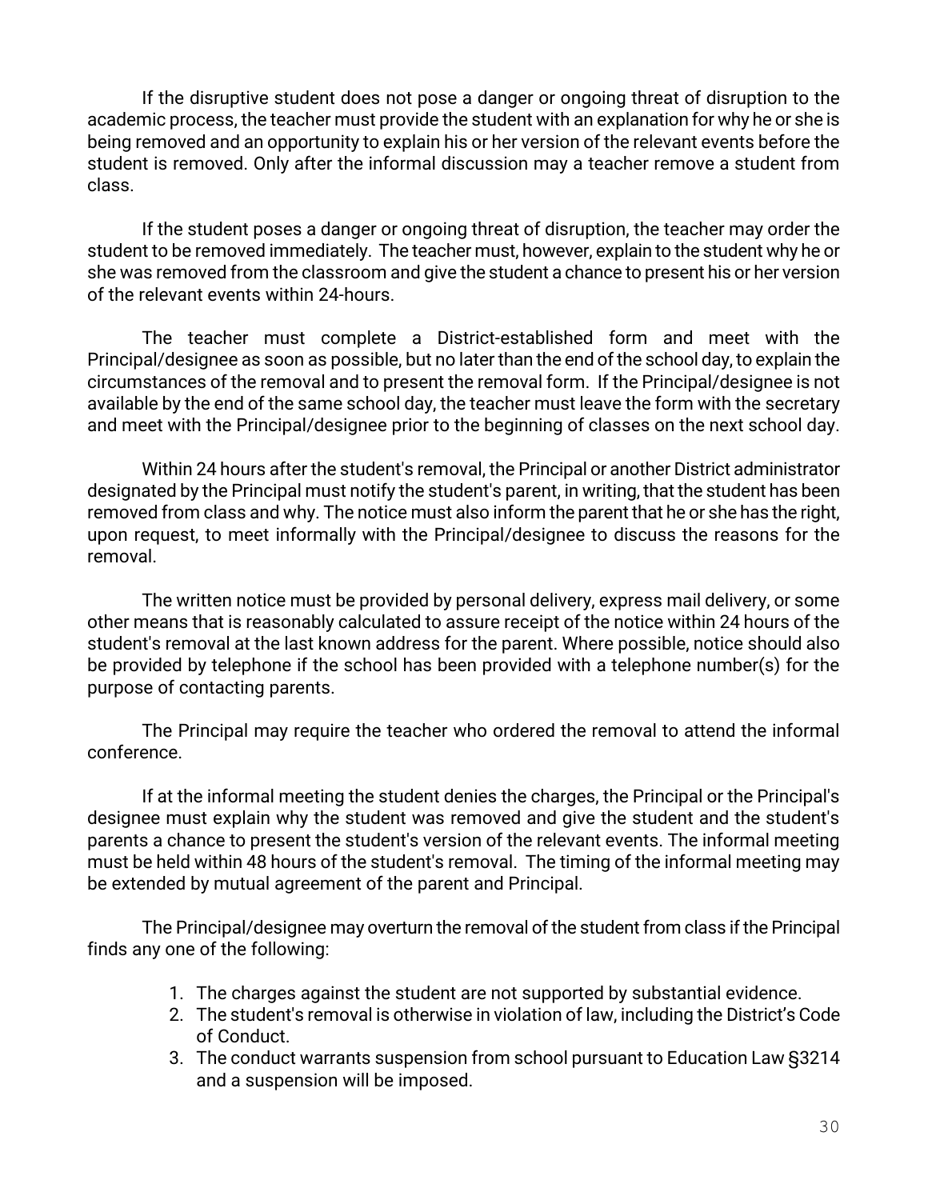If the disruptive student does not pose a danger or ongoing threat of disruption to the academic process, the teacher must provide the student with an explanation for why he or she is being removed and an opportunity to explain his or her version of the relevant events before the student is removed. Only after the informal discussion may a teacher remove a student from class.

If the student poses a danger or ongoing threat of disruption, the teacher may order the student to be removed immediately. The teacher must, however, explain to the student why he or she was removed from the classroom and give the student a chance to present his or her version of the relevant events within 24-hours.

The teacher must complete a District-established form and meet with the Principal/designee as soon as possible, but no later than the end of the school day, to explain the circumstances of the removal and to present the removal form. If the Principal/designee is not available by the end of the same school day, the teacher must leave the form with the secretary and meet with the Principal/designee prior to the beginning of classes on the next school day.

Within 24 hours after the student's removal, the Principal or another District administrator designated by the Principal must notify the student's parent, in writing, that the student has been removed from class and why. The notice must also inform the parent that he or she has the right, upon request, to meet informally with the Principal/designee to discuss the reasons for the removal.

The written notice must be provided by personal delivery, express mail delivery, or some other means that is reasonably calculated to assure receipt of the notice within 24 hours of the student's removal at the last known address for the parent. Where possible, notice should also be provided by telephone if the school has been provided with a telephone number(s) for the purpose of contacting parents.

The Principal may require the teacher who ordered the removal to attend the informal conference.

If at the informal meeting the student denies the charges, the Principal or the Principal's designee must explain why the student was removed and give the student and the student's parents a chance to present the student's version of the relevant events. The informal meeting must be held within 48 hours of the student's removal. The timing of the informal meeting may be extended by mutual agreement of the parent and Principal.

The Principal/designee may overturn the removal of the student from class if the Principal finds any one of the following:

1. The charges against the student are not supported by substantial evidence.
2. The student's removal is otherwise in violation of law, including the District's Code of Conduct.
3. The conduct warrants suspension from school pursuant to Education Law §3214 and a suspension will be imposed.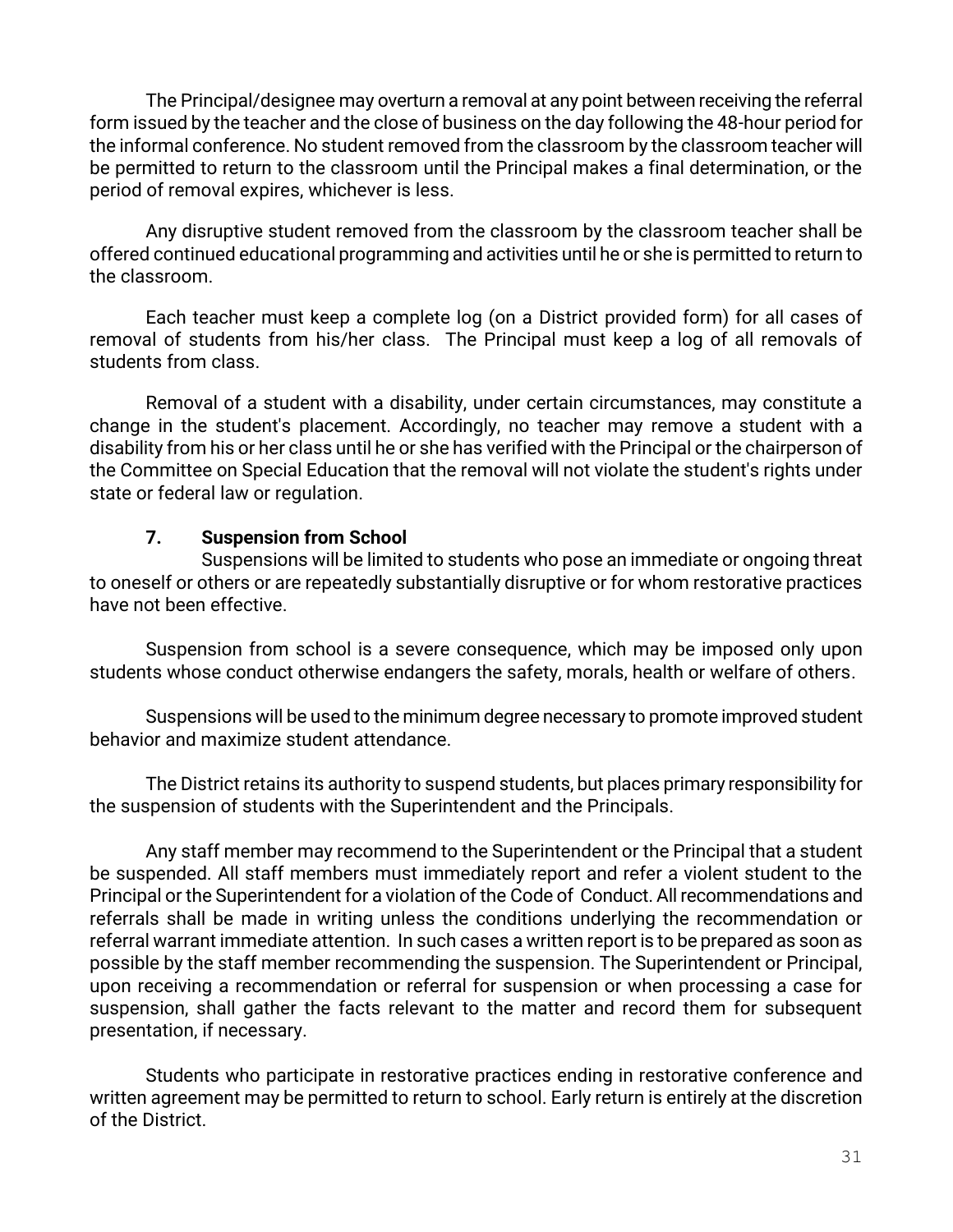The Principal/designee may overturn a removal at any point between receiving the referral form issued by the teacher and the close of business on the day following the 48-hour period for the informal conference. No student removed from the classroom by the classroom teacher will be permitted to return to the classroom until the Principal makes a final determination, or the period of removal expires, whichever is less.

Any disruptive student removed from the classroom by the classroom teacher shall be offered continued educational programming and activities until he or she is permitted to return to the classroom.

Each teacher must keep a complete log (on a District provided form) for all cases of removal of students from his/her class. The Principal must keep a log of all removals of students from class.

Removal of a student with a disability, under certain circumstances, may constitute a change in the student's placement. Accordingly, no teacher may remove a student with a disability from his or her class until he or she has verified with the Principal or the chairperson of the Committee on Special Education that the removal will not violate the student's rights under state or federal law or regulation.

### 7. Suspension from School

Suspensions will be limited to students who pose an immediate or ongoing threat to oneself or others or are repeatedly substantially disruptive or for whom restorative practices have not been effective.

Suspension from school is a severe consequence, which may be imposed only upon students whose conduct otherwise endangers the safety, morals, health or welfare of others.

Suspensions will be used to the minimum degree necessary to promote improved student behavior and maximize student attendance.

The District retains its authority to suspend students, but places primary responsibility for the suspension of students with the Superintendent and the Principals.

Any staff member may recommend to the Superintendent or the Principal that a student be suspended. All staff members must immediately report and refer a violent student to the Principal or the Superintendent for a violation of the Code of Conduct. All recommendations and referrals shall be made in writing unless the conditions underlying the recommendation or referral warrant immediate attention. In such cases a written report is to be prepared as soon as possible by the staff member recommending the suspension. The Superintendent or Principal, upon receiving a recommendation or referral for suspension or when processing a case for suspension, shall gather the facts relevant to the matter and record them for subsequent presentation, if necessary.

Students who participate in restorative practices ending in restorative conference and written agreement may be permitted to return to school. Early return is entirely at the discretion of the District.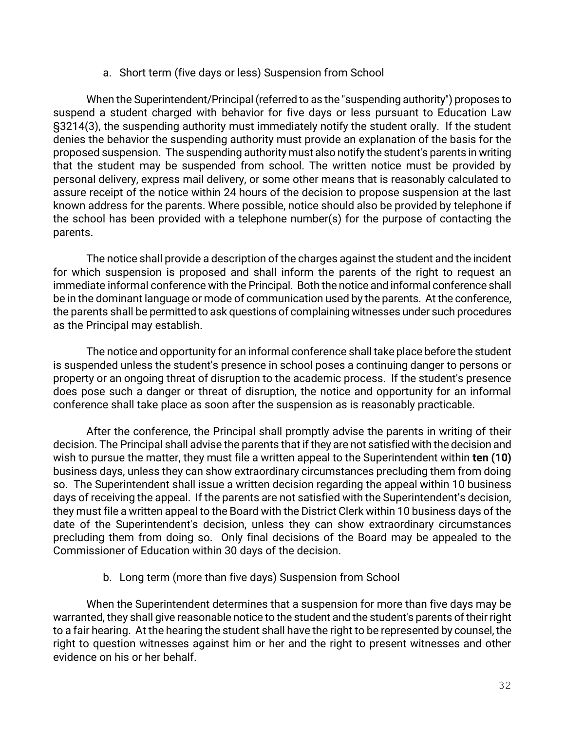a. Short term (five days or less) Suspension from School

When the Superintendent/Principal (referred to as the "suspending authority") proposes to suspend a student charged with behavior for five days or less pursuant to Education Law §3214(3), the suspending authority must immediately notify the student orally. If the student denies the behavior the suspending authority must provide an explanation of the basis for the proposed suspension. The suspending authority must also notify the student's parents in writing that the student may be suspended from school. The written notice must be provided by personal delivery, express mail delivery, or some other means that is reasonably calculated to assure receipt of the notice within 24 hours of the decision to propose suspension at the last known address for the parents. Where possible, notice should also be provided by telephone if the school has been provided with a telephone number(s) for the purpose of contacting the parents.

The notice shall provide a description of the charges against the student and the incident for which suspension is proposed and shall inform the parents of the right to request an immediate informal conference with the Principal. Both the notice and informal conference shall be in the dominant language or mode of communication used by the parents. At the conference, the parents shall be permitted to ask questions of complaining witnesses under such procedures as the Principal may establish.

The notice and opportunity for an informal conference shall take place before the student is suspended unless the student's presence in school poses a continuing danger to persons or property or an ongoing threat of disruption to the academic process. If the student's presence does pose such a danger or threat of disruption, the notice and opportunity for an informal conference shall take place as soon after the suspension as is reasonably practicable.

After the conference, the Principal shall promptly advise the parents in writing of their decision. The Principal shall advise the parents that if they are not satisfied with the decision and wish to pursue the matter, they must file a written appeal to the Superintendent within **ten (10)** business days, unless they can show extraordinary circumstances precluding them from doing so. The Superintendent shall issue a written decision regarding the appeal within 10 business days of receiving the appeal. If the parents are not satisfied with the Superintendent's decision, they must file a written appeal to the Board with the District Clerk within 10 business days of the date of the Superintendent's decision, unless they can show extraordinary circumstances precluding them from doing so. Only final decisions of the Board may be appealed to the Commissioner of Education within 30 days of the decision.

b. Long term (more than five days) Suspension from School

When the Superintendent determines that a suspension for more than five days may be warranted, they shall give reasonable notice to the student and the student's parents of their right to a fair hearing. At the hearing the student shall have the right to be represented by counsel, the right to question witnesses against him or her and the right to present witnesses and other evidence on his or her behalf.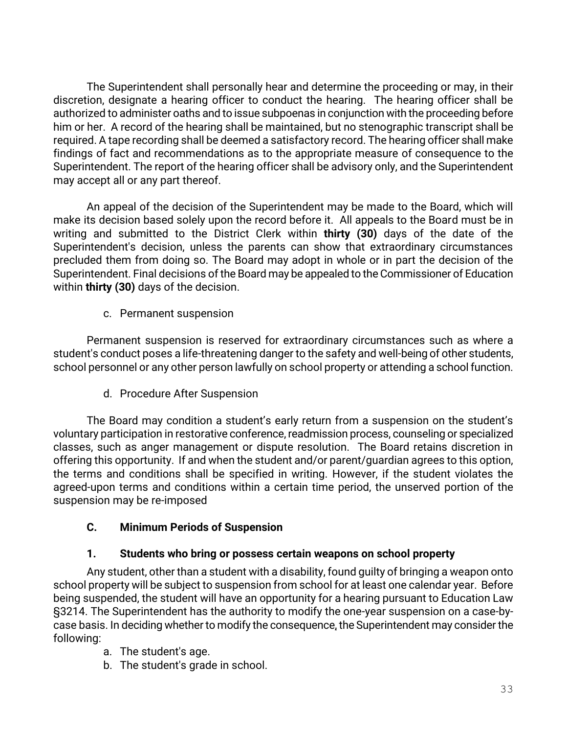The Superintendent shall personally hear and determine the proceeding or may, in their discretion, designate a hearing officer to conduct the hearing. The hearing officer shall be authorized to administer oaths and to issue subpoenas in conjunction with the proceeding before him or her. A record of the hearing shall be maintained, but no stenographic transcript shall be required. A tape recording shall be deemed a satisfactory record. The hearing officer shall make findings of fact and recommendations as to the appropriate measure of consequence to the Superintendent. The report of the hearing officer shall be advisory only, and the Superintendent may accept all or any part thereof.

An appeal of the decision of the Superintendent may be made to the Board, which will make its decision based solely upon the record before it. All appeals to the Board must be in writing and submitted to the District Clerk within **thirty (30)** days of the date of the Superintendent's decision, unless the parents can show that extraordinary circumstances precluded them from doing so. The Board may adopt in whole or in part the decision of the Superintendent. Final decisions of the Board may be appealed to the Commissioner of Education within **thirty (30)** days of the decision.

c. Permanent suspension

Permanent suspension is reserved for extraordinary circumstances such as where a student's conduct poses a life-threatening danger to the safety and well-being of other students, school personnel or any other person lawfully on school property or attending a school function.

d. Procedure After Suspension

The Board may condition a student's early return from a suspension on the student's voluntary participation in restorative conference, readmission process, counseling or specialized classes, such as anger management or dispute resolution. The Board retains discretion in offering this opportunity. If and when the student and/or parent/guardian agrees to this option, the terms and conditions shall be specified in writing. However, if the student violates the agreed-upon terms and conditions within a certain time period, the unserved portion of the suspension may be re-imposed

### C. Minimum Periods of Suspension

#### 1. Students who bring or possess certain weapons on school property

Any student, other than a student with a disability, found guilty of bringing a weapon onto school property will be subject to suspension from school for at least one calendar year. Before being suspended, the student will have an opportunity for a hearing pursuant to Education Law §3214. The Superintendent has the authority to modify the one-year suspension on a case-by-case basis. In deciding whether to modify the consequence, the Superintendent may consider the following:

a. The student's age.
b. The student's grade in school.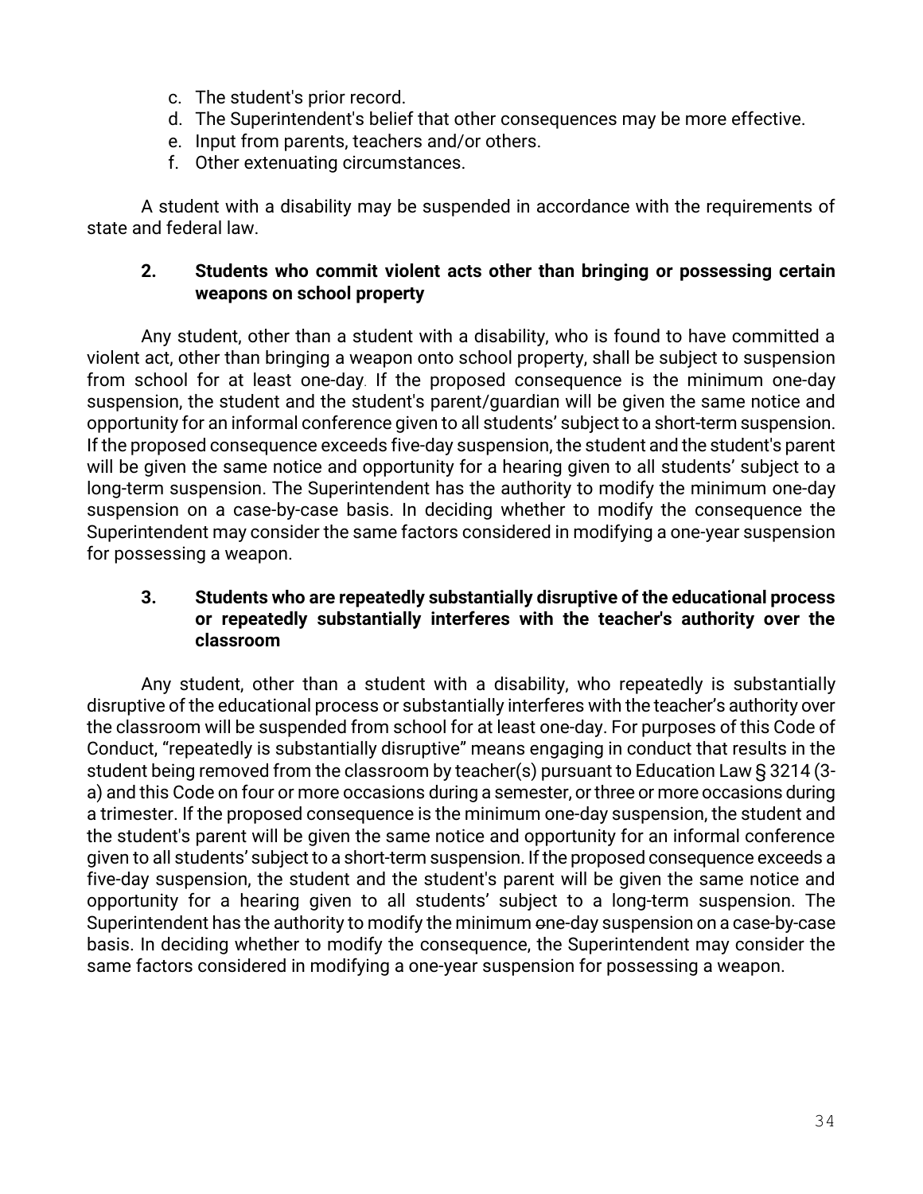c. The student's prior record.
d. The Superintendent's belief that other consequences may be more effective.
e. Input from parents, teachers and/or others.
f. Other extenuating circumstances.

A student with a disability may be suspended in accordance with the requirements of state and federal law.

**2. Students who commit violent acts other than bringing or possessing certain weapons on school property**

Any student, other than a student with a disability, who is found to have committed a violent act, other than bringing a weapon onto school property, shall be subject to suspension from school for at least one-day. If the proposed consequence is the minimum one-day suspension, the student and the student's parent/guardian will be given the same notice and opportunity for an informal conference given to all students' subject to a short-term suspension. If the proposed consequence exceeds five-day suspension, the student and the student's parent will be given the same notice and opportunity for a hearing given to all students' subject to a long-term suspension. The Superintendent has the authority to modify the minimum one-day suspension on a case-by-case basis. In deciding whether to modify the consequence the Superintendent may consider the same factors considered in modifying a one-year suspension for possessing a weapon.

**3. Students who are repeatedly substantially disruptive of the educational process or repeatedly substantially interferes with the teacher's authority over the classroom**

Any student, other than a student with a disability, who repeatedly is substantially disruptive of the educational process or substantially interferes with the teacher's authority over the classroom will be suspended from school for at least one-day. For purposes of this Code of Conduct, "repeatedly is substantially disruptive" means engaging in conduct that results in the student being removed from the classroom by teacher(s) pursuant to Education Law § 3214 (3-a) and this Code on four or more occasions during a semester, or three or more occasions during a trimester. If the proposed consequence is the minimum one-day suspension, the student and the student's parent will be given the same notice and opportunity for an informal conference given to all students' subject to a short-term suspension. If the proposed consequence exceeds a five-day suspension, the student and the student's parent will be given the same notice and opportunity for a hearing given to all students' subject to a long-term suspension. The Superintendent has the authority to modify the minimum one-day suspension on a case-by-case basis. In deciding whether to modify the consequence, the Superintendent may consider the same factors considered in modifying a one-year suspension for possessing a weapon.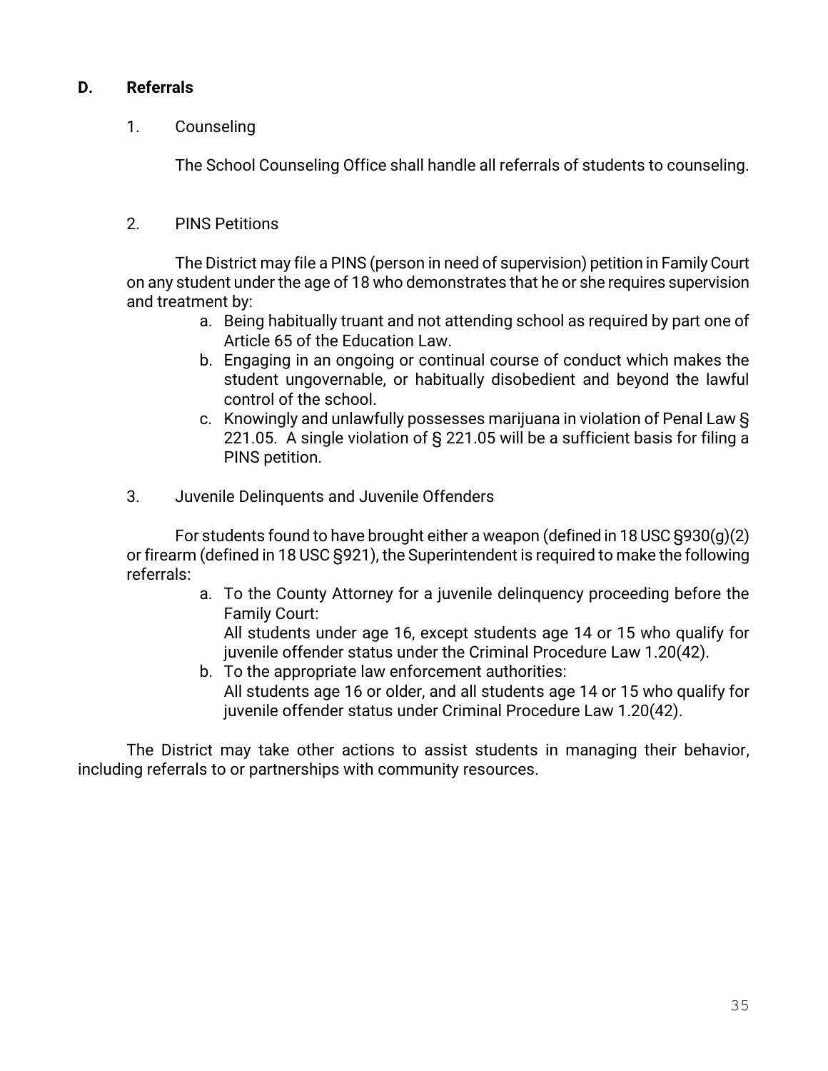## D. Referrals

### 1. Counseling

The School Counseling Office shall handle all referrals of students to counseling.

### 2. PINS Petitions

The District may file a PINS (person in need of supervision) petition in Family Court on any student under the age of 18 who demonstrates that he or she requires supervision and treatment by:

a. Being habitually truant and not attending school as required by part one of Article 65 of the Education Law.
b. Engaging in an ongoing or continual course of conduct which makes the student ungovernable, or habitually disobedient and beyond the lawful control of the school.
c. Knowingly and unlawfully possesses marijuana in violation of Penal Law § 221.05. A single violation of § 221.05 will be a sufficient basis for filing a PINS petition.

### 3. Juvenile Delinquents and Juvenile Offenders

For students found to have brought either a weapon (defined in 18 USC §930(g)(2) or firearm (defined in 18 USC §921), the Superintendent is required to make the following referrals:

a. To the County Attorney for a juvenile delinquency proceeding before the Family Court:
   All students under age 16, except students age 14 or 15 who qualify for juvenile offender status under the Criminal Procedure Law 1.20(42).
b. To the appropriate law enforcement authorities:
   All students age 16 or older, and all students age 14 or 15 who qualify for juvenile offender status under Criminal Procedure Law 1.20(42).

The District may take other actions to assist students in managing their behavior, including referrals to or partnerships with community resources.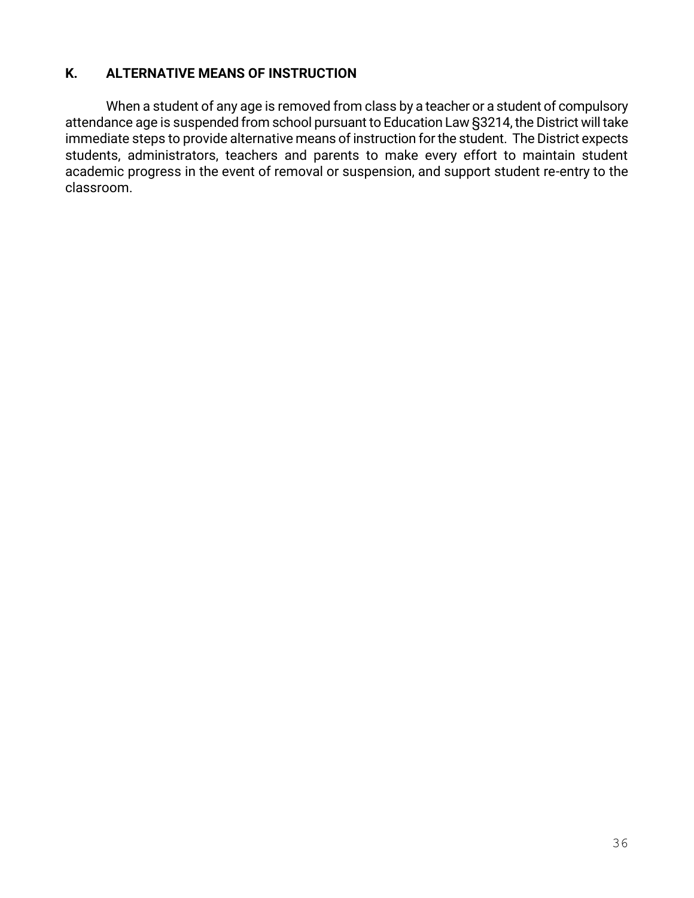## K. ALTERNATIVE MEANS OF INSTRUCTION

When a student of any age is removed from class by a teacher or a student of compulsory attendance age is suspended from school pursuant to Education Law §3214, the District will take immediate steps to provide alternative means of instruction for the student. The District expects students, administrators, teachers and parents to make every effort to maintain student academic progress in the event of removal or suspension, and support student re-entry to the classroom.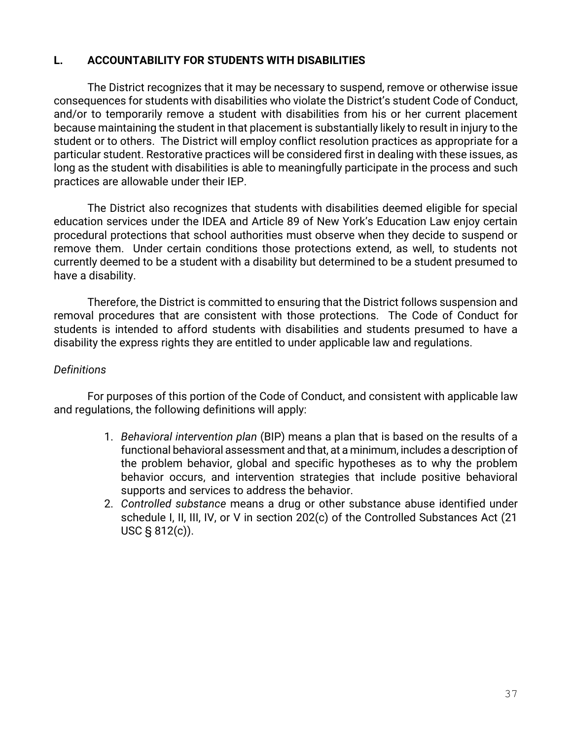## L. ACCOUNTABILITY FOR STUDENTS WITH DISABILITIES

The District recognizes that it may be necessary to suspend, remove or otherwise issue consequences for students with disabilities who violate the District's student Code of Conduct, and/or to temporarily remove a student with disabilities from his or her current placement because maintaining the student in that placement is substantially likely to result in injury to the student or to others. The District will employ conflict resolution practices as appropriate for a particular student. Restorative practices will be considered first in dealing with these issues, as long as the student with disabilities is able to meaningfully participate in the process and such practices are allowable under their IEP.

The District also recognizes that students with disabilities deemed eligible for special education services under the IDEA and Article 89 of New York's Education Law enjoy certain procedural protections that school authorities must observe when they decide to suspend or remove them. Under certain conditions those protections extend, as well, to students not currently deemed to be a student with a disability but determined to be a student presumed to have a disability.

Therefore, the District is committed to ensuring that the District follows suspension and removal procedures that are consistent with those protections. The Code of Conduct for students is intended to afford students with disabilities and students presumed to have a disability the express rights they are entitled to under applicable law and regulations.

*Definitions*

For purposes of this portion of the Code of Conduct, and consistent with applicable law and regulations, the following definitions will apply:

1. *Behavioral intervention plan* (BIP) means a plan that is based on the results of a functional behavioral assessment and that, at a minimum, includes a description of the problem behavior, global and specific hypotheses as to why the problem behavior occurs, and intervention strategies that include positive behavioral supports and services to address the behavior.
2. *Controlled substance* means a drug or other substance abuse identified under schedule I, II, III, IV, or V in section 202(c) of the Controlled Substances Act (21 USC § 812(c)).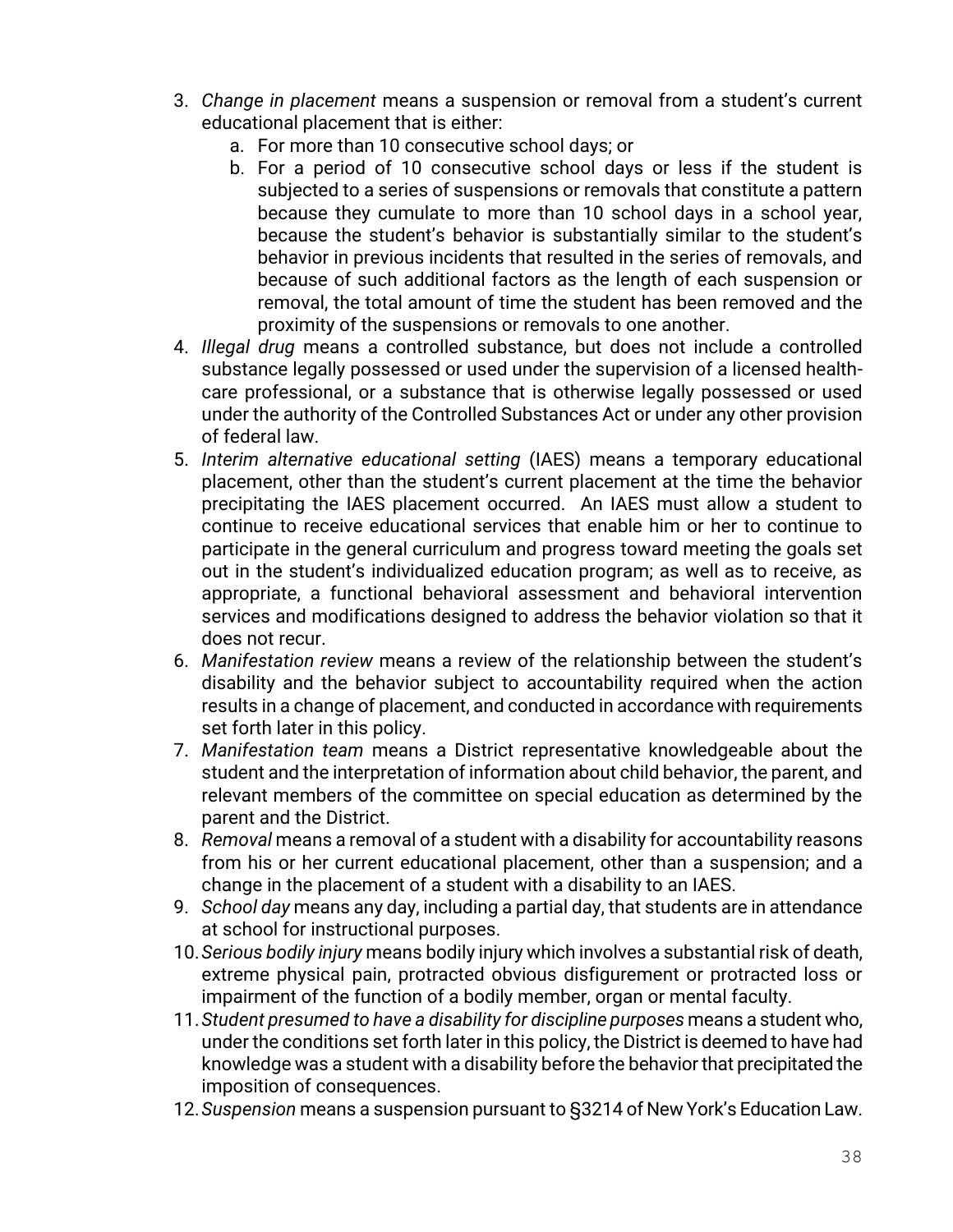3. *Change in placement* means a suspension or removal from a student's current educational placement that is either:
   a. For more than 10 consecutive school days; or
   b. For a period of 10 consecutive school days or less if the student is subjected to a series of suspensions or removals that constitute a pattern because they cumulate to more than 10 school days in a school year, because the student's behavior is substantially similar to the student's behavior in previous incidents that resulted in the series of removals, and because of such additional factors as the length of each suspension or removal, the total amount of time the student has been removed and the proximity of the suspensions or removals to one another.
4. *Illegal drug* means a controlled substance, but does not include a controlled substance legally possessed or used under the supervision of a licensed health-care professional, or a substance that is otherwise legally possessed or used under the authority of the Controlled Substances Act or under any other provision of federal law.
5. *Interim alternative educational setting* (IAES) means a temporary educational placement, other than the student's current placement at the time the behavior precipitating the IAES placement occurred. An IAES must allow a student to continue to receive educational services that enable him or her to continue to participate in the general curriculum and progress toward meeting the goals set out in the student's individualized education program; as well as to receive, as appropriate, a functional behavioral assessment and behavioral intervention services and modifications designed to address the behavior violation so that it does not recur.
6. *Manifestation review* means a review of the relationship between the student's disability and the behavior subject to accountability required when the action results in a change of placement, and conducted in accordance with requirements set forth later in this policy.
7. *Manifestation team* means a District representative knowledgeable about the student and the interpretation of information about child behavior, the parent, and relevant members of the committee on special education as determined by the parent and the District.
8. *Removal* means a removal of a student with a disability for accountability reasons from his or her current educational placement, other than a suspension; and a change in the placement of a student with a disability to an IAES.
9. *School day* means any day, including a partial day, that students are in attendance at school for instructional purposes.
10. *Serious bodily injury* means bodily injury which involves a substantial risk of death, extreme physical pain, protracted obvious disfigurement or protracted loss or impairment of the function of a bodily member, organ or mental faculty.
11. *Student presumed to have a disability for discipline purposes* means a student who, under the conditions set forth later in this policy, the District is deemed to have had knowledge was a student with a disability before the behavior that precipitated the imposition of consequences.
12. *Suspension* means a suspension pursuant to §3214 of New York's Education Law.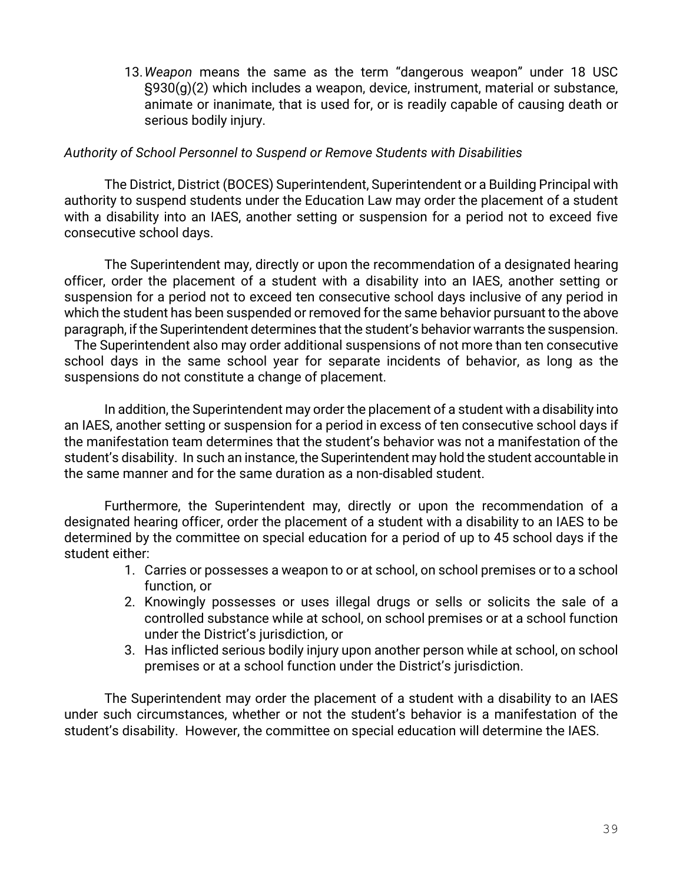13. *Weapon* means the same as the term "dangerous weapon" under 18 USC §930(g)(2) which includes a weapon, device, instrument, material or substance, animate or inanimate, that is used for, or is readily capable of causing death or serious bodily injury.

*Authority of School Personnel to Suspend or Remove Students with Disabilities*

The District, District (BOCES) Superintendent, Superintendent or a Building Principal with authority to suspend students under the Education Law may order the placement of a student with a disability into an IAES, another setting or suspension for a period not to exceed five consecutive school days.

The Superintendent may, directly or upon the recommendation of a designated hearing officer, order the placement of a student with a disability into an IAES, another setting or suspension for a period not to exceed ten consecutive school days inclusive of any period in which the student has been suspended or removed for the same behavior pursuant to the above paragraph, if the Superintendent determines that the student's behavior warrants the suspension. The Superintendent also may order additional suspensions of not more than ten consecutive school days in the same school year for separate incidents of behavior, as long as the suspensions do not constitute a change of placement.

In addition, the Superintendent may order the placement of a student with a disability into an IAES, another setting or suspension for a period in excess of ten consecutive school days if the manifestation team determines that the student's behavior was not a manifestation of the student's disability. In such an instance, the Superintendent may hold the student accountable in the same manner and for the same duration as a non-disabled student.

Furthermore, the Superintendent may, directly or upon the recommendation of a designated hearing officer, order the placement of a student with a disability to an IAES to be determined by the committee on special education for a period of up to 45 school days if the student either:

1. Carries or possesses a weapon to or at school, on school premises or to a school function, or
2. Knowingly possesses or uses illegal drugs or sells or solicits the sale of a controlled substance while at school, on school premises or at a school function under the District's jurisdiction, or
3. Has inflicted serious bodily injury upon another person while at school, on school premises or at a school function under the District's jurisdiction.

The Superintendent may order the placement of a student with a disability to an IAES under such circumstances, whether or not the student's behavior is a manifestation of the student's disability. However, the committee on special education will determine the IAES.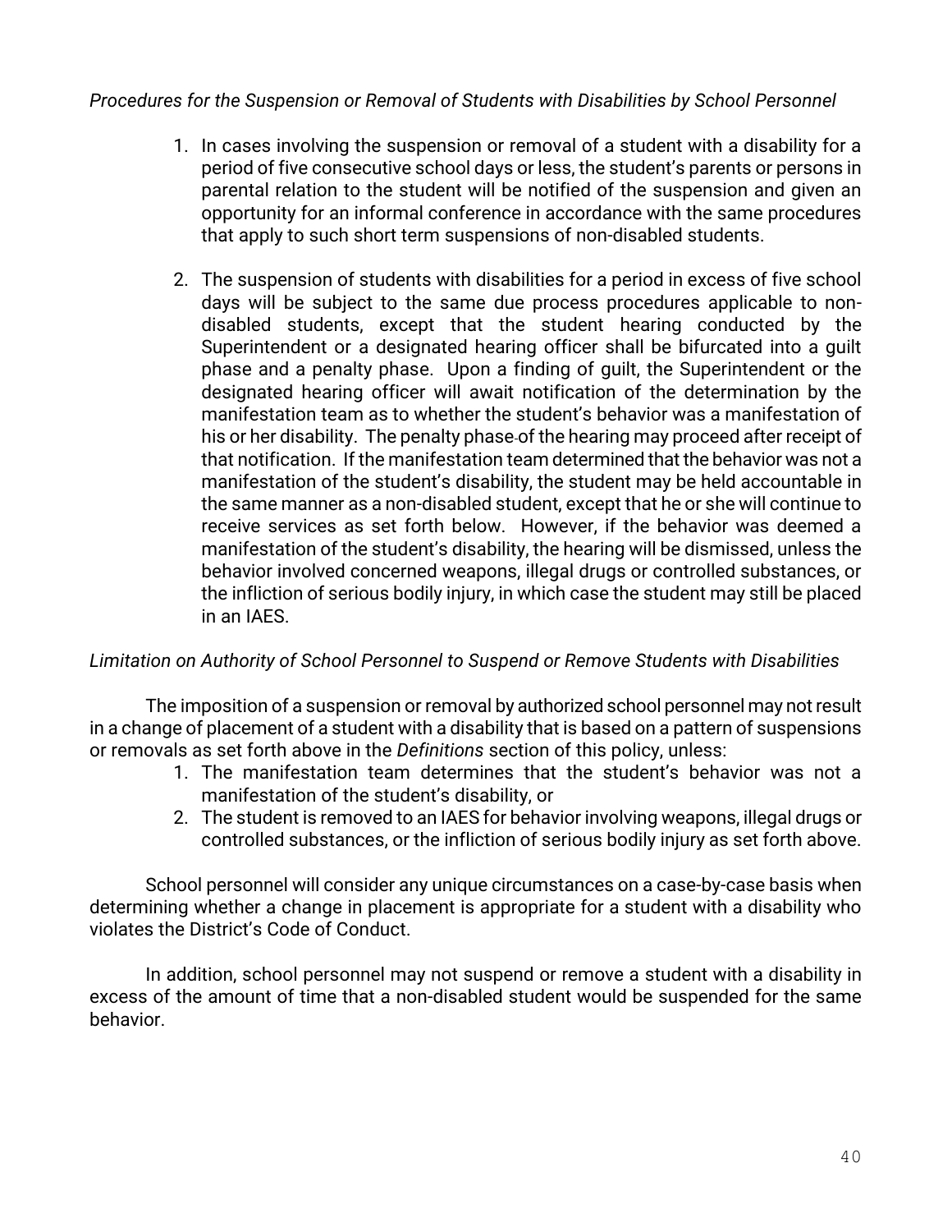*Procedures for the Suspension or Removal of Students with Disabilities by School Personnel*

1. In cases involving the suspension or removal of a student with a disability for a period of five consecutive school days or less, the student's parents or persons in parental relation to the student will be notified of the suspension and given an opportunity for an informal conference in accordance with the same procedures that apply to such short term suspensions of non-disabled students.

2. The suspension of students with disabilities for a period in excess of five school days will be subject to the same due process procedures applicable to non-disabled students, except that the student hearing conducted by the Superintendent or a designated hearing officer shall be bifurcated into a guilt phase and a penalty phase. Upon a finding of guilt, the Superintendent or the designated hearing officer will await notification of the determination by the manifestation team as to whether the student's behavior was a manifestation of his or her disability. The penalty phase of the hearing may proceed after receipt of that notification. If the manifestation team determined that the behavior was not a manifestation of the student's disability, the student may be held accountable in the same manner as a non-disabled student, except that he or she will continue to receive services as set forth below. However, if the behavior was deemed a manifestation of the student's disability, the hearing will be dismissed, unless the behavior involved concerned weapons, illegal drugs or controlled substances, or the infliction of serious bodily injury, in which case the student may still be placed in an IAES.

*Limitation on Authority of School Personnel to Suspend or Remove Students with Disabilities*

The imposition of a suspension or removal by authorized school personnel may not result in a change of placement of a student with a disability that is based on a pattern of suspensions or removals as set forth above in the *Definitions* section of this policy, unless:

1. The manifestation team determines that the student's behavior was not a manifestation of the student's disability, or
2. The student is removed to an IAES for behavior involving weapons, illegal drugs or controlled substances, or the infliction of serious bodily injury as set forth above.

School personnel will consider any unique circumstances on a case-by-case basis when determining whether a change in placement is appropriate for a student with a disability who violates the District's Code of Conduct.

In addition, school personnel may not suspend or remove a student with a disability in excess of the amount of time that a non-disabled student would be suspended for the same behavior.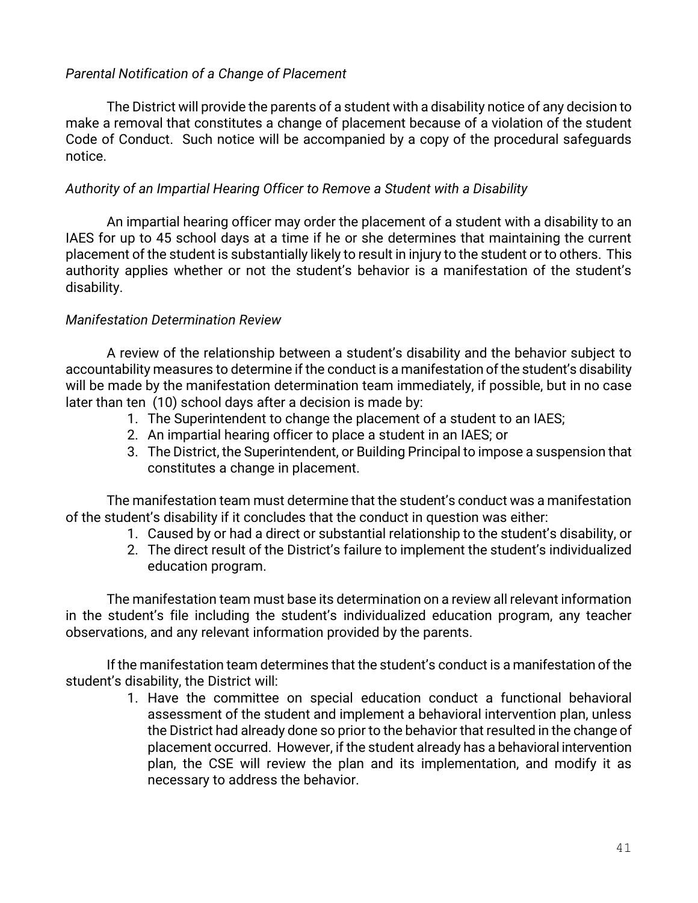*Parental Notification of a Change of Placement*

The District will provide the parents of a student with a disability notice of any decision to make a removal that constitutes a change of placement because of a violation of the student Code of Conduct. Such notice will be accompanied by a copy of the procedural safeguards notice.

*Authority of an Impartial Hearing Officer to Remove a Student with a Disability*

An impartial hearing officer may order the placement of a student with a disability to an IAES for up to 45 school days at a time if he or she determines that maintaining the current placement of the student is substantially likely to result in injury to the student or to others. This authority applies whether or not the student's behavior is a manifestation of the student's disability.

*Manifestation Determination Review*

A review of the relationship between a student's disability and the behavior subject to accountability measures to determine if the conduct is a manifestation of the student's disability will be made by the manifestation determination team immediately, if possible, but in no case later than ten (10) school days after a decision is made by:

1. The Superintendent to change the placement of a student to an IAES;
2. An impartial hearing officer to place a student in an IAES; or
3. The District, the Superintendent, or Building Principal to impose a suspension that constitutes a change in placement.

The manifestation team must determine that the student's conduct was a manifestation of the student's disability if it concludes that the conduct in question was either:

1. Caused by or had a direct or substantial relationship to the student's disability, or
2. The direct result of the District's failure to implement the student's individualized education program.

The manifestation team must base its determination on a review all relevant information in the student's file including the student's individualized education program, any teacher observations, and any relevant information provided by the parents.

If the manifestation team determines that the student's conduct is a manifestation of the student's disability, the District will:

1. Have the committee on special education conduct a functional behavioral assessment of the student and implement a behavioral intervention plan, unless the District had already done so prior to the behavior that resulted in the change of placement occurred. However, if the student already has a behavioral intervention plan, the CSE will review the plan and its implementation, and modify it as necessary to address the behavior.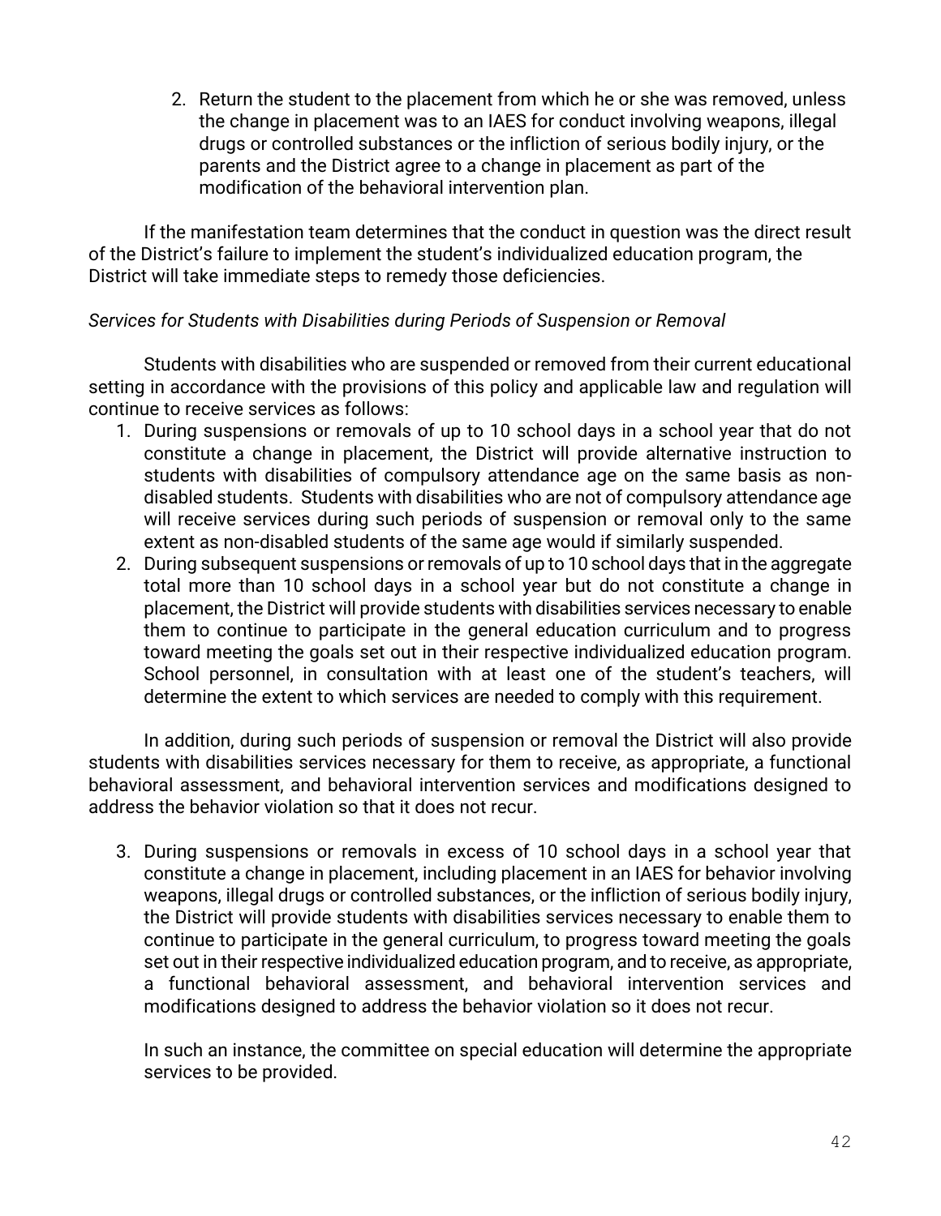2. Return the student to the placement from which he or she was removed, unless the change in placement was to an IAES for conduct involving weapons, illegal drugs or controlled substances or the infliction of serious bodily injury, or the parents and the District agree to a change in placement as part of the modification of the behavioral intervention plan.

If the manifestation team determines that the conduct in question was the direct result of the District's failure to implement the student's individualized education program, the District will take immediate steps to remedy those deficiencies.

*Services for Students with Disabilities during Periods of Suspension or Removal*

Students with disabilities who are suspended or removed from their current educational setting in accordance with the provisions of this policy and applicable law and regulation will continue to receive services as follows:

1. During suspensions or removals of up to 10 school days in a school year that do not constitute a change in placement, the District will provide alternative instruction to students with disabilities of compulsory attendance age on the same basis as non-disabled students. Students with disabilities who are not of compulsory attendance age will receive services during such periods of suspension or removal only to the same extent as non-disabled students of the same age would if similarly suspended.
2. During subsequent suspensions or removals of up to 10 school days that in the aggregate total more than 10 school days in a school year but do not constitute a change in placement, the District will provide students with disabilities services necessary to enable them to continue to participate in the general education curriculum and to progress toward meeting the goals set out in their respective individualized education program. School personnel, in consultation with at least one of the student's teachers, will determine the extent to which services are needed to comply with this requirement.

In addition, during such periods of suspension or removal the District will also provide students with disabilities services necessary for them to receive, as appropriate, a functional behavioral assessment, and behavioral intervention services and modifications designed to address the behavior violation so that it does not recur.

3. During suspensions or removals in excess of 10 school days in a school year that constitute a change in placement, including placement in an IAES for behavior involving weapons, illegal drugs or controlled substances, or the infliction of serious bodily injury, the District will provide students with disabilities services necessary to enable them to continue to participate in the general curriculum, to progress toward meeting the goals set out in their respective individualized education program, and to receive, as appropriate, a functional behavioral assessment, and behavioral intervention services and modifications designed to address the behavior violation so it does not recur.

   In such an instance, the committee on special education will determine the appropriate services to be provided.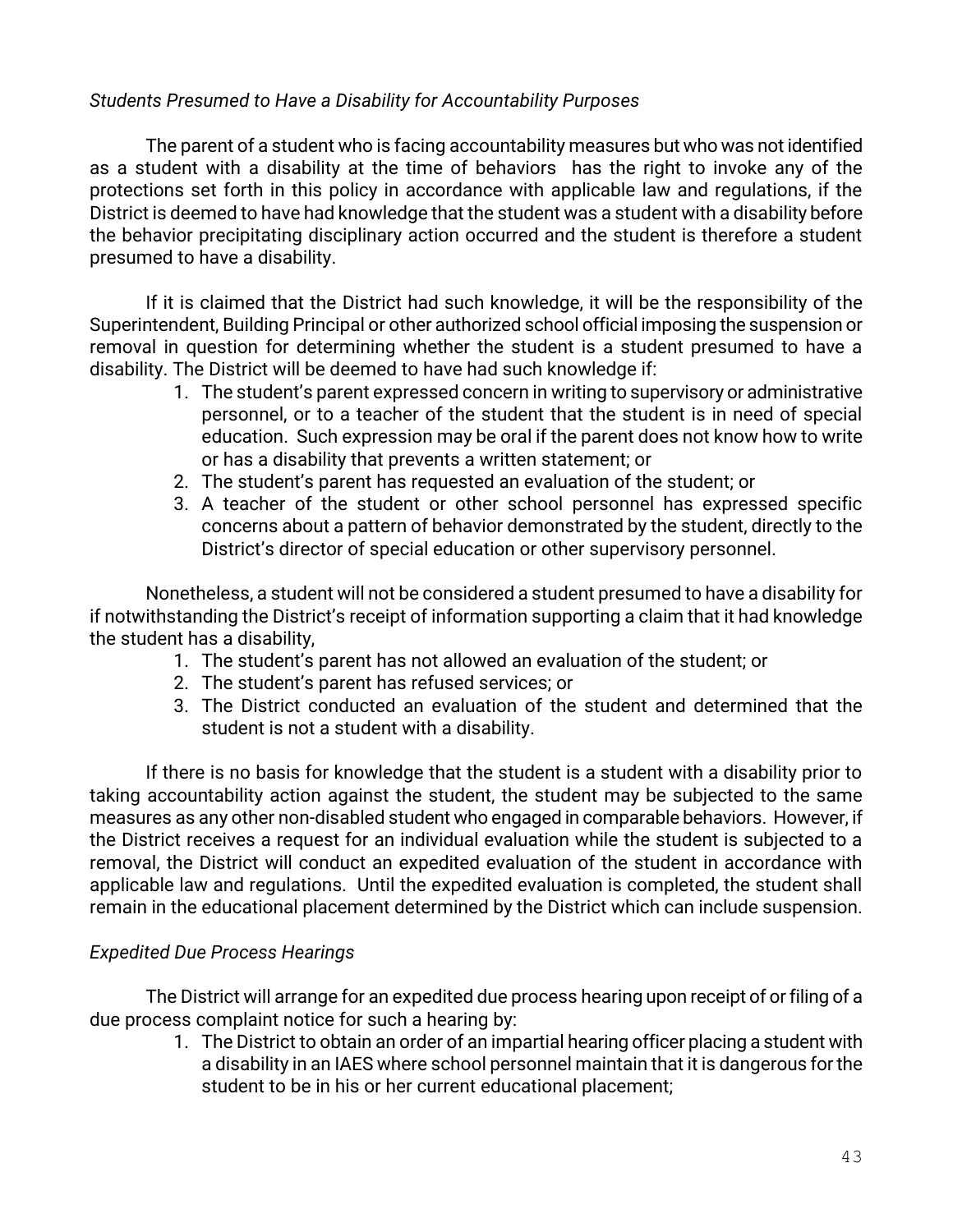*Students Presumed to Have a Disability for Accountability Purposes*

The parent of a student who is facing accountability measures but who was not identified as a student with a disability at the time of behaviors has the right to invoke any of the protections set forth in this policy in accordance with applicable law and regulations, if the District is deemed to have had knowledge that the student was a student with a disability before the behavior precipitating disciplinary action occurred and the student is therefore a student presumed to have a disability.

If it is claimed that the District had such knowledge, it will be the responsibility of the Superintendent, Building Principal or other authorized school official imposing the suspension or removal in question for determining whether the student is a student presumed to have a disability. The District will be deemed to have had such knowledge if:

1. The student's parent expressed concern in writing to supervisory or administrative personnel, or to a teacher of the student that the student is in need of special education. Such expression may be oral if the parent does not know how to write or has a disability that prevents a written statement; or
2. The student's parent has requested an evaluation of the student; or
3. A teacher of the student or other school personnel has expressed specific concerns about a pattern of behavior demonstrated by the student, directly to the District's director of special education or other supervisory personnel.

Nonetheless, a student will not be considered a student presumed to have a disability for if notwithstanding the District's receipt of information supporting a claim that it had knowledge the student has a disability,

1. The student's parent has not allowed an evaluation of the student; or
2. The student's parent has refused services; or
3. The District conducted an evaluation of the student and determined that the student is not a student with a disability.

If there is no basis for knowledge that the student is a student with a disability prior to taking accountability action against the student, the student may be subjected to the same measures as any other non-disabled student who engaged in comparable behaviors. However, if the District receives a request for an individual evaluation while the student is subjected to a removal, the District will conduct an expedited evaluation of the student in accordance with applicable law and regulations. Until the expedited evaluation is completed, the student shall remain in the educational placement determined by the District which can include suspension.

*Expedited Due Process Hearings*

The District will arrange for an expedited due process hearing upon receipt of or filing of a due process complaint notice for such a hearing by:

1. The District to obtain an order of an impartial hearing officer placing a student with a disability in an IAES where school personnel maintain that it is dangerous for the student to be in his or her current educational placement;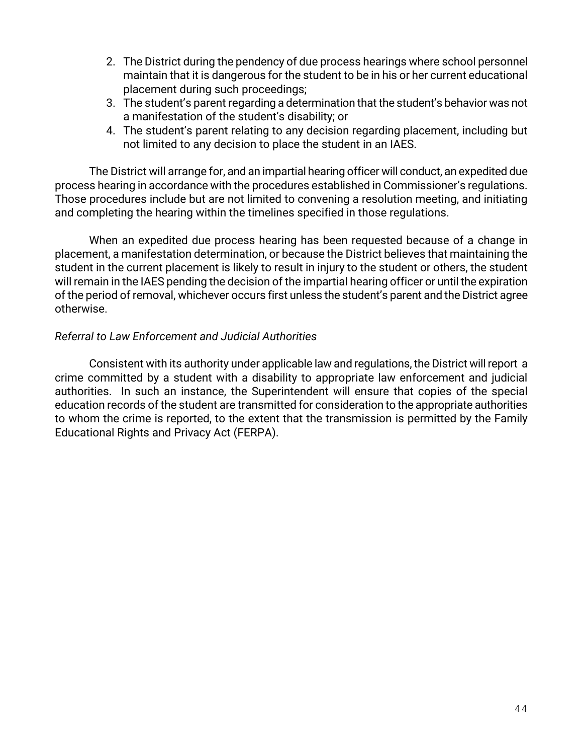2. The District during the pendency of due process hearings where school personnel maintain that it is dangerous for the student to be in his or her current educational placement during such proceedings;
3. The student's parent regarding a determination that the student's behavior was not a manifestation of the student's disability; or
4. The student's parent relating to any decision regarding placement, including but not limited to any decision to place the student in an IAES.

The District will arrange for, and an impartial hearing officer will conduct, an expedited due process hearing in accordance with the procedures established in Commissioner's regulations. Those procedures include but are not limited to convening a resolution meeting, and initiating and completing the hearing within the timelines specified in those regulations.

When an expedited due process hearing has been requested because of a change in placement, a manifestation determination, or because the District believes that maintaining the student in the current placement is likely to result in injury to the student or others, the student will remain in the IAES pending the decision of the impartial hearing officer or until the expiration of the period of removal, whichever occurs first unless the student's parent and the District agree otherwise.

*Referral to Law Enforcement and Judicial Authorities*

Consistent with its authority under applicable law and regulations, the District will report a crime committed by a student with a disability to appropriate law enforcement and judicial authorities. In such an instance, the Superintendent will ensure that copies of the special education records of the student are transmitted for consideration to the appropriate authorities to whom the crime is reported, to the extent that the transmission is permitted by the Family Educational Rights and Privacy Act (FERPA).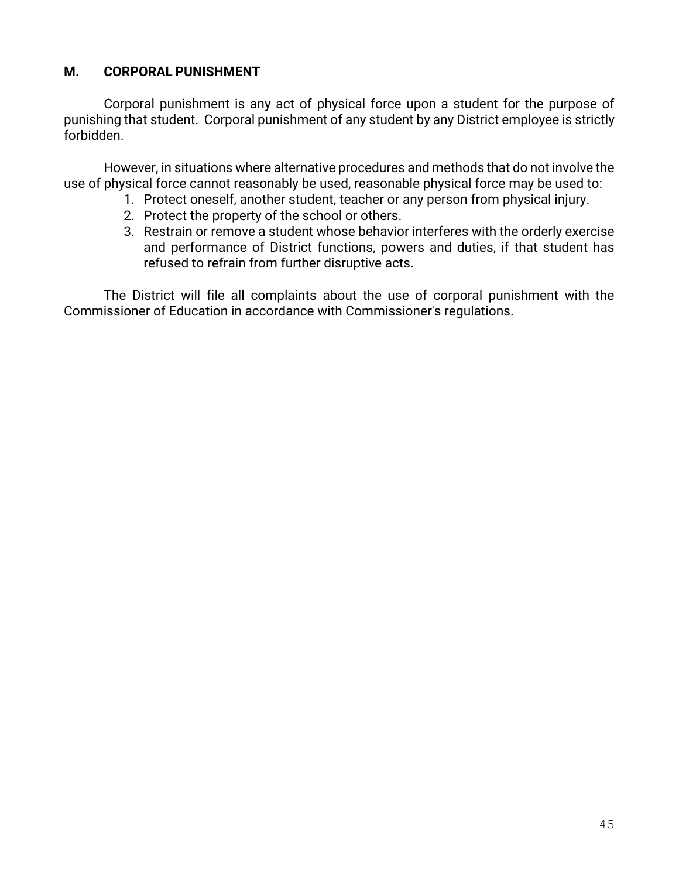## M. CORPORAL PUNISHMENT

Corporal punishment is any act of physical force upon a student for the purpose of punishing that student. Corporal punishment of any student by any District employee is strictly forbidden.

However, in situations where alternative procedures and methods that do not involve the use of physical force cannot reasonably be used, reasonable physical force may be used to:

1. Protect oneself, another student, teacher or any person from physical injury.
2. Protect the property of the school or others.
3. Restrain or remove a student whose behavior interferes with the orderly exercise and performance of District functions, powers and duties, if that student has refused to refrain from further disruptive acts.

The District will file all complaints about the use of corporal punishment with the Commissioner of Education in accordance with Commissioner's regulations.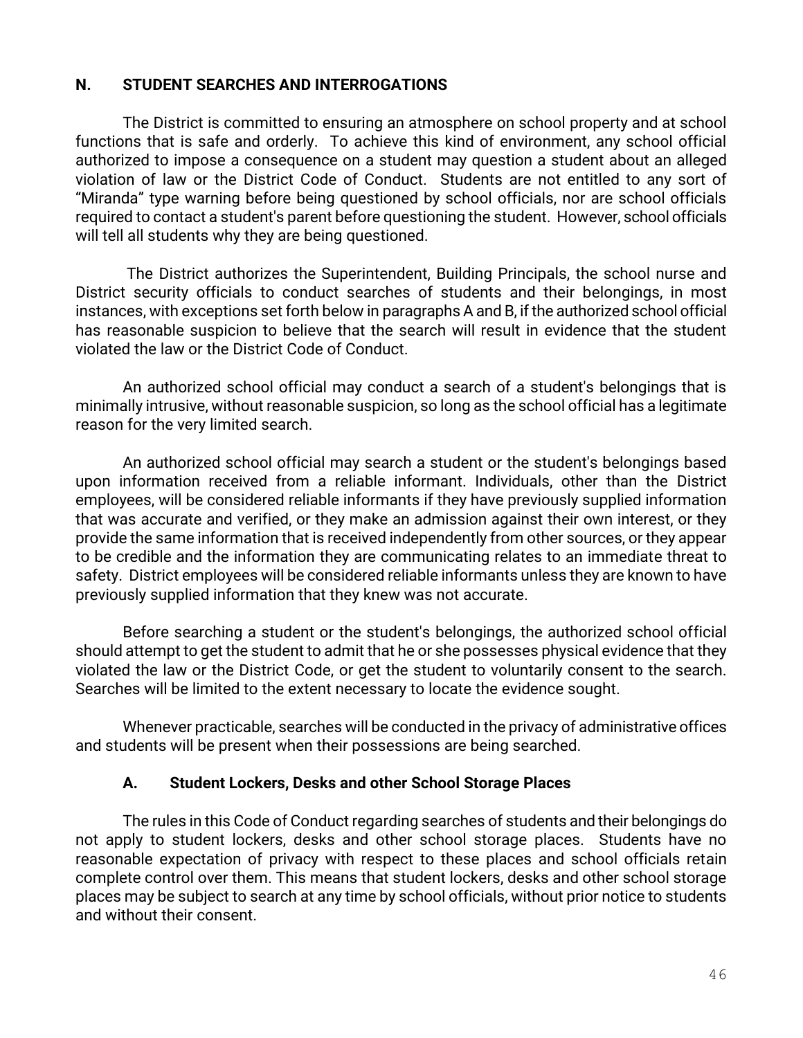## N. STUDENT SEARCHES AND INTERROGATIONS

The District is committed to ensuring an atmosphere on school property and at school functions that is safe and orderly. To achieve this kind of environment, any school official authorized to impose a consequence on a student may question a student about an alleged violation of law or the District Code of Conduct. Students are not entitled to any sort of "Miranda" type warning before being questioned by school officials, nor are school officials required to contact a student's parent before questioning the student. However, school officials will tell all students why they are being questioned.

The District authorizes the Superintendent, Building Principals, the school nurse and District security officials to conduct searches of students and their belongings, in most instances, with exceptions set forth below in paragraphs A and B, if the authorized school official has reasonable suspicion to believe that the search will result in evidence that the student violated the law or the District Code of Conduct.

An authorized school official may conduct a search of a student's belongings that is minimally intrusive, without reasonable suspicion, so long as the school official has a legitimate reason for the very limited search.

An authorized school official may search a student or the student's belongings based upon information received from a reliable informant. Individuals, other than the District employees, will be considered reliable informants if they have previously supplied information that was accurate and verified, or they make an admission against their own interest, or they provide the same information that is received independently from other sources, or they appear to be credible and the information they are communicating relates to an immediate threat to safety. District employees will be considered reliable informants unless they are known to have previously supplied information that they knew was not accurate.

Before searching a student or the student's belongings, the authorized school official should attempt to get the student to admit that he or she possesses physical evidence that they violated the law or the District Code, or get the student to voluntarily consent to the search. Searches will be limited to the extent necessary to locate the evidence sought.

Whenever practicable, searches will be conducted in the privacy of administrative offices and students will be present when their possessions are being searched.

### A. Student Lockers, Desks and other School Storage Places

The rules in this Code of Conduct regarding searches of students and their belongings do not apply to student lockers, desks and other school storage places. Students have no reasonable expectation of privacy with respect to these places and school officials retain complete control over them. This means that student lockers, desks and other school storage places may be subject to search at any time by school officials, without prior notice to students and without their consent.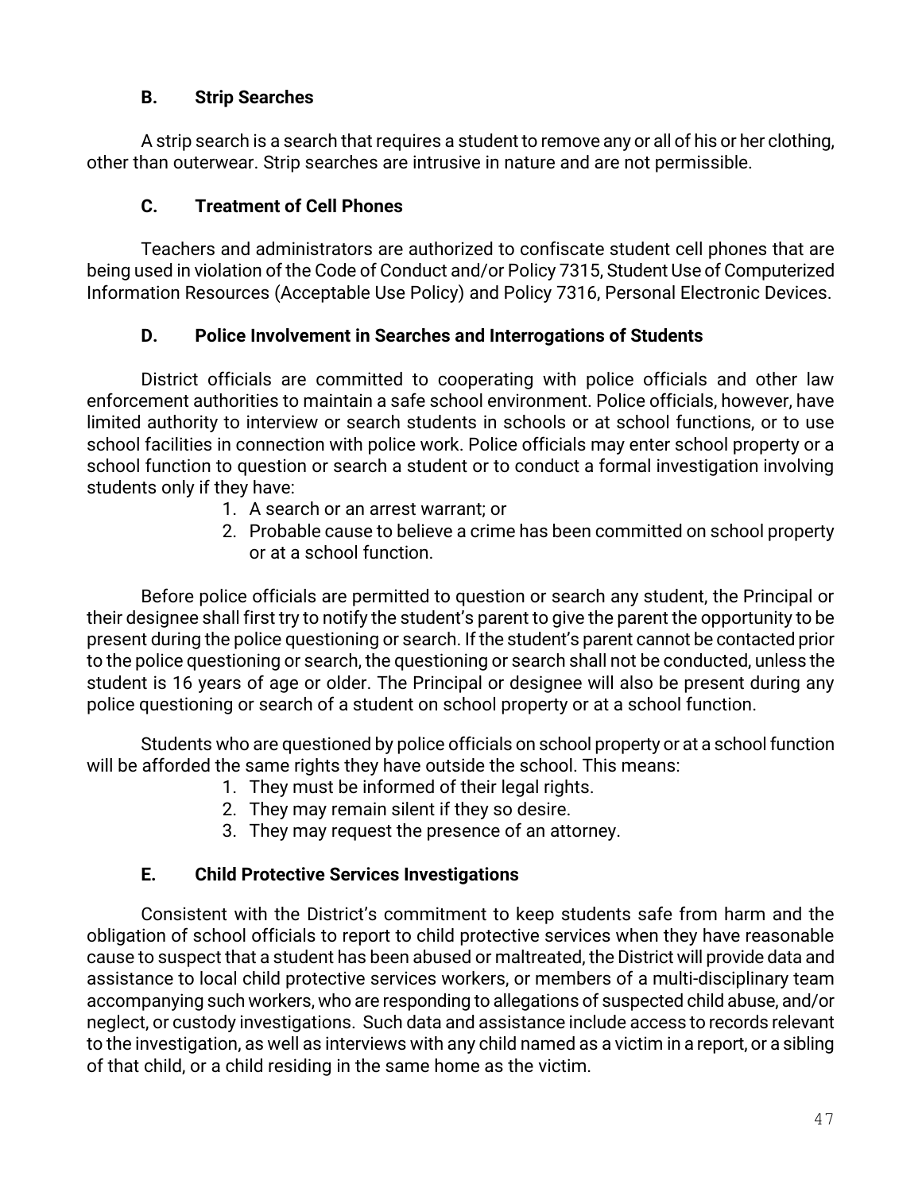### B. Strip Searches

A strip search is a search that requires a student to remove any or all of his or her clothing, other than outerwear. Strip searches are intrusive in nature and are not permissible.

### C. Treatment of Cell Phones

Teachers and administrators are authorized to confiscate student cell phones that are being used in violation of the Code of Conduct and/or Policy 7315, Student Use of Computerized Information Resources (Acceptable Use Policy) and Policy 7316, Personal Electronic Devices.

### D. Police Involvement in Searches and Interrogations of Students

District officials are committed to cooperating with police officials and other law enforcement authorities to maintain a safe school environment. Police officials, however, have limited authority to interview or search students in schools or at school functions, or to use school facilities in connection with police work. Police officials may enter school property or a school function to question or search a student or to conduct a formal investigation involving students only if they have:

1. A search or an arrest warrant; or
2. Probable cause to believe a crime has been committed on school property or at a school function.

Before police officials are permitted to question or search any student, the Principal or their designee shall first try to notify the student's parent to give the parent the opportunity to be present during the police questioning or search. If the student's parent cannot be contacted prior to the police questioning or search, the questioning or search shall not be conducted, unless the student is 16 years of age or older. The Principal or designee will also be present during any police questioning or search of a student on school property or at a school function.

Students who are questioned by police officials on school property or at a school function will be afforded the same rights they have outside the school. This means:

1. They must be informed of their legal rights.
2. They may remain silent if they so desire.
3. They may request the presence of an attorney.

### E. Child Protective Services Investigations

Consistent with the District's commitment to keep students safe from harm and the obligation of school officials to report to child protective services when they have reasonable cause to suspect that a student has been abused or maltreated, the District will provide data and assistance to local child protective services workers, or members of a multi-disciplinary team accompanying such workers, who are responding to allegations of suspected child abuse, and/or neglect, or custody investigations. Such data and assistance include access to records relevant to the investigation, as well as interviews with any child named as a victim in a report, or a sibling of that child, or a child residing in the same home as the victim.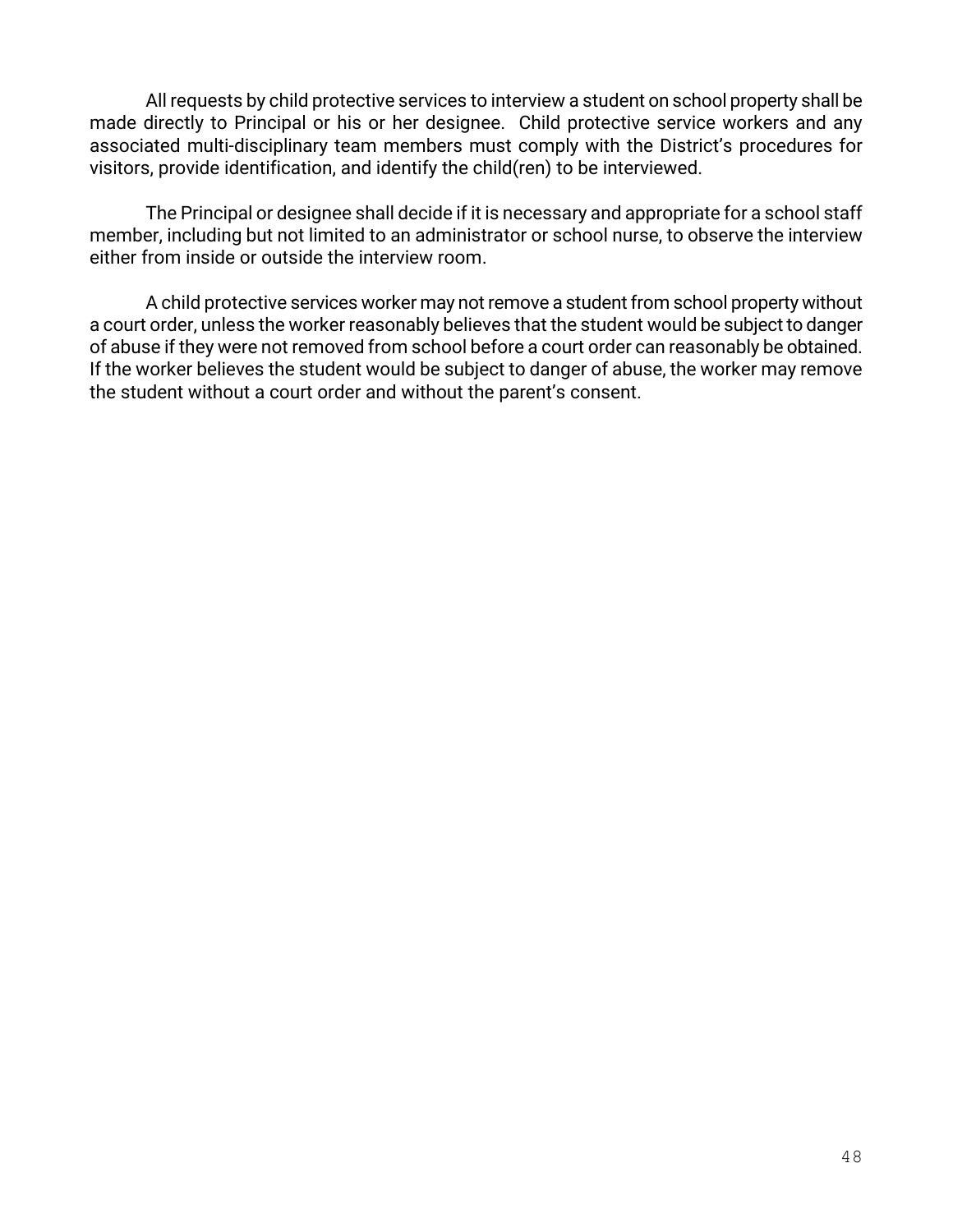All requests by child protective services to interview a student on school property shall be made directly to Principal or his or her designee.  Child protective service workers and any associated multi-disciplinary team members must comply with the District's procedures for visitors, provide identification, and identify the child(ren) to be interviewed.

The Principal or designee shall decide if it is necessary and appropriate for a school staff member, including but not limited to an administrator or school nurse, to observe the interview either from inside or outside the interview room.

A child protective services worker may not remove a student from school property without a court order, unless the worker reasonably believes that the student would be subject to danger of abuse if they were not removed from school before a court order can reasonably be obtained. If the worker believes the student would be subject to danger of abuse, the worker may remove the student without a court order and without the parent's consent.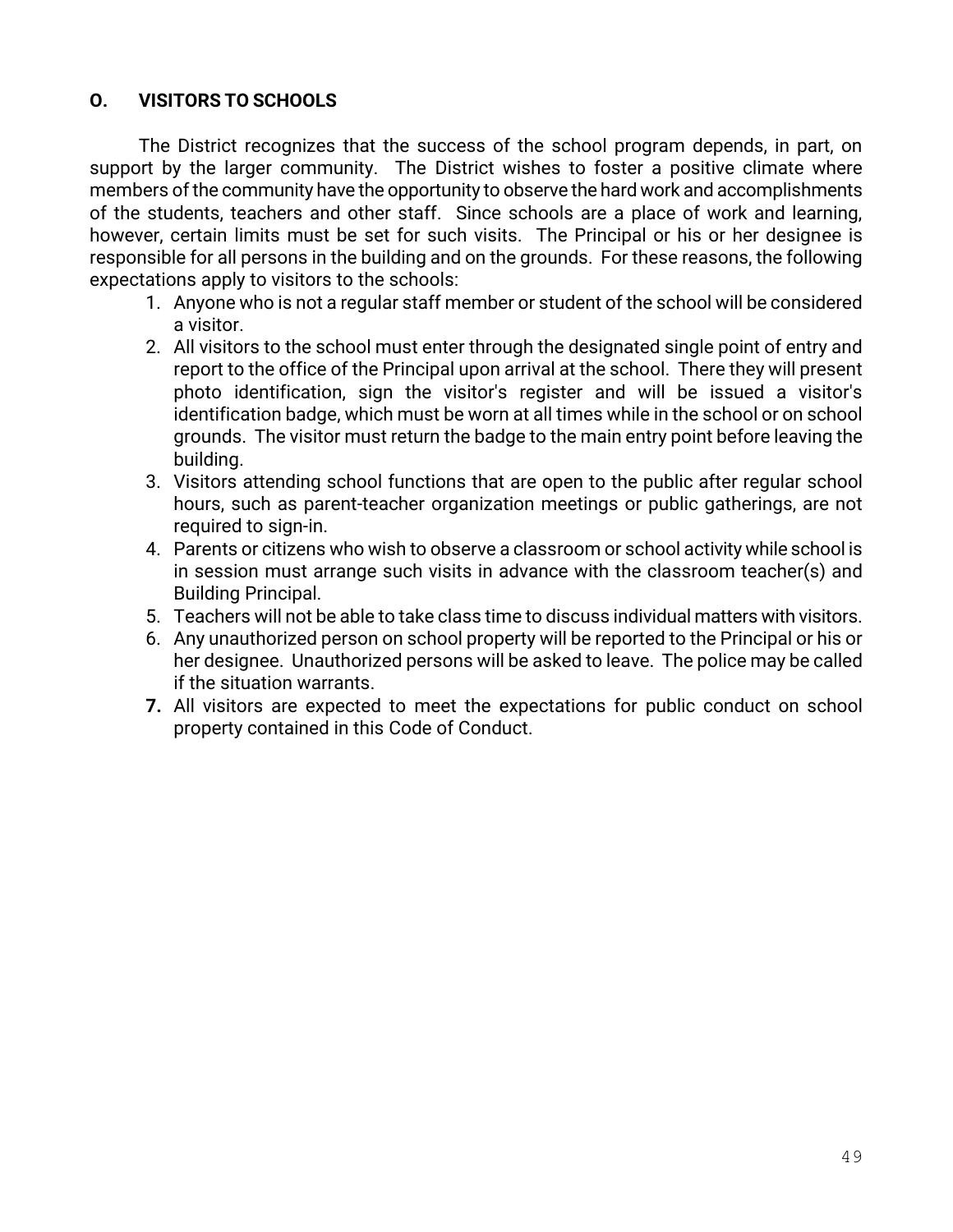## O. VISITORS TO SCHOOLS

The District recognizes that the success of the school program depends, in part, on support by the larger community. The District wishes to foster a positive climate where members of the community have the opportunity to observe the hard work and accomplishments of the students, teachers and other staff. Since schools are a place of work and learning, however, certain limits must be set for such visits. The Principal or his or her designee is responsible for all persons in the building and on the grounds. For these reasons, the following expectations apply to visitors to the schools:

1. Anyone who is not a regular staff member or student of the school will be considered a visitor.
2. All visitors to the school must enter through the designated single point of entry and report to the office of the Principal upon arrival at the school. There they will present photo identification, sign the visitor's register and will be issued a visitor's identification badge, which must be worn at all times while in the school or on school grounds. The visitor must return the badge to the main entry point before leaving the building.
3. Visitors attending school functions that are open to the public after regular school hours, such as parent-teacher organization meetings or public gatherings, are not required to sign-in.
4. Parents or citizens who wish to observe a classroom or school activity while school is in session must arrange such visits in advance with the classroom teacher(s) and Building Principal.
5. Teachers will not be able to take class time to discuss individual matters with visitors.
6. Any unauthorized person on school property will be reported to the Principal or his or her designee. Unauthorized persons will be asked to leave. The police may be called if the situation warrants.
7. All visitors are expected to meet the expectations for public conduct on school property contained in this Code of Conduct.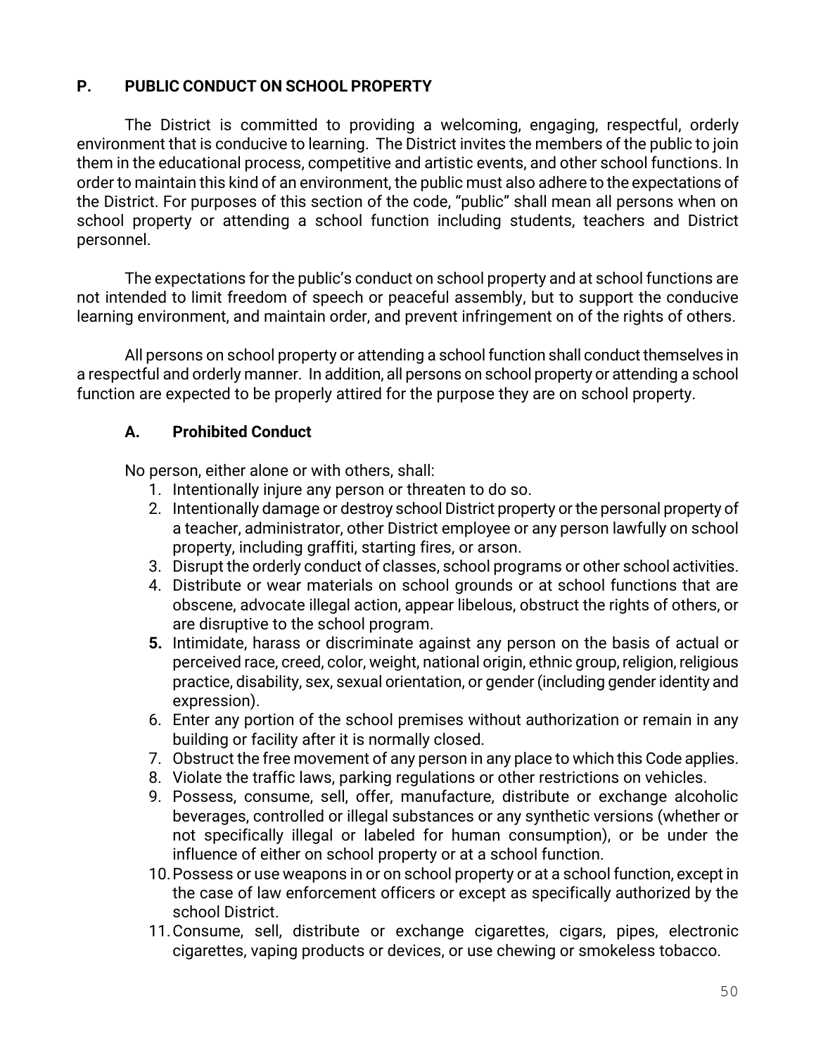## P. PUBLIC CONDUCT ON SCHOOL PROPERTY

The District is committed to providing a welcoming, engaging, respectful, orderly environment that is conducive to learning. The District invites the members of the public to join them in the educational process, competitive and artistic events, and other school functions. In order to maintain this kind of an environment, the public must also adhere to the expectations of the District. For purposes of this section of the code, "public" shall mean all persons when on school property or attending a school function including students, teachers and District personnel.

The expectations for the public's conduct on school property and at school functions are not intended to limit freedom of speech or peaceful assembly, but to support the conducive learning environment, and maintain order, and prevent infringement on of the rights of others.

All persons on school property or attending a school function shall conduct themselves in a respectful and orderly manner. In addition, all persons on school property or attending a school function are expected to be properly attired for the purpose they are on school property.

### A. Prohibited Conduct

No person, either alone or with others, shall:

1. Intentionally injure any person or threaten to do so.
2. Intentionally damage or destroy school District property or the personal property of a teacher, administrator, other District employee or any person lawfully on school property, including graffiti, starting fires, or arson.
3. Disrupt the orderly conduct of classes, school programs or other school activities.
4. Distribute or wear materials on school grounds or at school functions that are obscene, advocate illegal action, appear libelous, obstruct the rights of others, or are disruptive to the school program.
5. Intimidate, harass or discriminate against any person on the basis of actual or perceived race, creed, color, weight, national origin, ethnic group, religion, religious practice, disability, sex, sexual orientation, or gender (including gender identity and expression).
6. Enter any portion of the school premises without authorization or remain in any building or facility after it is normally closed.
7. Obstruct the free movement of any person in any place to which this Code applies.
8. Violate the traffic laws, parking regulations or other restrictions on vehicles.
9. Possess, consume, sell, offer, manufacture, distribute or exchange alcoholic beverages, controlled or illegal substances or any synthetic versions (whether or not specifically illegal or labeled for human consumption), or be under the influence of either on school property or at a school function.
10. Possess or use weapons in or on school property or at a school function, except in the case of law enforcement officers or except as specifically authorized by the school District.
11. Consume, sell, distribute or exchange cigarettes, cigars, pipes, electronic cigarettes, vaping products or devices, or use chewing or smokeless tobacco.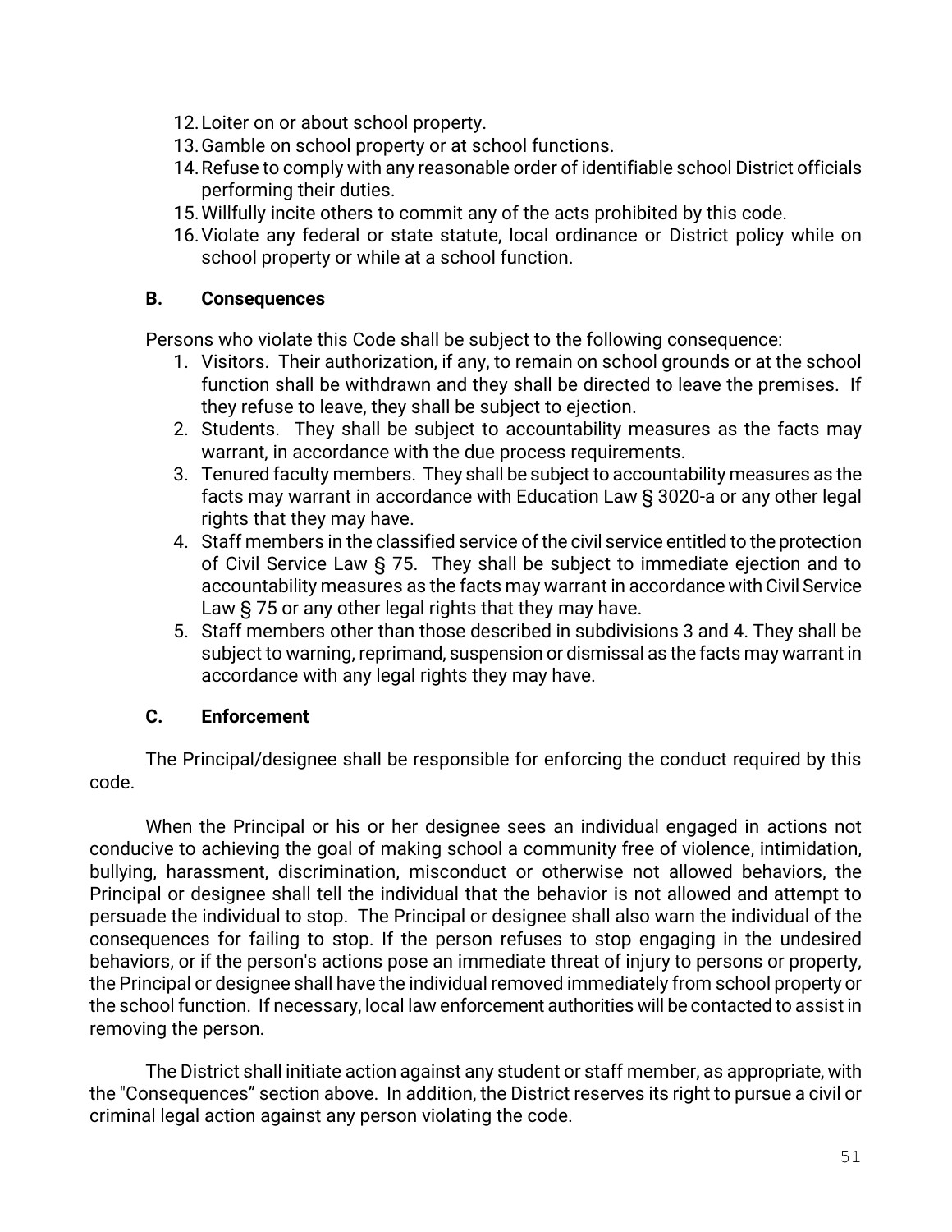12. Loiter on or about school property.
13. Gamble on school property or at school functions.
14. Refuse to comply with any reasonable order of identifiable school District officials performing their duties.
15. Willfully incite others to commit any of the acts prohibited by this code.
16. Violate any federal or state statute, local ordinance or District policy while on school property or while at a school function.

### B. Consequences

Persons who violate this Code shall be subject to the following consequence:

1. Visitors. Their authorization, if any, to remain on school grounds or at the school function shall be withdrawn and they shall be directed to leave the premises. If they refuse to leave, they shall be subject to ejection.
2. Students. They shall be subject to accountability measures as the facts may warrant, in accordance with the due process requirements.
3. Tenured faculty members. They shall be subject to accountability measures as the facts may warrant in accordance with Education Law § 3020-a or any other legal rights that they may have.
4. Staff members in the classified service of the civil service entitled to the protection of Civil Service Law § 75. They shall be subject to immediate ejection and to accountability measures as the facts may warrant in accordance with Civil Service Law § 75 or any other legal rights that they may have.
5. Staff members other than those described in subdivisions 3 and 4. They shall be subject to warning, reprimand, suspension or dismissal as the facts may warrant in accordance with any legal rights they may have.

### C. Enforcement

The Principal/designee shall be responsible for enforcing the conduct required by this code.

When the Principal or his or her designee sees an individual engaged in actions not conducive to achieving the goal of making school a community free of violence, intimidation, bullying, harassment, discrimination, misconduct or otherwise not allowed behaviors, the Principal or designee shall tell the individual that the behavior is not allowed and attempt to persuade the individual to stop. The Principal or designee shall also warn the individual of the consequences for failing to stop. If the person refuses to stop engaging in the undesired behaviors, or if the person's actions pose an immediate threat of injury to persons or property, the Principal or designee shall have the individual removed immediately from school property or the school function. If necessary, local law enforcement authorities will be contacted to assist in removing the person.

The District shall initiate action against any student or staff member, as appropriate, with the "Consequences" section above. In addition, the District reserves its right to pursue a civil or criminal legal action against any person violating the code.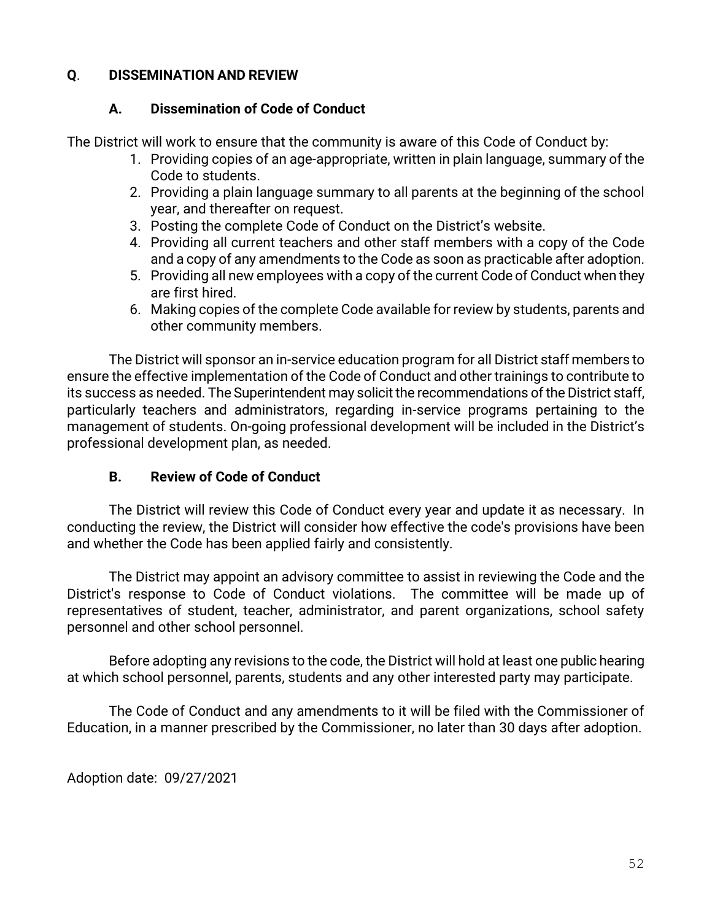## Q. DISSEMINATION AND REVIEW

### A. Dissemination of Code of Conduct

The District will work to ensure that the community is aware of this Code of Conduct by:

1. Providing copies of an age-appropriate, written in plain language, summary of the Code to students.
2. Providing a plain language summary to all parents at the beginning of the school year, and thereafter on request.
3. Posting the complete Code of Conduct on the District's website.
4. Providing all current teachers and other staff members with a copy of the Code and a copy of any amendments to the Code as soon as practicable after adoption.
5. Providing all new employees with a copy of the current Code of Conduct when they are first hired.
6. Making copies of the complete Code available for review by students, parents and other community members.

The District will sponsor an in-service education program for all District staff members to ensure the effective implementation of the Code of Conduct and other trainings to contribute to its success as needed. The Superintendent may solicit the recommendations of the District staff, particularly teachers and administrators, regarding in-service programs pertaining to the management of students. On-going professional development will be included in the District's professional development plan, as needed.

### B. Review of Code of Conduct

The District will review this Code of Conduct every year and update it as necessary. In conducting the review, the District will consider how effective the code's provisions have been and whether the Code has been applied fairly and consistently.

The District may appoint an advisory committee to assist in reviewing the Code and the District's response to Code of Conduct violations. The committee will be made up of representatives of student, teacher, administrator, and parent organizations, school safety personnel and other school personnel.

Before adopting any revisions to the code, the District will hold at least one public hearing at which school personnel, parents, students and any other interested party may participate.

The Code of Conduct and any amendments to it will be filed with the Commissioner of Education, in a manner prescribed by the Commissioner, no later than 30 days after adoption.

Adoption date: 09/27/2021